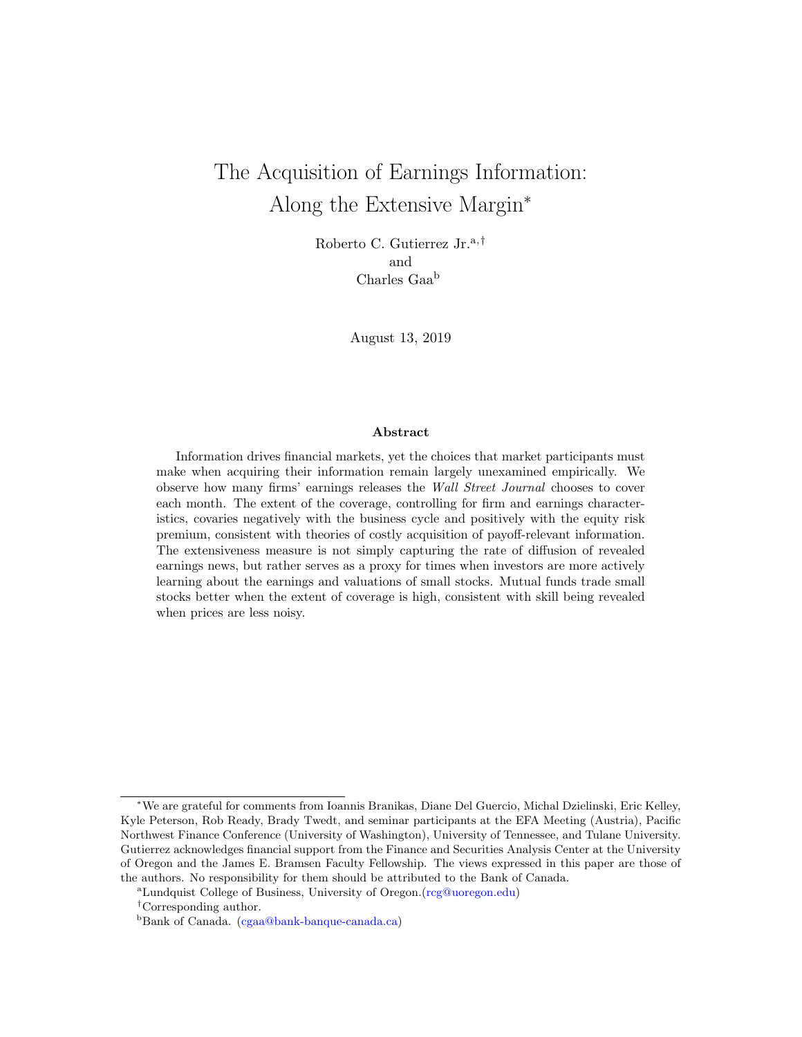# The Acquisition of Earnings Information: Along the Extensive Margin[*]

Roberto C. Gutierrez Jr.[a,†]
and
Charles Gaa[b]

August 13, 2019

### Abstract

Information drives financial markets, yet the choices that market participants must make when acquiring their information remain largely unexamined empirically. We observe how many firms' earnings releases the *Wall Street Journal* chooses to cover each month. The extent of the coverage, controlling for firm and earnings characteristics, covaries negatively with the business cycle and positively with the equity risk premium, consistent with theories of costly acquisition of payoff-relevant information. The extensiveness measure is not simply capturing the rate of diffusion of revealed earnings news, but rather serves as a proxy for times when investors are more actively learning about the earnings and valuations of small stocks. Mutual funds trade small stocks better when the extent of coverage is high, consistent with skill being revealed when prices are less noisy.

---

[*] We are grateful for comments from Ioannis Branikas, Diane Del Guercio, Michal Dzielinski, Eric Kelley, Kyle Peterson, Rob Ready, Brady Twedt, and seminar participants at the EFA Meeting (Austria), Pacific Northwest Finance Conference (University of Washington), University of Tennessee, and Tulane University. Gutierrez acknowledges financial support from the Finance and Securities Analysis Center at the University of Oregon and the James E. Bramsen Faculty Fellowship. The views expressed in this paper are those of the authors. No responsibility for them should be attributed to the Bank of Canada.

[a] Lundquist College of Business, University of Oregon.(rcg@uoregon.edu)

[†] Corresponding author.

[b] Bank of Canada. (cgaa@bank-banque-canada.ca)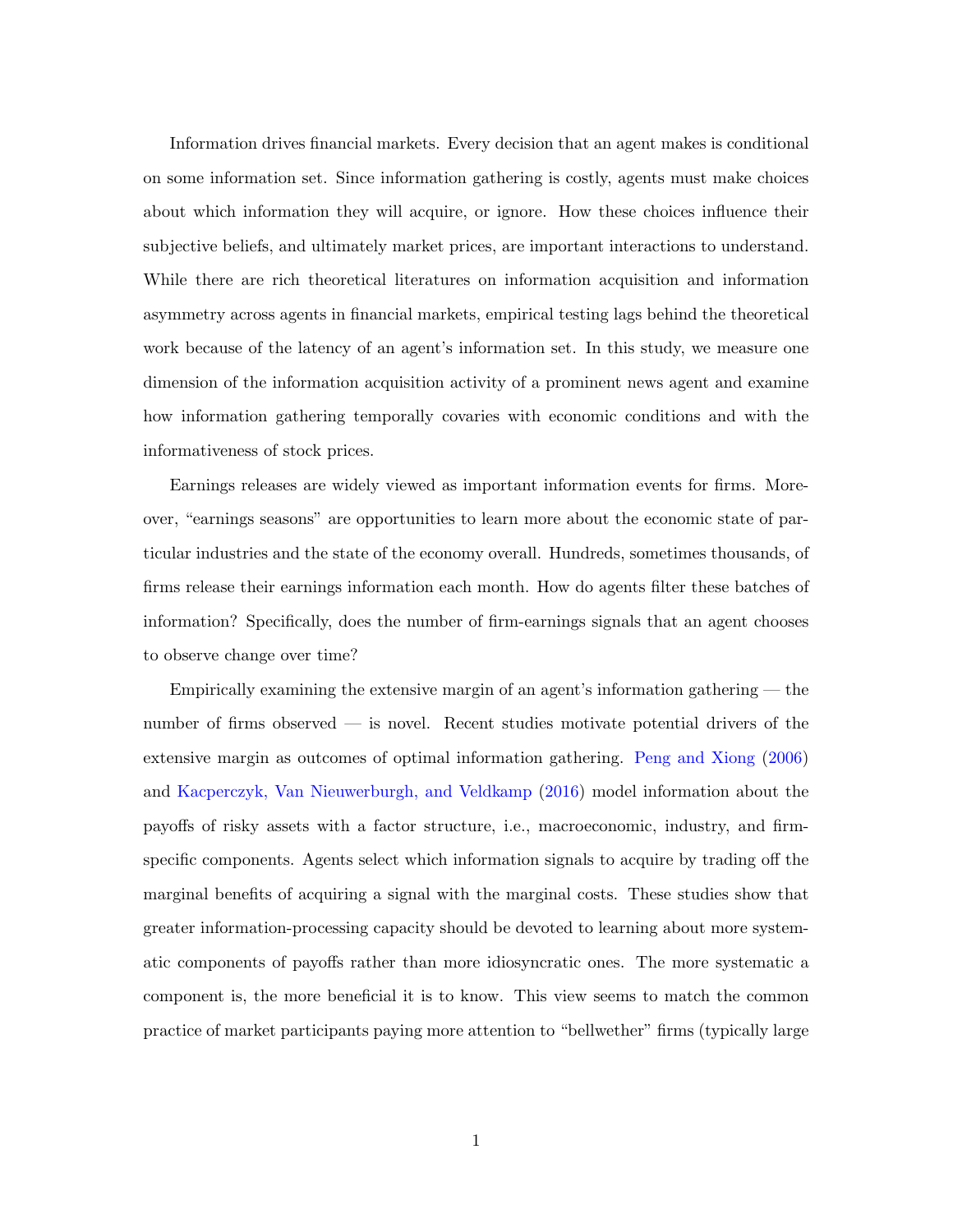Information drives financial markets. Every decision that an agent makes is conditional on some information set. Since information gathering is costly, agents must make choices about which information they will acquire, or ignore. How these choices influence their subjective beliefs, and ultimately market prices, are important interactions to understand. While there are rich theoretical literatures on information acquisition and information asymmetry across agents in financial markets, empirical testing lags behind the theoretical work because of the latency of an agent's information set. In this study, we measure one dimension of the information acquisition activity of a prominent news agent and examine how information gathering temporally covaries with economic conditions and with the informativeness of stock prices.

Earnings releases are widely viewed as important information events for firms. Moreover, "earnings seasons" are opportunities to learn more about the economic state of particular industries and the state of the economy overall. Hundreds, sometimes thousands, of firms release their earnings information each month. How do agents filter these batches of information? Specifically, does the number of firm-earnings signals that an agent chooses to observe change over time?

Empirically examining the extensive margin of an agent's information gathering — the number of firms observed — is novel. Recent studies motivate potential drivers of the extensive margin as outcomes of optimal information gathering. Peng and Xiong (2006) and Kacperczyk, Van Nieuwerburgh, and Veldkamp (2016) model information about the payoffs of risky assets with a factor structure, i.e., macroeconomic, industry, and firm-specific components. Agents select which information signals to acquire by trading off the marginal benefits of acquiring a signal with the marginal costs. These studies show that greater information-processing capacity should be devoted to learning about more systematic components of payoffs rather than more idiosyncratic ones. The more systematic a component is, the more beneficial it is to know. This view seems to match the common practice of market participants paying more attention to "bellwether" firms (typically large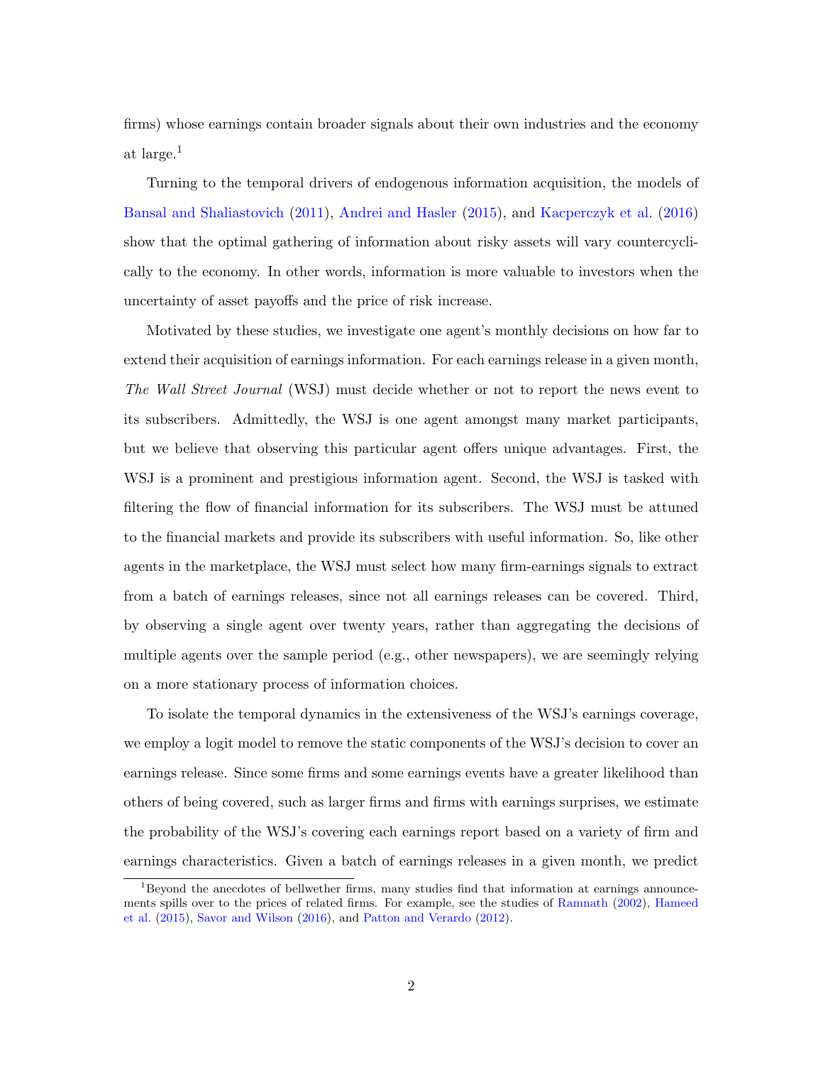firms) whose earnings contain broader signals about their own industries and the economy at large.[1]

Turning to the temporal drivers of endogenous information acquisition, the models of Bansal and Shaliastovich (2011), Andrei and Hasler (2015), and Kacperczyk et al. (2016) show that the optimal gathering of information about risky assets will vary countercyclically to the economy. In other words, information is more valuable to investors when the uncertainty of asset payoffs and the price of risk increase.

Motivated by these studies, we investigate one agent's monthly decisions on how far to extend their acquisition of earnings information. For each earnings release in a given month, *The Wall Street Journal* (WSJ) must decide whether or not to report the news event to its subscribers. Admittedly, the WSJ is one agent amongst many market participants, but we believe that observing this particular agent offers unique advantages. First, the WSJ is a prominent and prestigious information agent. Second, the WSJ is tasked with filtering the flow of financial information for its subscribers. The WSJ must be attuned to the financial markets and provide its subscribers with useful information. So, like other agents in the marketplace, the WSJ must select how many firm-earnings signals to extract from a batch of earnings releases, since not all earnings releases can be covered. Third, by observing a single agent over twenty years, rather than aggregating the decisions of multiple agents over the sample period (e.g., other newspapers), we are seemingly relying on a more stationary process of information choices.

To isolate the temporal dynamics in the extensiveness of the WSJ's earnings coverage, we employ a logit model to remove the static components of the WSJ's decision to cover an earnings release. Since some firms and some earnings events have a greater likelihood than others of being covered, such as larger firms and firms with earnings surprises, we estimate the probability of the WSJ's covering each earnings report based on a variety of firm and earnings characteristics. Given a batch of earnings releases in a given month, we predict

[1] Beyond the anecdotes of bellwether firms, many studies find that information at earnings announcements spills over to the prices of related firms. For example, see the studies of Ramnath (2002), Hameed et al. (2015), Savor and Wilson (2016), and Patton and Verardo (2012).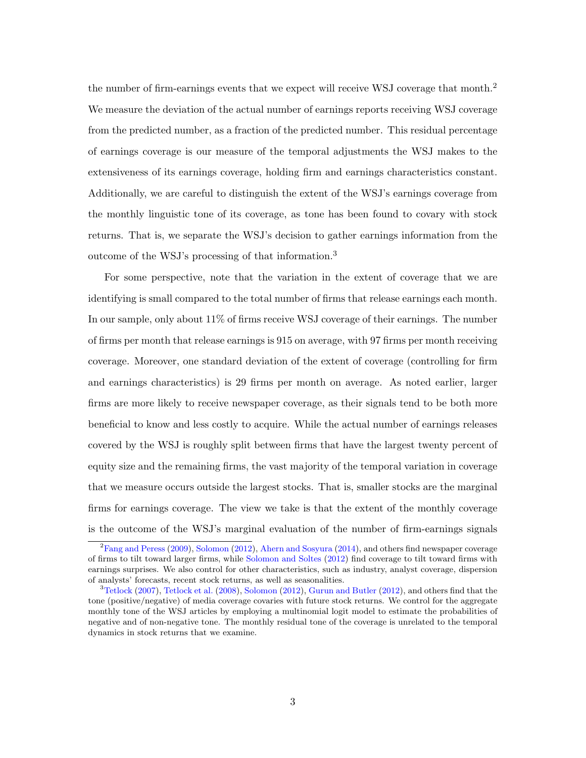the number of firm-earnings events that we expect will receive WSJ coverage that month.[2] We measure the deviation of the actual number of earnings reports receiving WSJ coverage from the predicted number, as a fraction of the predicted number. This residual percentage of earnings coverage is our measure of the temporal adjustments the WSJ makes to the extensiveness of its earnings coverage, holding firm and earnings characteristics constant. Additionally, we are careful to distinguish the extent of the WSJ's earnings coverage from the monthly linguistic tone of its coverage, as tone has been found to covary with stock returns. That is, we separate the WSJ's decision to gather earnings information from the outcome of the WSJ's processing of that information.[3]

For some perspective, note that the variation in the extent of coverage that we are identifying is small compared to the total number of firms that release earnings each month. In our sample, only about 11% of firms receive WSJ coverage of their earnings. The number of firms per month that release earnings is 915 on average, with 97 firms per month receiving coverage. Moreover, one standard deviation of the extent of coverage (controlling for firm and earnings characteristics) is 29 firms per month on average. As noted earlier, larger firms are more likely to receive newspaper coverage, as their signals tend to be both more beneficial to know and less costly to acquire. While the actual number of earnings releases covered by the WSJ is roughly split between firms that have the largest twenty percent of equity size and the remaining firms, the vast majority of the temporal variation in coverage that we measure occurs outside the largest stocks. That is, smaller stocks are the marginal firms for earnings coverage. The view we take is that the extent of the monthly coverage is the outcome of the WSJ's marginal evaluation of the number of firm-earnings signals

---

[2] Fang and Peress (2009), Solomon (2012), Ahern and Sosyura (2014), and others find newspaper coverage of firms to tilt toward larger firms, while Solomon and Soltes (2012) find coverage to tilt toward firms with earnings surprises. We also control for other characteristics, such as industry, analyst coverage, dispersion of analysts' forecasts, recent stock returns, as well as seasonalities.

[3] Tetlock (2007), Tetlock et al. (2008), Solomon (2012), Gurun and Butler (2012), and others find that the tone (positive/negative) of media coverage covaries with future stock returns. We control for the aggregate monthly tone of the WSJ articles by employing a multinomial logit model to estimate the probabilities of negative and of non-negative tone. The monthly residual tone of the coverage is unrelated to the temporal dynamics in stock returns that we examine.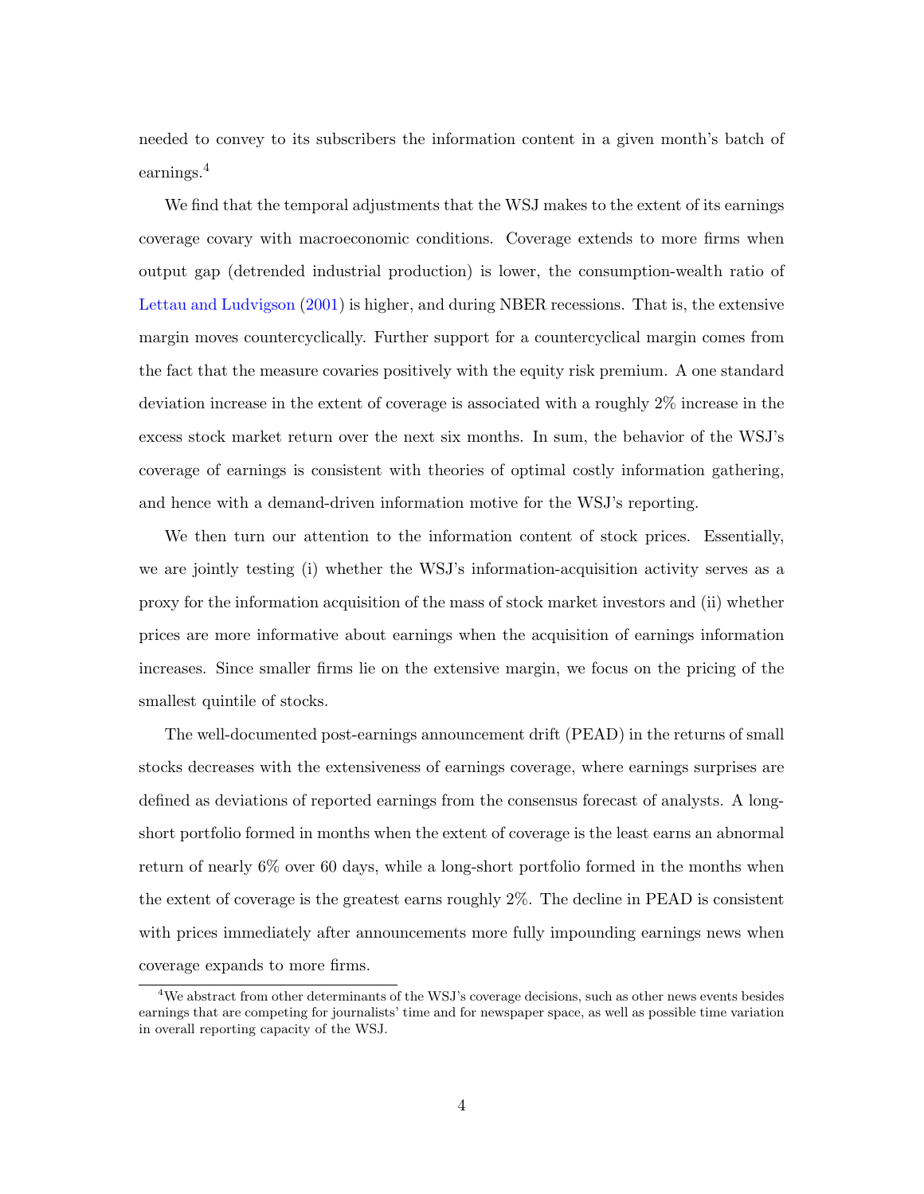needed to convey to its subscribers the information content in a given month's batch of earnings.[4]

We find that the temporal adjustments that the WSJ makes to the extent of its earnings coverage covary with macroeconomic conditions. Coverage extends to more firms when output gap (detrended industrial production) is lower, the consumption-wealth ratio of Lettau and Ludvigson (2001) is higher, and during NBER recessions. That is, the extensive margin moves countercyclically. Further support for a countercyclical margin comes from the fact that the measure covaries positively with the equity risk premium. A one standard deviation increase in the extent of coverage is associated with a roughly 2% increase in the excess stock market return over the next six months. In sum, the behavior of the WSJ's coverage of earnings is consistent with theories of optimal costly information gathering, and hence with a demand-driven information motive for the WSJ's reporting.

We then turn our attention to the information content of stock prices. Essentially, we are jointly testing (i) whether the WSJ's information-acquisition activity serves as a proxy for the information acquisition of the mass of stock market investors and (ii) whether prices are more informative about earnings when the acquisition of earnings information increases. Since smaller firms lie on the extensive margin, we focus on the pricing of the smallest quintile of stocks.

The well-documented post-earnings announcement drift (PEAD) in the returns of small stocks decreases with the extensiveness of earnings coverage, where earnings surprises are defined as deviations of reported earnings from the consensus forecast of analysts. A long-short portfolio formed in months when the extent of coverage is the least earns an abnormal return of nearly 6% over 60 days, while a long-short portfolio formed in the months when the extent of coverage is the greatest earns roughly 2%. The decline in PEAD is consistent with prices immediately after announcements more fully impounding earnings news when coverage expands to more firms.

[4] We abstract from other determinants of the WSJ's coverage decisions, such as other news events besides earnings that are competing for journalists' time and for newspaper space, as well as possible time variation in overall reporting capacity of the WSJ.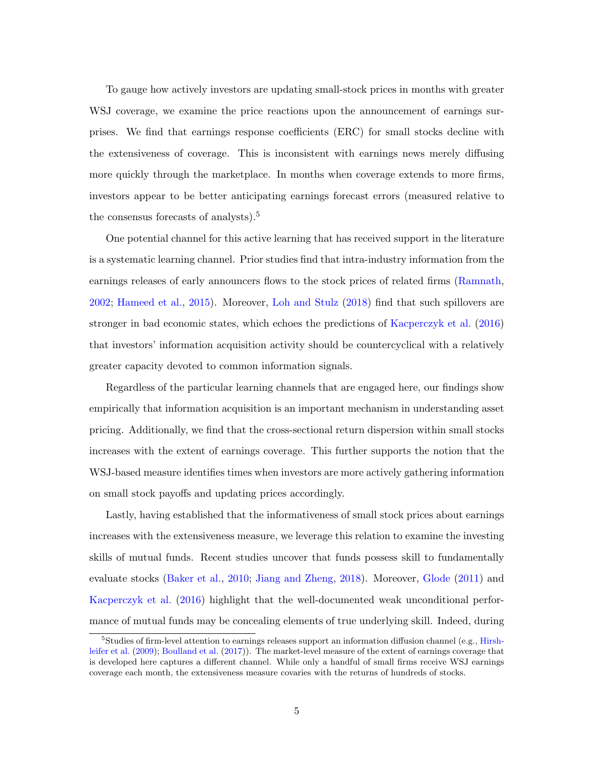To gauge how actively investors are updating small-stock prices in months with greater WSJ coverage, we examine the price reactions upon the announcement of earnings surprises. We find that earnings response coefficients (ERC) for small stocks decline with the extensiveness of coverage. This is inconsistent with earnings news merely diffusing more quickly through the marketplace. In months when coverage extends to more firms, investors appear to be better anticipating earnings forecast errors (measured relative to the consensus forecasts of analysts).[5]

One potential channel for this active learning that has received support in the literature is a systematic learning channel. Prior studies find that intra-industry information from the earnings releases of early announcers flows to the stock prices of related firms (Ramnath, 2002; Hameed et al., 2015). Moreover, Loh and Stulz (2018) find that such spillovers are stronger in bad economic states, which echoes the predictions of Kacperczyk et al. (2016) that investors' information acquisition activity should be countercyclical with a relatively greater capacity devoted to common information signals.

Regardless of the particular learning channels that are engaged here, our findings show empirically that information acquisition is an important mechanism in understanding asset pricing. Additionally, we find that the cross-sectional return dispersion within small stocks increases with the extent of earnings coverage. This further supports the notion that the WSJ-based measure identifies times when investors are more actively gathering information on small stock payoffs and updating prices accordingly.

Lastly, having established that the informativeness of small stock prices about earnings increases with the extensiveness measure, we leverage this relation to examine the investing skills of mutual funds. Recent studies uncover that funds possess skill to fundamentally evaluate stocks (Baker et al., 2010; Jiang and Zheng, 2018). Moreover, Glode (2011) and Kacperczyk et al. (2016) highlight that the well-documented weak unconditional performance of mutual funds may be concealing elements of true underlying skill. Indeed, during

[5] Studies of firm-level attention to earnings releases support an information diffusion channel (e.g., Hirshleifer et al. (2009); Boulland et al. (2017)). The market-level measure of the extent of earnings coverage that is developed here captures a different channel. While only a handful of small firms receive WSJ earnings coverage each month, the extensiveness measure covaries with the returns of hundreds of stocks.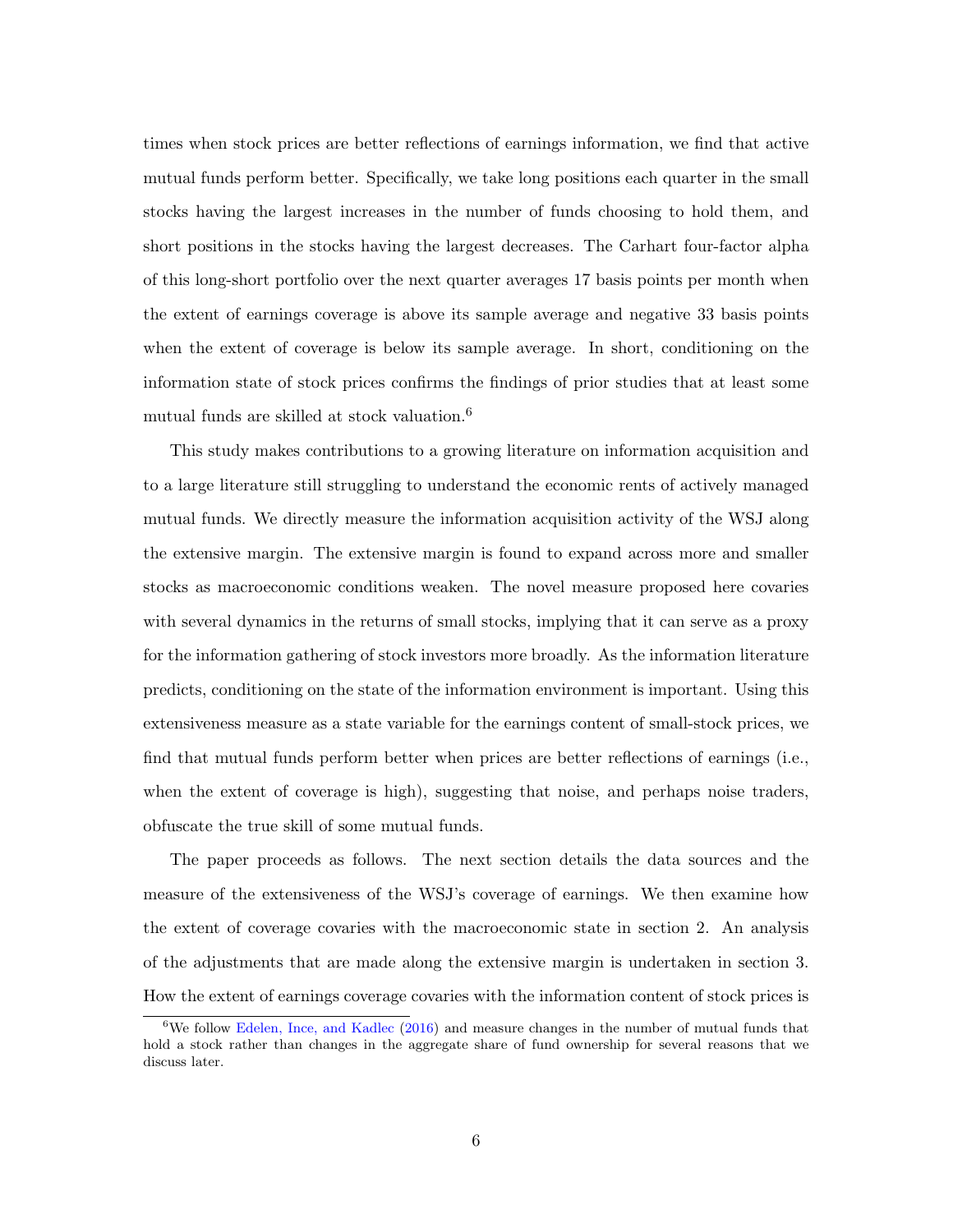times when stock prices are better reflections of earnings information, we find that active mutual funds perform better. Specifically, we take long positions each quarter in the small stocks having the largest increases in the number of funds choosing to hold them, and short positions in the stocks having the largest decreases. The Carhart four-factor alpha of this long-short portfolio over the next quarter averages 17 basis points per month when the extent of earnings coverage is above its sample average and negative 33 basis points when the extent of coverage is below its sample average. In short, conditioning on the information state of stock prices confirms the findings of prior studies that at least some mutual funds are skilled at stock valuation.[6]

This study makes contributions to a growing literature on information acquisition and to a large literature still struggling to understand the economic rents of actively managed mutual funds. We directly measure the information acquisition activity of the WSJ along the extensive margin. The extensive margin is found to expand across more and smaller stocks as macroeconomic conditions weaken. The novel measure proposed here covaries with several dynamics in the returns of small stocks, implying that it can serve as a proxy for the information gathering of stock investors more broadly. As the information literature predicts, conditioning on the state of the information environment is important. Using this extensiveness measure as a state variable for the earnings content of small-stock prices, we find that mutual funds perform better when prices are better reflections of earnings (i.e., when the extent of coverage is high), suggesting that noise, and perhaps noise traders, obfuscate the true skill of some mutual funds.

The paper proceeds as follows. The next section details the data sources and the measure of the extensiveness of the WSJ's coverage of earnings. We then examine how the extent of coverage covaries with the macroeconomic state in section 2. An analysis of the adjustments that are made along the extensive margin is undertaken in section 3. How the extent of earnings coverage covaries with the information content of stock prices is

[6] We follow Edelen, Ince, and Kadlec (2016) and measure changes in the number of mutual funds that hold a stock rather than changes in the aggregate share of fund ownership for several reasons that we discuss later.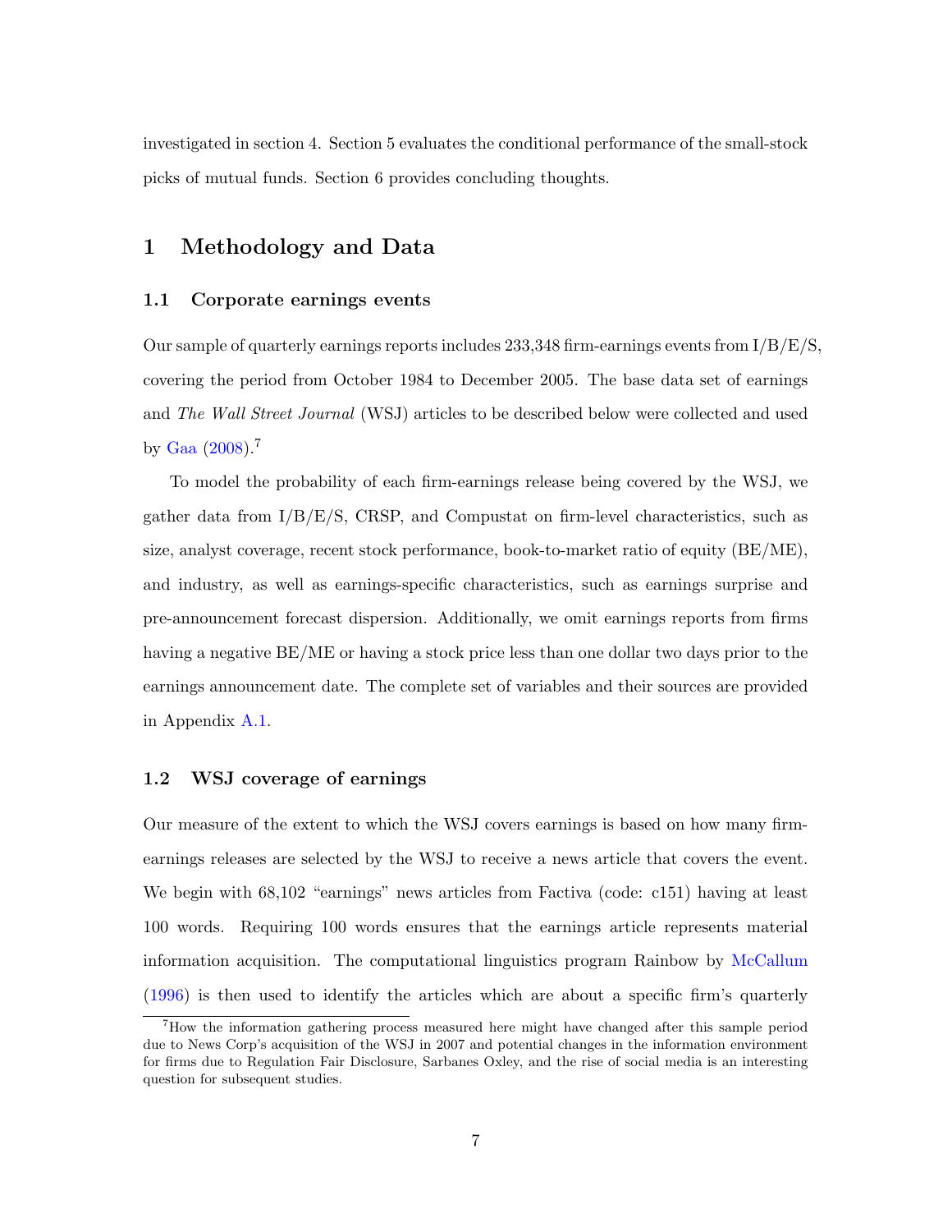investigated in section 4. Section 5 evaluates the conditional performance of the small-stock picks of mutual funds. Section 6 provides concluding thoughts.

# 1 Methodology and Data

## 1.1 Corporate earnings events

Our sample of quarterly earnings reports includes 233,348 firm-earnings events from I/B/E/S, covering the period from October 1984 to December 2005. The base data set of earnings and *The Wall Street Journal* (WSJ) articles to be described below were collected and used by Gaa (2008).[7]

To model the probability of each firm-earnings release being covered by the WSJ, we gather data from I/B/E/S, CRSP, and Compustat on firm-level characteristics, such as size, analyst coverage, recent stock performance, book-to-market ratio of equity (BE/ME), and industry, as well as earnings-specific characteristics, such as earnings surprise and pre-announcement forecast dispersion. Additionally, we omit earnings reports from firms having a negative BE/ME or having a stock price less than one dollar two days prior to the earnings announcement date. The complete set of variables and their sources are provided in Appendix A.1.

## 1.2 WSJ coverage of earnings

Our measure of the extent to which the WSJ covers earnings is based on how many firm-earnings releases are selected by the WSJ to receive a news article that covers the event. We begin with 68,102 "earnings" news articles from Factiva (code: c151) having at least 100 words. Requiring 100 words ensures that the earnings article represents material information acquisition. The computational linguistics program Rainbow by McCallum (1996) is then used to identify the articles which are about a specific firm's quarterly

[7] How the information gathering process measured here might have changed after this sample period due to News Corp's acquisition of the WSJ in 2007 and potential changes in the information environment for firms due to Regulation Fair Disclosure, Sarbanes Oxley, and the rise of social media is an interesting question for subsequent studies.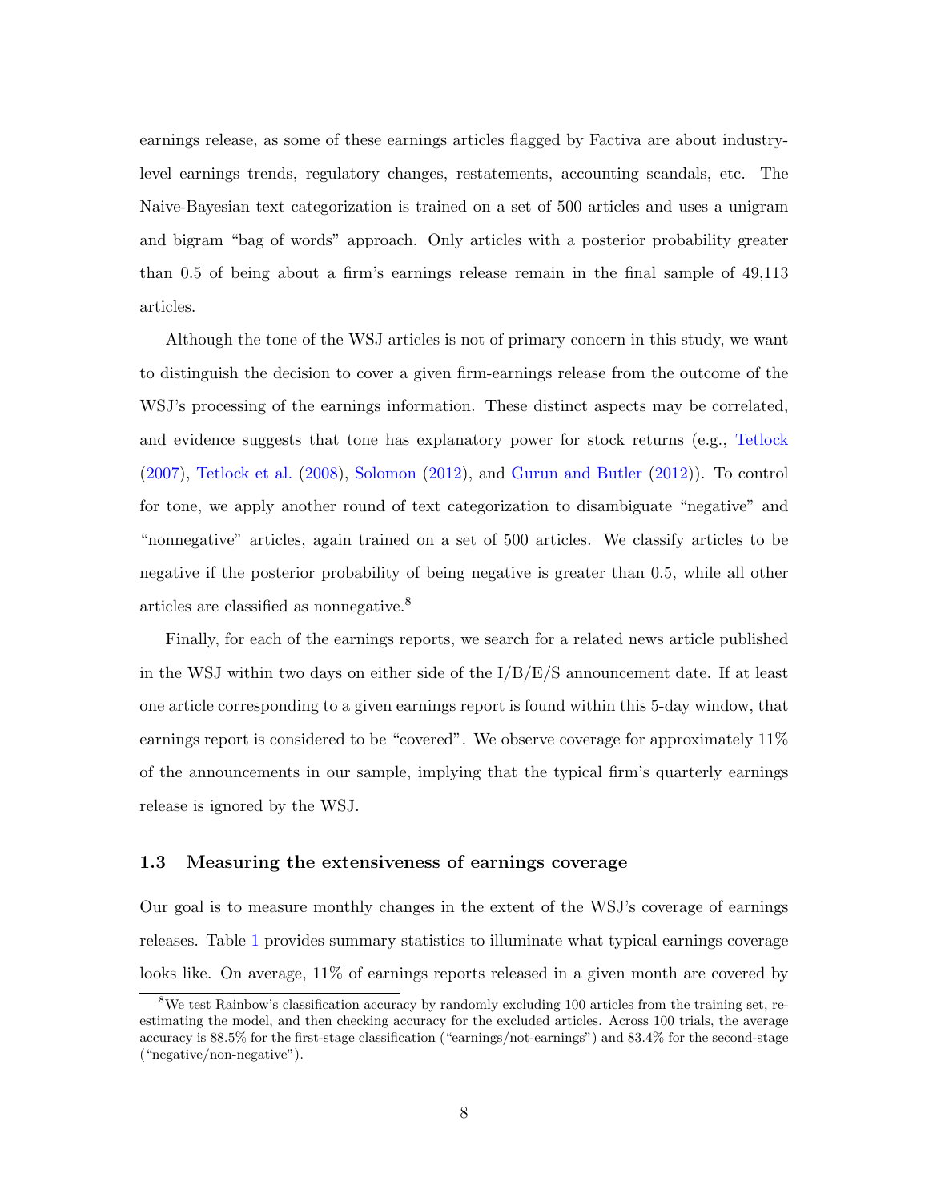earnings release, as some of these earnings articles flagged by Factiva are about industry-level earnings trends, regulatory changes, restatements, accounting scandals, etc. The Naive-Bayesian text categorization is trained on a set of 500 articles and uses a unigram and bigram "bag of words" approach. Only articles with a posterior probability greater than 0.5 of being about a firm's earnings release remain in the final sample of 49,113 articles.

Although the tone of the WSJ articles is not of primary concern in this study, we want to distinguish the decision to cover a given firm-earnings release from the outcome of the WSJ's processing of the earnings information. These distinct aspects may be correlated, and evidence suggests that tone has explanatory power for stock returns (e.g., Tetlock (2007), Tetlock et al. (2008), Solomon (2012), and Gurun and Butler (2012)). To control for tone, we apply another round of text categorization to disambiguate "negative" and "nonnegative" articles, again trained on a set of 500 articles. We classify articles to be negative if the posterior probability of being negative is greater than 0.5, while all other articles are classified as nonnegative.[8]

Finally, for each of the earnings reports, we search for a related news article published in the WSJ within two days on either side of the I/B/E/S announcement date. If at least one article corresponding to a given earnings report is found within this 5-day window, that earnings report is considered to be "covered". We observe coverage for approximately 11% of the announcements in our sample, implying that the typical firm's quarterly earnings release is ignored by the WSJ.

### 1.3 Measuring the extensiveness of earnings coverage

Our goal is to measure monthly changes in the extent of the WSJ's coverage of earnings releases. Table 1 provides summary statistics to illuminate what typical earnings coverage looks like. On average, 11% of earnings reports released in a given month are covered by

[8] We test Rainbow's classification accuracy by randomly excluding 100 articles from the training set, re-estimating the model, and then checking accuracy for the excluded articles. Across 100 trials, the average accuracy is 88.5% for the first-stage classification ("earnings/not-earnings") and 83.4% for the second-stage ("negative/non-negative").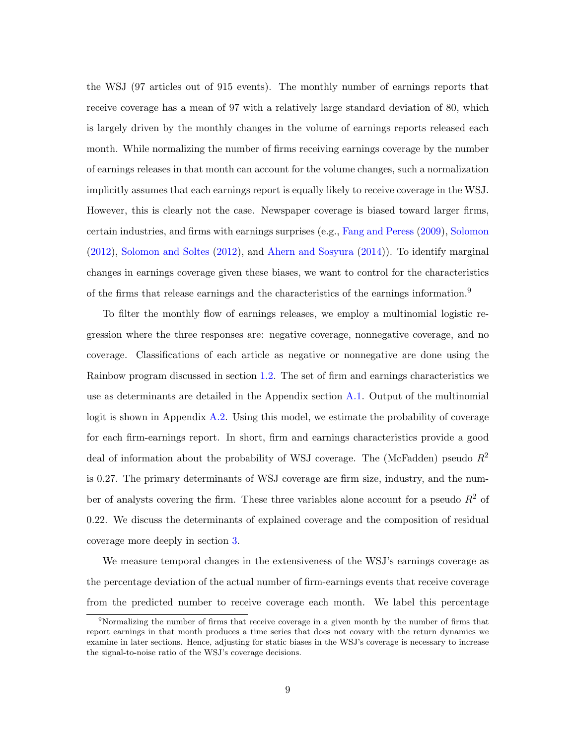the WSJ (97 articles out of 915 events). The monthly number of earnings reports that receive coverage has a mean of 97 with a relatively large standard deviation of 80, which is largely driven by the monthly changes in the volume of earnings reports released each month. While normalizing the number of firms receiving earnings coverage by the number of earnings releases in that month can account for the volume changes, such a normalization implicitly assumes that each earnings report is equally likely to receive coverage in the WSJ. However, this is clearly not the case. Newspaper coverage is biased toward larger firms, certain industries, and firms with earnings surprises (e.g., Fang and Peress (2009), Solomon (2012), Solomon and Soltes (2012), and Ahern and Sosyura (2014)). To identify marginal changes in earnings coverage given these biases, we want to control for the characteristics of the firms that release earnings and the characteristics of the earnings information.[9]

To filter the monthly flow of earnings releases, we employ a multinomial logistic regression where the three responses are: negative coverage, nonnegative coverage, and no coverage. Classifications of each article as negative or nonnegative are done using the Rainbow program discussed in section 1.2. The set of firm and earnings characteristics we use as determinants are detailed in the Appendix section A.1. Output of the multinomial logit is shown in Appendix A.2. Using this model, we estimate the probability of coverage for each firm-earnings report. In short, firm and earnings characteristics provide a good deal of information about the probability of WSJ coverage. The (McFadden) pseudo $R^2$ is 0.27. The primary determinants of WSJ coverage are firm size, industry, and the number of analysts covering the firm. These three variables alone account for a pseudo $R^2$ of 0.22. We discuss the determinants of explained coverage and the composition of residual coverage more deeply in section 3.

We measure temporal changes in the extensiveness of the WSJ's earnings coverage as the percentage deviation of the actual number of firm-earnings events that receive coverage from the predicted number to receive coverage each month. We label this percentage

[9]Normalizing the number of firms that receive coverage in a given month by the number of firms that report earnings in that month produces a time series that does not covary with the return dynamics we examine in later sections. Hence, adjusting for static biases in the WSJ's coverage is necessary to increase the signal-to-noise ratio of the WSJ's coverage decisions.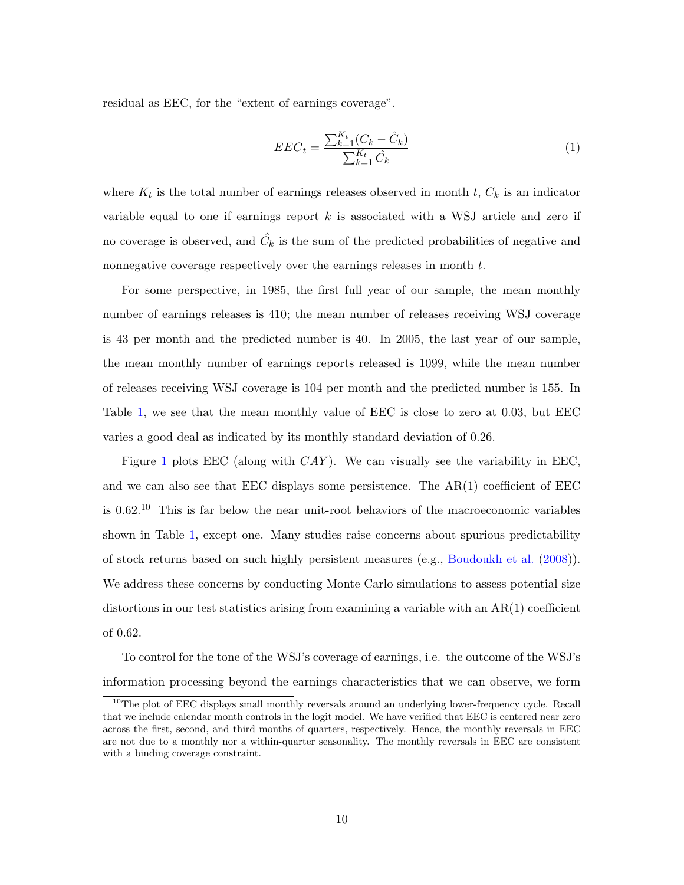residual as EEC, for the "extent of earnings coverage".

$$EEC_t = \frac{\sum_{k=1}^{K_t}(C_k - \hat{C}_k)}{\sum_{k=1}^{K_t}\hat{C}_k} \tag{1}$$

where $K_t$ is the total number of earnings releases observed in month $t$, $C_k$ is an indicator variable equal to one if earnings report $k$ is associated with a WSJ article and zero if no coverage is observed, and $\hat{C}_k$ is the sum of the predicted probabilities of negative and nonnegative coverage respectively over the earnings releases in month $t$.

For some perspective, in 1985, the first full year of our sample, the mean monthly number of earnings releases is 410; the mean number of releases receiving WSJ coverage is 43 per month and the predicted number is 40. In 2005, the last year of our sample, the mean monthly number of earnings reports released is 1099, while the mean number of releases receiving WSJ coverage is 104 per month and the predicted number is 155. In Table 1, we see that the mean monthly value of EEC is close to zero at 0.03, but EEC varies a good deal as indicated by its monthly standard deviation of 0.26.

Figure 1 plots EEC (along with $CAY$). We can visually see the variability in EEC, and we can also see that EEC displays some persistence. The AR(1) coefficient of EEC is 0.62.[10] This is far below the near unit-root behaviors of the macroeconomic variables shown in Table 1, except one. Many studies raise concerns about spurious predictability of stock returns based on such highly persistent measures (e.g., Boudoukh et al. (2008)). We address these concerns by conducting Monte Carlo simulations to assess potential size distortions in our test statistics arising from examining a variable with an AR(1) coefficient of 0.62.

To control for the tone of the WSJ's coverage of earnings, i.e. the outcome of the WSJ's information processing beyond the earnings characteristics that we can observe, we form

[10] The plot of EEC displays small monthly reversals around an underlying lower-frequency cycle. Recall that we include calendar month controls in the logit model. We have verified that EEC is centered near zero across the first, second, and third months of quarters, respectively. Hence, the monthly reversals in EEC are not due to a monthly nor a within-quarter seasonality. The monthly reversals in EEC are consistent with a binding coverage constraint.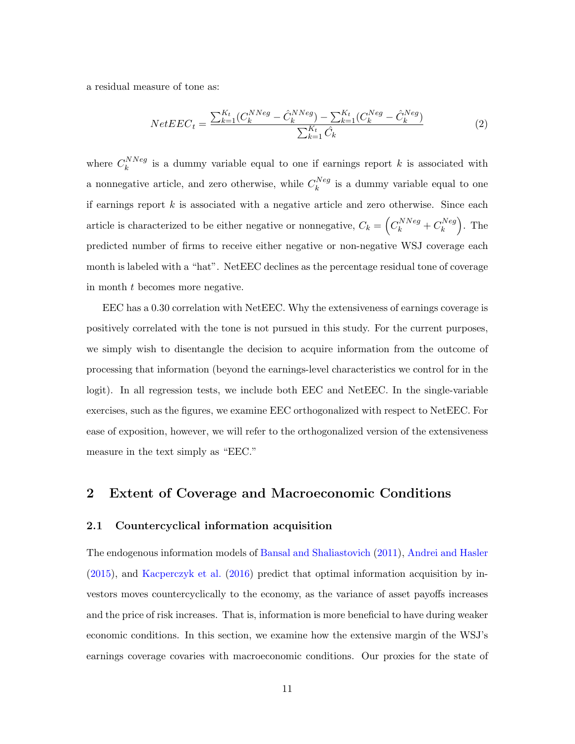a residual measure of tone as:

$$NetEEC_t = \frac{\sum_{k=1}^{K_t}(C_k^{NNeg} - \hat{C}_k^{NNeg}) - \sum_{k=1}^{K_t}(C_k^{Neg} - \hat{C}_k^{Neg})}{\sum_{k=1}^{K_t}\hat{C}_k} \tag{2}$$

where $C_k^{NNeg}$ is a dummy variable equal to one if earnings report $k$ is associated with a nonnegative article, and zero otherwise, while $C_k^{Neg}$ is a dummy variable equal to one if earnings report $k$ is associated with a negative article and zero otherwise. Since each article is characterized to be either negative or nonnegative, $C_k = \left(C_k^{NNeg} + C_k^{Neg}\right)$. The predicted number of firms to receive either negative or non-negative WSJ coverage each month is labeled with a "hat". NetEEC declines as the percentage residual tone of coverage in month $t$ becomes more negative.

EEC has a 0.30 correlation with NetEEC. Why the extensiveness of earnings coverage is positively correlated with the tone is not pursued in this study. For the current purposes, we simply wish to disentangle the decision to acquire information from the outcome of processing that information (beyond the earnings-level characteristics we control for in the logit). In all regression tests, we include both EEC and NetEEC. In the single-variable exercises, such as the figures, we examine EEC orthogonalized with respect to NetEEC. For ease of exposition, however, we will refer to the orthogonalized version of the extensiveness measure in the text simply as "EEC."

# 2 Extent of Coverage and Macroeconomic Conditions

## 2.1 Countercyclical information acquisition

The endogenous information models of Bansal and Shaliastovich (2011), Andrei and Hasler (2015), and Kacperczyk et al. (2016) predict that optimal information acquisition by investors moves countercyclically to the economy, as the variance of asset payoffs increases and the price of risk increases. That is, information is more beneficial to have during weaker economic conditions. In this section, we examine how the extensive margin of the WSJ's earnings coverage covaries with macroeconomic conditions. Our proxies for the state of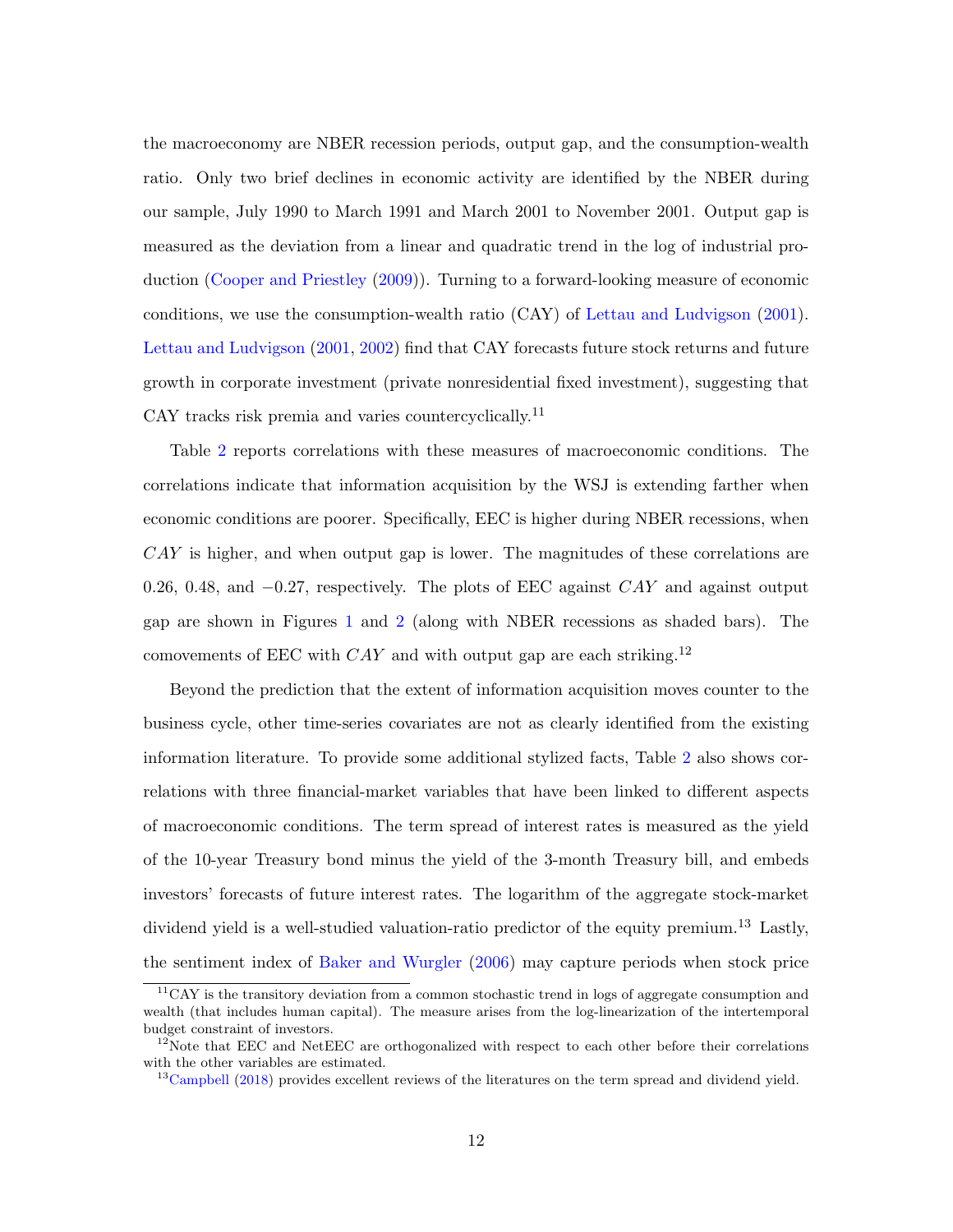the macroeconomy are NBER recession periods, output gap, and the consumption-wealth ratio. Only two brief declines in economic activity are identified by the NBER during our sample, July 1990 to March 1991 and March 2001 to November 2001. Output gap is measured as the deviation from a linear and quadratic trend in the log of industrial production (Cooper and Priestley (2009)). Turning to a forward-looking measure of economic conditions, we use the consumption-wealth ratio (CAY) of Lettau and Ludvigson (2001). Lettau and Ludvigson (2001, 2002) find that CAY forecasts future stock returns and future growth in corporate investment (private nonresidential fixed investment), suggesting that CAY tracks risk premia and varies countercyclically.[11]

Table 2 reports correlations with these measures of macroeconomic conditions. The correlations indicate that information acquisition by the WSJ is extending farther when economic conditions are poorer. Specifically, EEC is higher during NBER recessions, when $CAY$ is higher, and when output gap is lower. The magnitudes of these correlations are 0.26, 0.48, and $-0.27$, respectively. The plots of EEC against $CAY$ and against output gap are shown in Figures 1 and 2 (along with NBER recessions as shaded bars). The comovements of EEC with $CAY$ and with output gap are each striking.[12]

Beyond the prediction that the extent of information acquisition moves counter to the business cycle, other time-series covariates are not as clearly identified from the existing information literature. To provide some additional stylized facts, Table 2 also shows correlations with three financial-market variables that have been linked to different aspects of macroeconomic conditions. The term spread of interest rates is measured as the yield of the 10-year Treasury bond minus the yield of the 3-month Treasury bill, and embeds investors' forecasts of future interest rates. The logarithm of the aggregate stock-market dividend yield is a well-studied valuation-ratio predictor of the equity premium.[13] Lastly, the sentiment index of Baker and Wurgler (2006) may capture periods when stock price

[11] CAY is the transitory deviation from a common stochastic trend in logs of aggregate consumption and wealth (that includes human capital). The measure arises from the log-linearization of the intertemporal budget constraint of investors.

[12] Note that EEC and NetEEC are orthogonalized with respect to each other before their correlations with the other variables are estimated.

[13] Campbell (2018) provides excellent reviews of the literatures on the term spread and dividend yield.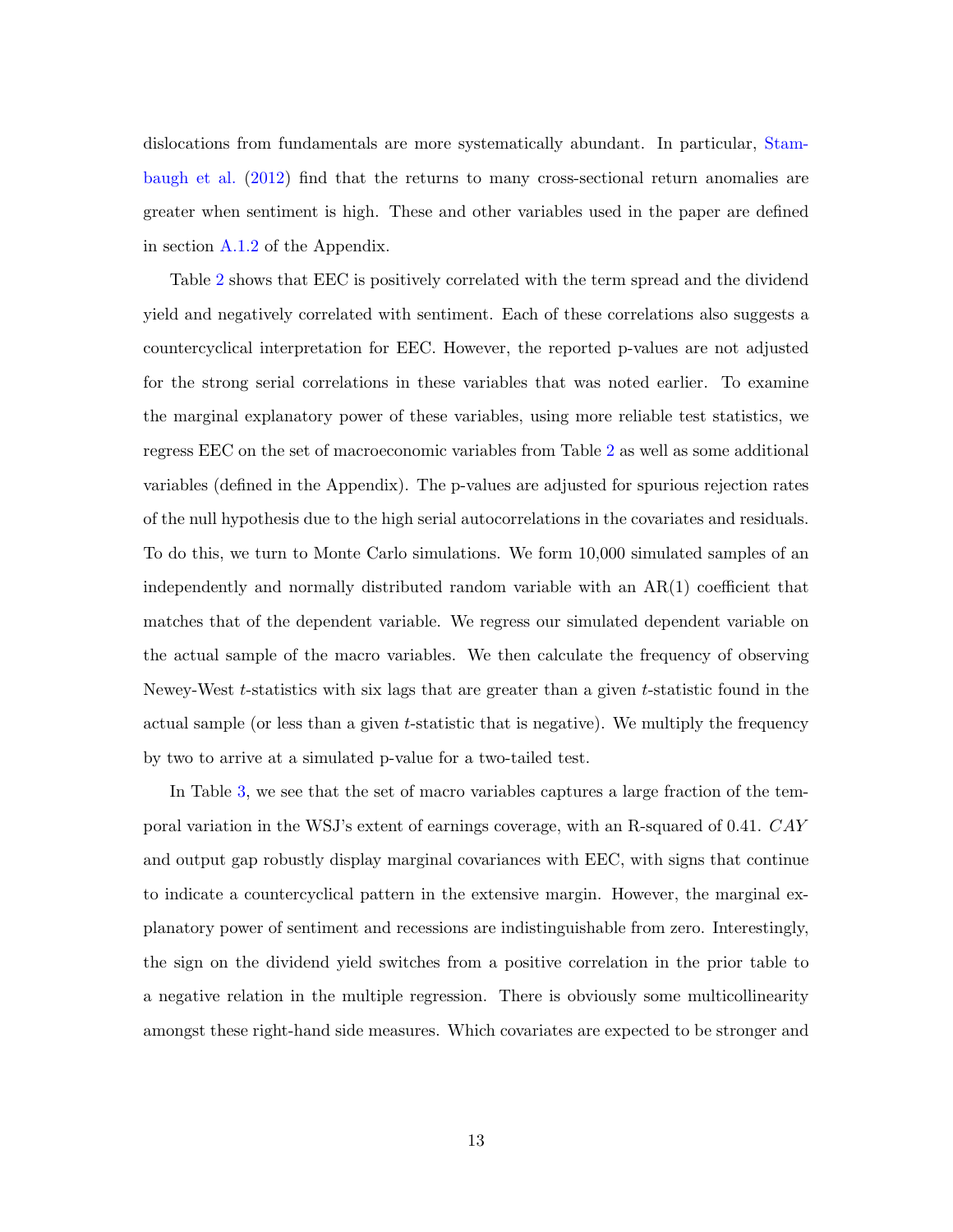dislocations from fundamentals are more systematically abundant. In particular, Stambaugh et al. (2012) find that the returns to many cross-sectional return anomalies are greater when sentiment is high. These and other variables used in the paper are defined in section A.1.2 of the Appendix.

Table 2 shows that EEC is positively correlated with the term spread and the dividend yield and negatively correlated with sentiment. Each of these correlations also suggests a countercyclical interpretation for EEC. However, the reported p-values are not adjusted for the strong serial correlations in these variables that was noted earlier. To examine the marginal explanatory power of these variables, using more reliable test statistics, we regress EEC on the set of macroeconomic variables from Table 2 as well as some additional variables (defined in the Appendix). The p-values are adjusted for spurious rejection rates of the null hypothesis due to the high serial autocorrelations in the covariates and residuals. To do this, we turn to Monte Carlo simulations. We form 10,000 simulated samples of an independently and normally distributed random variable with an AR(1) coefficient that matches that of the dependent variable. We regress our simulated dependent variable on the actual sample of the macro variables. We then calculate the frequency of observing Newey-West $t$-statistics with six lags that are greater than a given $t$-statistic found in the actual sample (or less than a given $t$-statistic that is negative). We multiply the frequency by two to arrive at a simulated p-value for a two-tailed test.

In Table 3, we see that the set of macro variables captures a large fraction of the temporal variation in the WSJ's extent of earnings coverage, with an R-squared of 0.41. $CAY$ and output gap robustly display marginal covariances with EEC, with signs that continue to indicate a countercyclical pattern in the extensive margin. However, the marginal explanatory power of sentiment and recessions are indistinguishable from zero. Interestingly, the sign on the dividend yield switches from a positive correlation in the prior table to a negative relation in the multiple regression. There is obviously some multicollinearity amongst these right-hand side measures. Which covariates are expected to be stronger and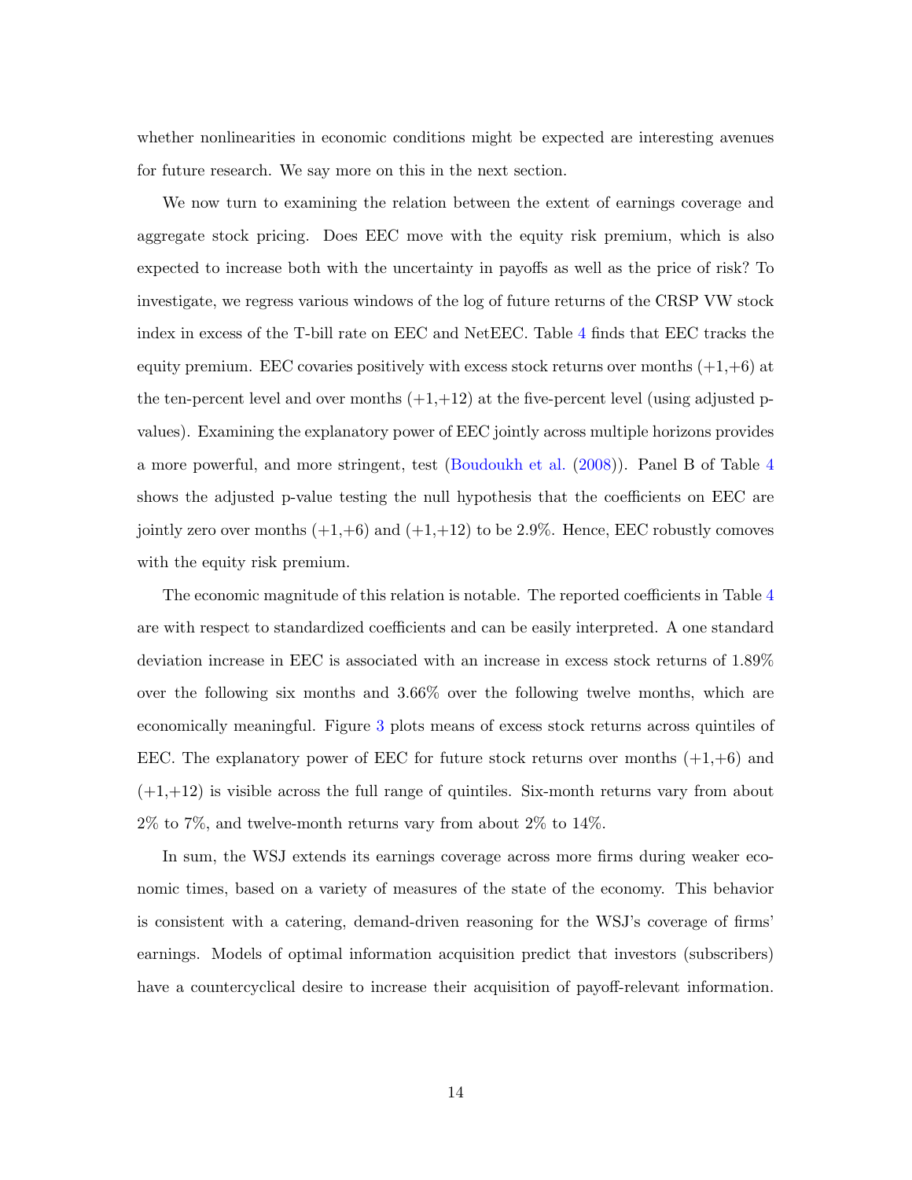whether nonlinearities in economic conditions might be expected are interesting avenues for future research. We say more on this in the next section.

We now turn to examining the relation between the extent of earnings coverage and aggregate stock pricing. Does EEC move with the equity risk premium, which is also expected to increase both with the uncertainty in payoffs as well as the price of risk? To investigate, we regress various windows of the log of future returns of the CRSP VW stock index in excess of the T-bill rate on EEC and NetEEC. Table 4 finds that EEC tracks the equity premium. EEC covaries positively with excess stock returns over months (+1,+6) at the ten-percent level and over months (+1,+12) at the five-percent level (using adjusted p-values). Examining the explanatory power of EEC jointly across multiple horizons provides a more powerful, and more stringent, test (Boudoukh et al. (2008)). Panel B of Table 4 shows the adjusted p-value testing the null hypothesis that the coefficients on EEC are jointly zero over months (+1,+6) and (+1,+12) to be 2.9%. Hence, EEC robustly comoves with the equity risk premium.

The economic magnitude of this relation is notable. The reported coefficients in Table 4 are with respect to standardized coefficients and can be easily interpreted. A one standard deviation increase in EEC is associated with an increase in excess stock returns of 1.89% over the following six months and 3.66% over the following twelve months, which are economically meaningful. Figure 3 plots means of excess stock returns across quintiles of EEC. The explanatory power of EEC for future stock returns over months (+1,+6) and (+1,+12) is visible across the full range of quintiles. Six-month returns vary from about 2% to 7%, and twelve-month returns vary from about 2% to 14%.

In sum, the WSJ extends its earnings coverage across more firms during weaker economic times, based on a variety of measures of the state of the economy. This behavior is consistent with a catering, demand-driven reasoning for the WSJ's coverage of firms' earnings. Models of optimal information acquisition predict that investors (subscribers) have a countercyclical desire to increase their acquisition of payoff-relevant information.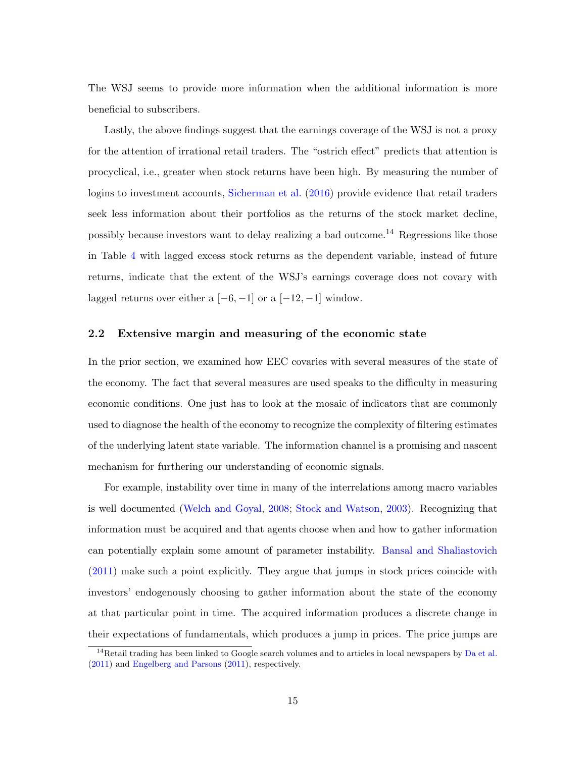The WSJ seems to provide more information when the additional information is more beneficial to subscribers.

Lastly, the above findings suggest that the earnings coverage of the WSJ is not a proxy for the attention of irrational retail traders. The "ostrich effect" predicts that attention is procyclical, i.e., greater when stock returns have been high. By measuring the number of logins to investment accounts, Sicherman et al. (2016) provide evidence that retail traders seek less information about their portfolios as the returns of the stock market decline, possibly because investors want to delay realizing a bad outcome.[14] Regressions like those in Table 4 with lagged excess stock returns as the dependent variable, instead of future returns, indicate that the extent of the WSJ's earnings coverage does not covary with lagged returns over either a $[-6, -1]$ or a $[-12, -1]$ window.

## 2.2 Extensive margin and measuring of the economic state

In the prior section, we examined how EEC covaries with several measures of the state of the economy. The fact that several measures are used speaks to the difficulty in measuring economic conditions. One just has to look at the mosaic of indicators that are commonly used to diagnose the health of the economy to recognize the complexity of filtering estimates of the underlying latent state variable. The information channel is a promising and nascent mechanism for furthering our understanding of economic signals.

For example, instability over time in many of the interrelations among macro variables is well documented (Welch and Goyal, 2008; Stock and Watson, 2003). Recognizing that information must be acquired and that agents choose when and how to gather information can potentially explain some amount of parameter instability. Bansal and Shaliastovich (2011) make such a point explicitly. They argue that jumps in stock prices coincide with investors' endogenously choosing to gather information about the state of the economy at that particular point in time. The acquired information produces a discrete change in their expectations of fundamentals, which produces a jump in prices. The price jumps are

[14] Retail trading has been linked to Google search volumes and to articles in local newspapers by Da et al. (2011) and Engelberg and Parsons (2011), respectively.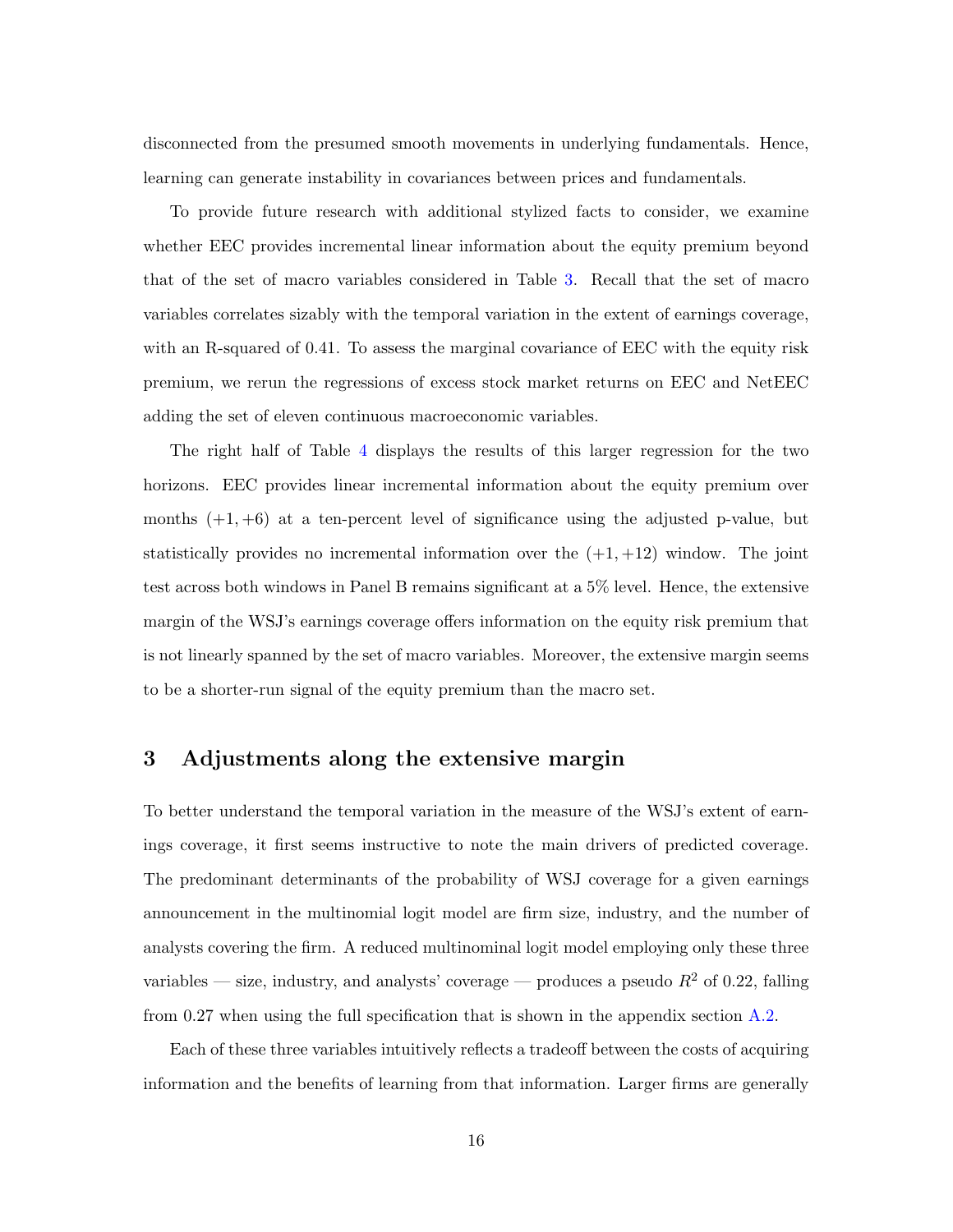disconnected from the presumed smooth movements in underlying fundamentals. Hence, learning can generate instability in covariances between prices and fundamentals.

To provide future research with additional stylized facts to consider, we examine whether EEC provides incremental linear information about the equity premium beyond that of the set of macro variables considered in Table 3. Recall that the set of macro variables correlates sizably with the temporal variation in the extent of earnings coverage, with an R-squared of 0.41. To assess the marginal covariance of EEC with the equity risk premium, we rerun the regressions of excess stock market returns on EEC and NetEEC adding the set of eleven continuous macroeconomic variables.

The right half of Table 4 displays the results of this larger regression for the two horizons. EEC provides linear incremental information about the equity premium over months $(+1, +6)$ at a ten-percent level of significance using the adjusted p-value, but statistically provides no incremental information over the $(+1, +12)$ window. The joint test across both windows in Panel B remains significant at a 5% level. Hence, the extensive margin of the WSJ's earnings coverage offers information on the equity risk premium that is not linearly spanned by the set of macro variables. Moreover, the extensive margin seems to be a shorter-run signal of the equity premium than the macro set.

# 3 Adjustments along the extensive margin

To better understand the temporal variation in the measure of the WSJ's extent of earnings coverage, it first seems instructive to note the main drivers of predicted coverage. The predominant determinants of the probability of WSJ coverage for a given earnings announcement in the multinomial logit model are firm size, industry, and the number of analysts covering the firm. A reduced multinominal logit model employing only these three variables — size, industry, and analysts' coverage — produces a pseudo $R^2$ of 0.22, falling from 0.27 when using the full specification that is shown in the appendix section A.2.

Each of these three variables intuitively reflects a tradeoff between the costs of acquiring information and the benefits of learning from that information. Larger firms are generally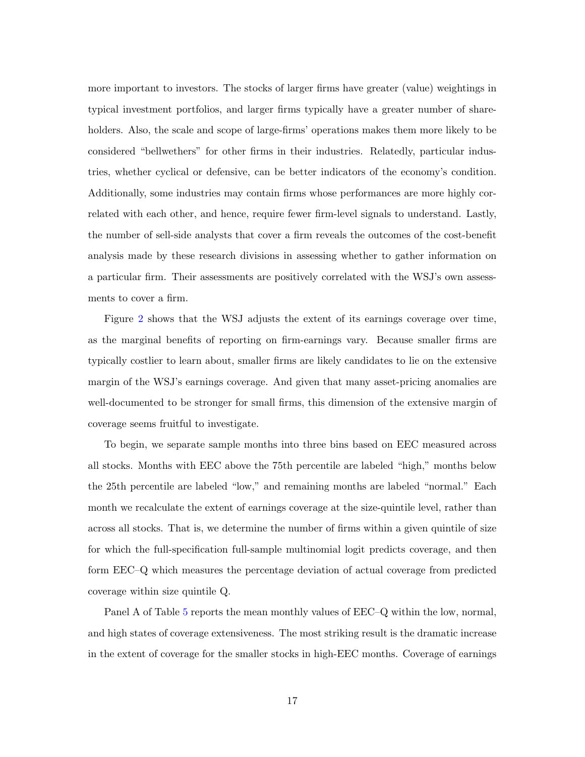more important to investors. The stocks of larger firms have greater (value) weightings in typical investment portfolios, and larger firms typically have a greater number of shareholders. Also, the scale and scope of large-firms' operations makes them more likely to be considered "bellwethers" for other firms in their industries. Relatedly, particular industries, whether cyclical or defensive, can be better indicators of the economy's condition. Additionally, some industries may contain firms whose performances are more highly correlated with each other, and hence, require fewer firm-level signals to understand. Lastly, the number of sell-side analysts that cover a firm reveals the outcomes of the cost-benefit analysis made by these research divisions in assessing whether to gather information on a particular firm. Their assessments are positively correlated with the WSJ's own assessments to cover a firm.

Figure 2 shows that the WSJ adjusts the extent of its earnings coverage over time, as the marginal benefits of reporting on firm-earnings vary. Because smaller firms are typically costlier to learn about, smaller firms are likely candidates to lie on the extensive margin of the WSJ's earnings coverage. And given that many asset-pricing anomalies are well-documented to be stronger for small firms, this dimension of the extensive margin of coverage seems fruitful to investigate.

To begin, we separate sample months into three bins based on EEC measured across all stocks. Months with EEC above the 75th percentile are labeled "high," months below the 25th percentile are labeled "low," and remaining months are labeled "normal." Each month we recalculate the extent of earnings coverage at the size-quintile level, rather than across all stocks. That is, we determine the number of firms within a given quintile of size for which the full-specification full-sample multinomial logit predicts coverage, and then form EEC–Q which measures the percentage deviation of actual coverage from predicted coverage within size quintile Q.

Panel A of Table 5 reports the mean monthly values of EEC–Q within the low, normal, and high states of coverage extensiveness. The most striking result is the dramatic increase in the extent of coverage for the smaller stocks in high-EEC months. Coverage of earnings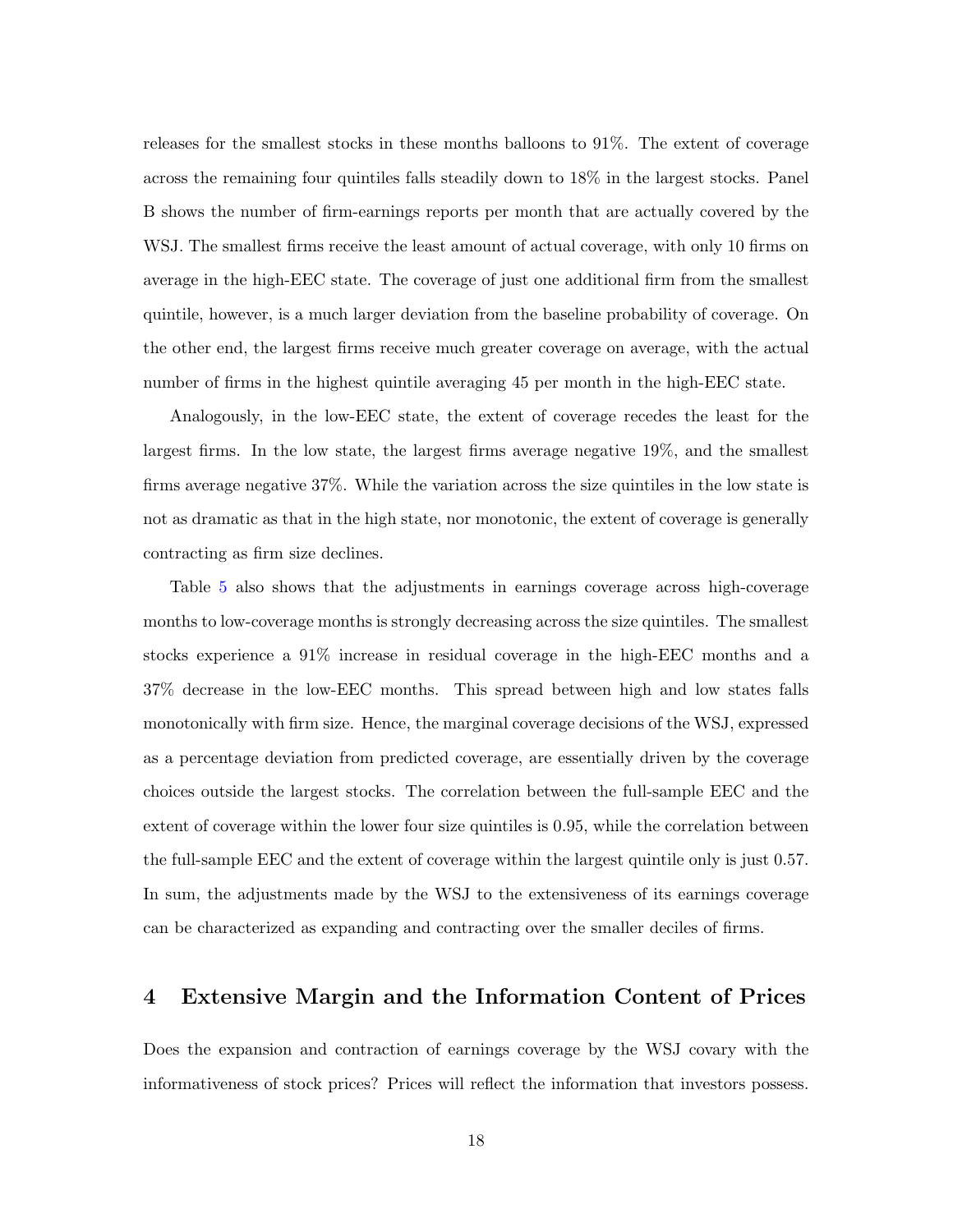releases for the smallest stocks in these months balloons to 91%. The extent of coverage across the remaining four quintiles falls steadily down to 18% in the largest stocks. Panel B shows the number of firm-earnings reports per month that are actually covered by the WSJ. The smallest firms receive the least amount of actual coverage, with only 10 firms on average in the high-EEC state. The coverage of just one additional firm from the smallest quintile, however, is a much larger deviation from the baseline probability of coverage. On the other end, the largest firms receive much greater coverage on average, with the actual number of firms in the highest quintile averaging 45 per month in the high-EEC state.

Analogously, in the low-EEC state, the extent of coverage recedes the least for the largest firms. In the low state, the largest firms average negative 19%, and the smallest firms average negative 37%. While the variation across the size quintiles in the low state is not as dramatic as that in the high state, nor monotonic, the extent of coverage is generally contracting as firm size declines.

Table 5 also shows that the adjustments in earnings coverage across high-coverage months to low-coverage months is strongly decreasing across the size quintiles. The smallest stocks experience a 91% increase in residual coverage in the high-EEC months and a 37% decrease in the low-EEC months. This spread between high and low states falls monotonically with firm size. Hence, the marginal coverage decisions of the WSJ, expressed as a percentage deviation from predicted coverage, are essentially driven by the coverage choices outside the largest stocks. The correlation between the full-sample EEC and the extent of coverage within the lower four size quintiles is 0.95, while the correlation between the full-sample EEC and the extent of coverage within the largest quintile only is just 0.57. In sum, the adjustments made by the WSJ to the extensiveness of its earnings coverage can be characterized as expanding and contracting over the smaller deciles of firms.

# 4 Extensive Margin and the Information Content of Prices

Does the expansion and contraction of earnings coverage by the WSJ covary with the informativeness of stock prices? Prices will reflect the information that investors possess.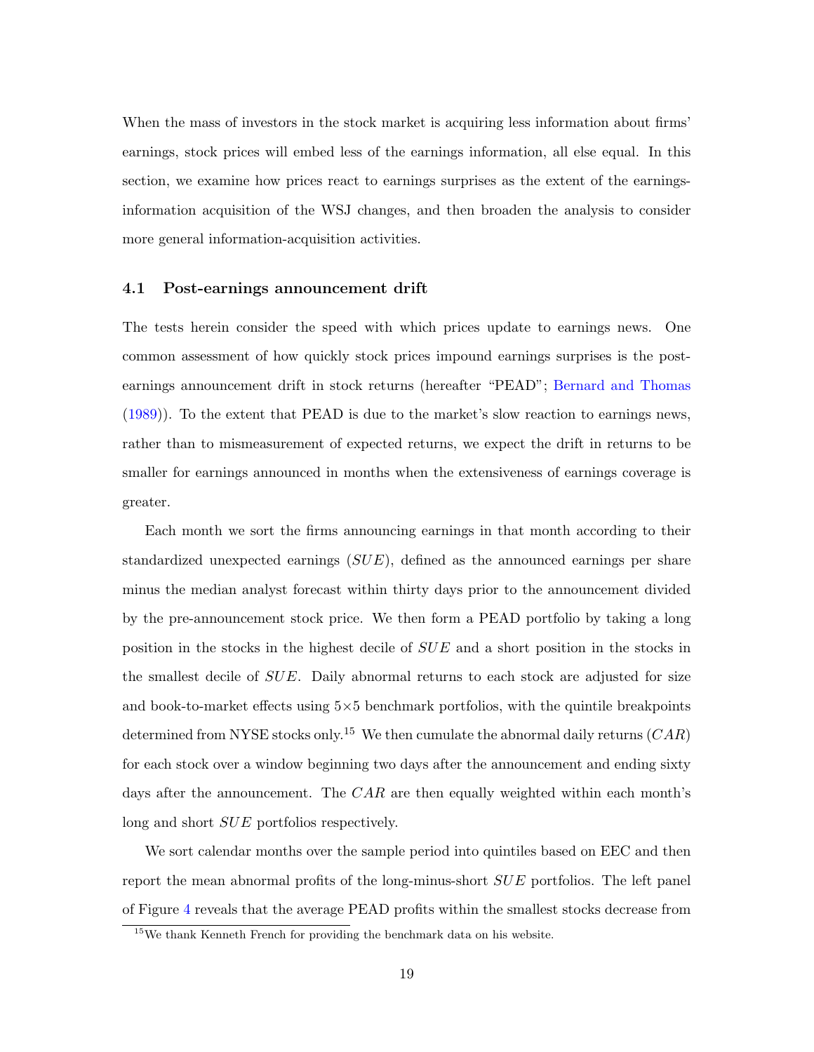When the mass of investors in the stock market is acquiring less information about firms' earnings, stock prices will embed less of the earnings information, all else equal. In this section, we examine how prices react to earnings surprises as the extent of the earnings-information acquisition of the WSJ changes, and then broaden the analysis to consider more general information-acquisition activities.

### 4.1 Post-earnings announcement drift

The tests herein consider the speed with which prices update to earnings news. One common assessment of how quickly stock prices impound earnings surprises is the post-earnings announcement drift in stock returns (hereafter "PEAD"; Bernard and Thomas (1989)). To the extent that PEAD is due to the market's slow reaction to earnings news, rather than to mismeasurement of expected returns, we expect the drift in returns to be smaller for earnings announced in months when the extensiveness of earnings coverage is greater.

Each month we sort the firms announcing earnings in that month according to their standardized unexpected earnings ($SUE$), defined as the announced earnings per share minus the median analyst forecast within thirty days prior to the announcement divided by the pre-announcement stock price. We then form a PEAD portfolio by taking a long position in the stocks in the highest decile of $SUE$ and a short position in the stocks in the smallest decile of $SUE$. Daily abnormal returns to each stock are adjusted for size and book-to-market effects using $5 \times 5$ benchmark portfolios, with the quintile breakpoints determined from NYSE stocks only.[15] We then cumulate the abnormal daily returns ($CAR$) for each stock over a window beginning two days after the announcement and ending sixty days after the announcement. The $CAR$ are then equally weighted within each month's long and short $SUE$ portfolios respectively.

We sort calendar months over the sample period into quintiles based on EEC and then report the mean abnormal profits of the long-minus-short $SUE$ portfolios. The left panel of Figure 4 reveals that the average PEAD profits within the smallest stocks decrease from

[15] We thank Kenneth French for providing the benchmark data on his website.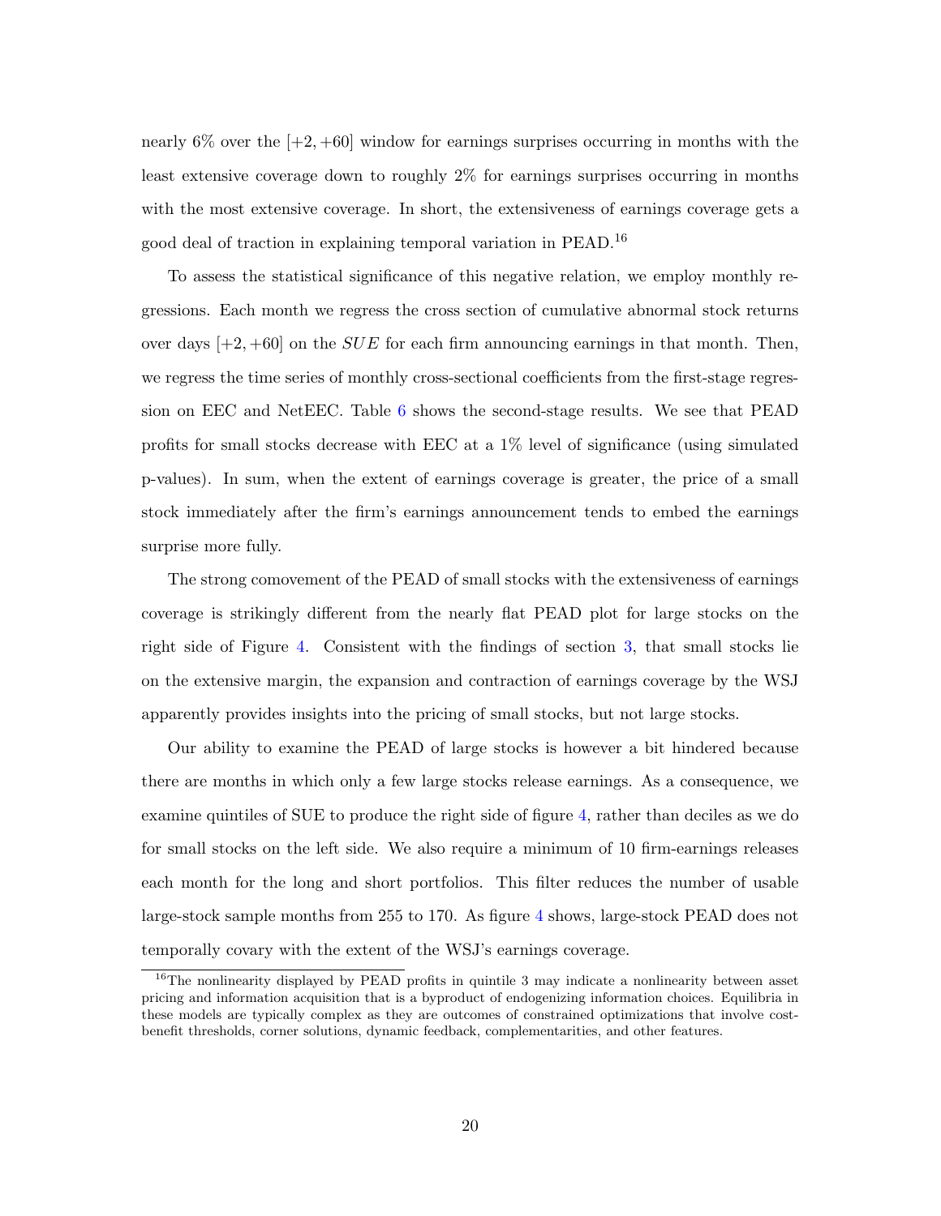nearly 6% over the $[+2, +60]$ window for earnings surprises occurring in months with the least extensive coverage down to roughly 2% for earnings surprises occurring in months with the most extensive coverage. In short, the extensiveness of earnings coverage gets a good deal of traction in explaining temporal variation in PEAD.[16]

To assess the statistical significance of this negative relation, we employ monthly regressions. Each month we regress the cross section of cumulative abnormal stock returns over days $[+2, +60]$ on the $SUE$ for each firm announcing earnings in that month. Then, we regress the time series of monthly cross-sectional coefficients from the first-stage regression on EEC and NetEEC. Table 6 shows the second-stage results. We see that PEAD profits for small stocks decrease with EEC at a 1% level of significance (using simulated p-values). In sum, when the extent of earnings coverage is greater, the price of a small stock immediately after the firm's earnings announcement tends to embed the earnings surprise more fully.

The strong comovement of the PEAD of small stocks with the extensiveness of earnings coverage is strikingly different from the nearly flat PEAD plot for large stocks on the right side of Figure 4. Consistent with the findings of section 3, that small stocks lie on the extensive margin, the expansion and contraction of earnings coverage by the WSJ apparently provides insights into the pricing of small stocks, but not large stocks.

Our ability to examine the PEAD of large stocks is however a bit hindered because there are months in which only a few large stocks release earnings. As a consequence, we examine quintiles of SUE to produce the right side of figure 4, rather than deciles as we do for small stocks on the left side. We also require a minimum of 10 firm-earnings releases each month for the long and short portfolios. This filter reduces the number of usable large-stock sample months from 255 to 170. As figure 4 shows, large-stock PEAD does not temporally covary with the extent of the WSJ's earnings coverage.

[16] The nonlinearity displayed by PEAD profits in quintile 3 may indicate a nonlinearity between asset pricing and information acquisition that is a byproduct of endogenizing information choices. Equilibria in these models are typically complex as they are outcomes of constrained optimizations that involve cost-benefit thresholds, corner solutions, dynamic feedback, complementarities, and other features.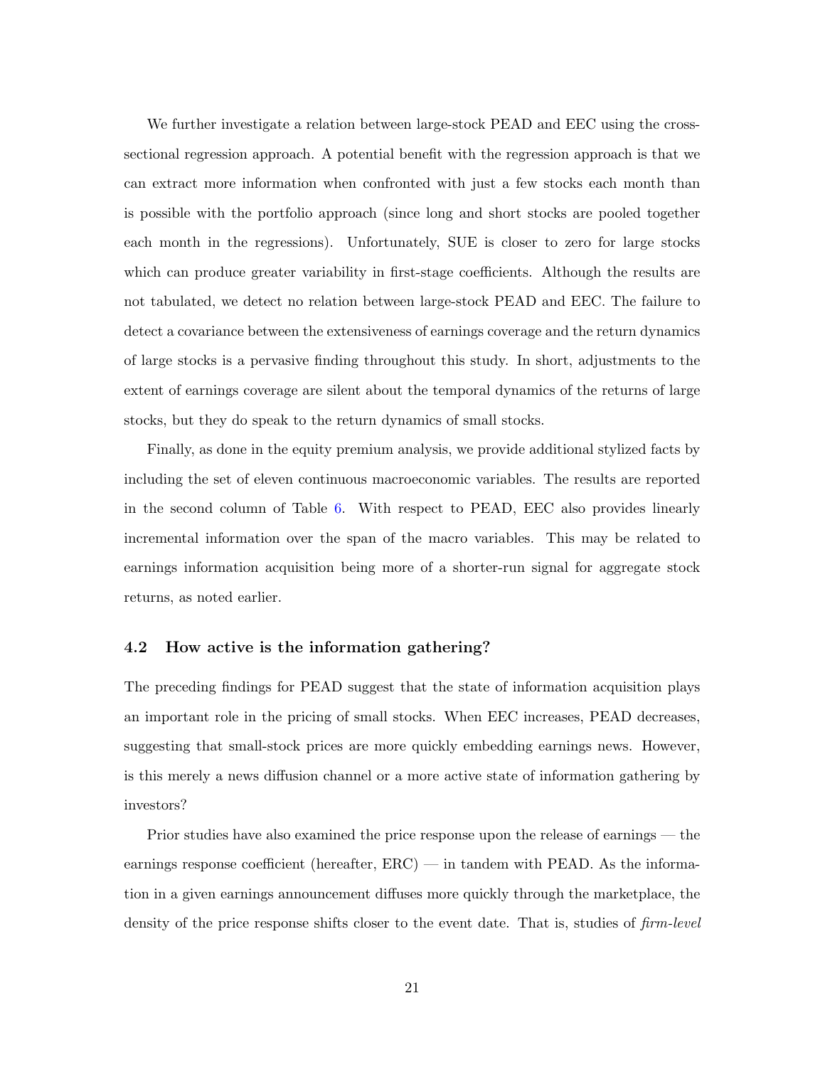We further investigate a relation between large-stock PEAD and EEC using the cross-sectional regression approach. A potential benefit with the regression approach is that we can extract more information when confronted with just a few stocks each month than is possible with the portfolio approach (since long and short stocks are pooled together each month in the regressions). Unfortunately, SUE is closer to zero for large stocks which can produce greater variability in first-stage coefficients. Although the results are not tabulated, we detect no relation between large-stock PEAD and EEC. The failure to detect a covariance between the extensiveness of earnings coverage and the return dynamics of large stocks is a pervasive finding throughout this study. In short, adjustments to the extent of earnings coverage are silent about the temporal dynamics of the returns of large stocks, but they do speak to the return dynamics of small stocks.

Finally, as done in the equity premium analysis, we provide additional stylized facts by including the set of eleven continuous macroeconomic variables. The results are reported in the second column of Table 6. With respect to PEAD, EEC also provides linearly incremental information over the span of the macro variables. This may be related to earnings information acquisition being more of a shorter-run signal for aggregate stock returns, as noted earlier.

### 4.2 How active is the information gathering?

The preceding findings for PEAD suggest that the state of information acquisition plays an important role in the pricing of small stocks. When EEC increases, PEAD decreases, suggesting that small-stock prices are more quickly embedding earnings news. However, is this merely a news diffusion channel or a more active state of information gathering by investors?

Prior studies have also examined the price response upon the release of earnings — the earnings response coefficient (hereafter, ERC) — in tandem with PEAD. As the information in a given earnings announcement diffuses more quickly through the marketplace, the density of the price response shifts closer to the event date. That is, studies of *firm-level*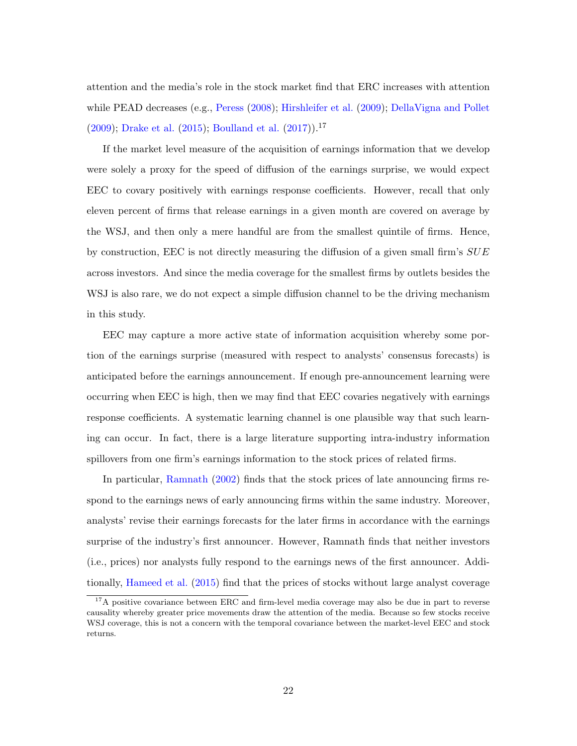attention and the media's role in the stock market find that ERC increases with attention while PEAD decreases (e.g., Peress (2008); Hirshleifer et al. (2009); DellaVigna and Pollet (2009); Drake et al. (2015); Boulland et al. (2017)).[17]

If the market level measure of the acquisition of earnings information that we develop were solely a proxy for the speed of diffusion of the earnings surprise, we would expect EEC to covary positively with earnings response coefficients. However, recall that only eleven percent of firms that release earnings in a given month are covered on average by the WSJ, and then only a mere handful are from the smallest quintile of firms. Hence, by construction, EEC is not directly measuring the diffusion of a given small firm's $SUE$ across investors. And since the media coverage for the smallest firms by outlets besides the WSJ is also rare, we do not expect a simple diffusion channel to be the driving mechanism in this study.

EEC may capture a more active state of information acquisition whereby some portion of the earnings surprise (measured with respect to analysts' consensus forecasts) is anticipated before the earnings announcement. If enough pre-announcement learning were occurring when EEC is high, then we may find that EEC covaries negatively with earnings response coefficients. A systematic learning channel is one plausible way that such learning can occur. In fact, there is a large literature supporting intra-industry information spillovers from one firm's earnings information to the stock prices of related firms.

In particular, Ramnath (2002) finds that the stock prices of late announcing firms respond to the earnings news of early announcing firms within the same industry. Moreover, analysts' revise their earnings forecasts for the later firms in accordance with the earnings surprise of the industry's first announcer. However, Ramnath finds that neither investors (i.e., prices) nor analysts fully respond to the earnings news of the first announcer. Additionally, Hameed et al. (2015) find that the prices of stocks without large analyst coverage

[17] A positive covariance between ERC and firm-level media coverage may also be due in part to reverse causality whereby greater price movements draw the attention of the media. Because so few stocks receive WSJ coverage, this is not a concern with the temporal covariance between the market-level EEC and stock returns.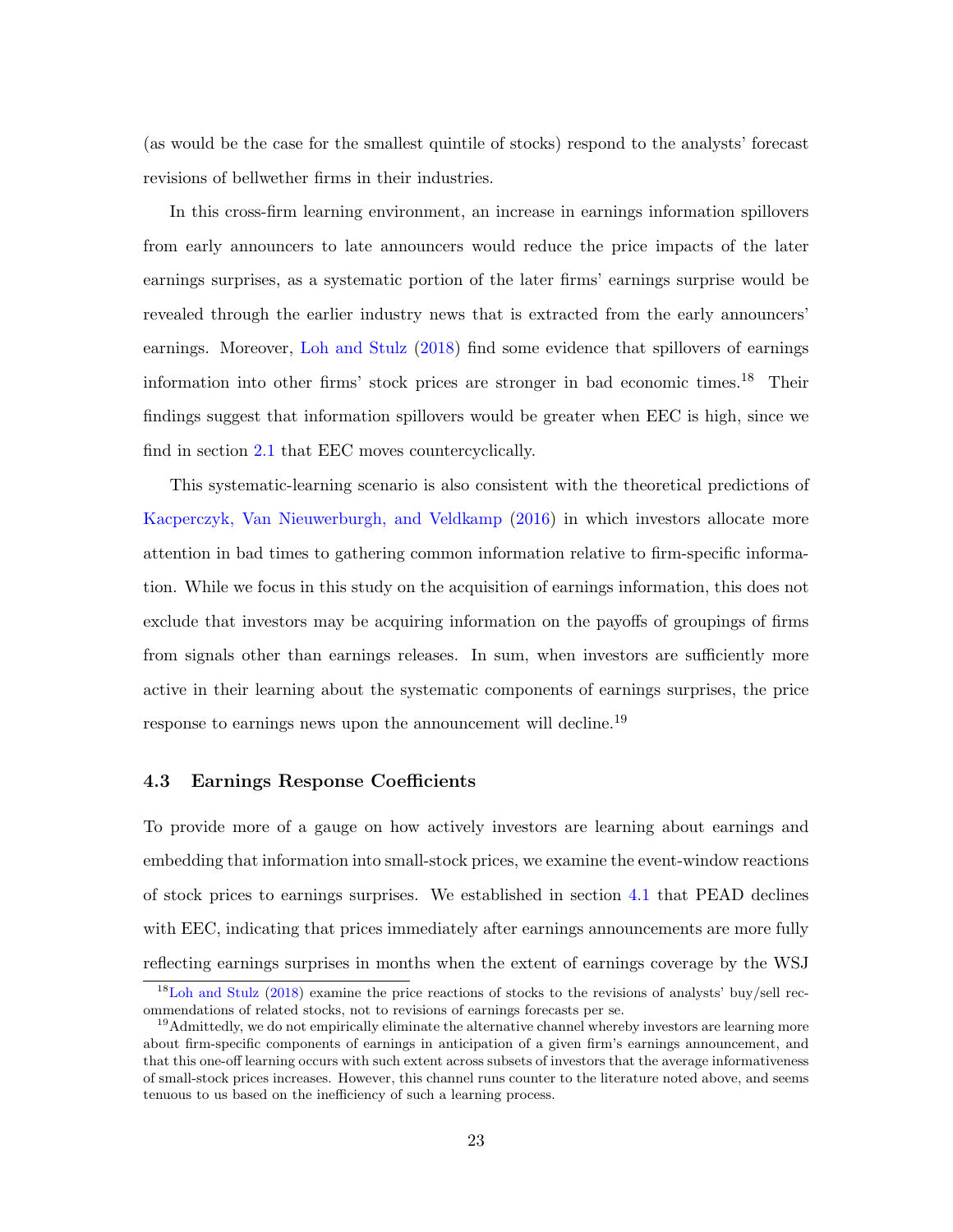(as would be the case for the smallest quintile of stocks) respond to the analysts' forecast revisions of bellwether firms in their industries.

In this cross-firm learning environment, an increase in earnings information spillovers from early announcers to late announcers would reduce the price impacts of the later earnings surprises, as a systematic portion of the later firms' earnings surprise would be revealed through the earlier industry news that is extracted from the early announcers' earnings. Moreover, Loh and Stulz (2018) find some evidence that spillovers of earnings information into other firms' stock prices are stronger in bad economic times.[18] Their findings suggest that information spillovers would be greater when EEC is high, since we find in section 2.1 that EEC moves countercyclically.

This systematic-learning scenario is also consistent with the theoretical predictions of Kacperczyk, Van Nieuwerburgh, and Veldkamp (2016) in which investors allocate more attention in bad times to gathering common information relative to firm-specific information. While we focus in this study on the acquisition of earnings information, this does not exclude that investors may be acquiring information on the payoffs of groupings of firms from signals other than earnings releases. In sum, when investors are sufficiently more active in their learning about the systematic components of earnings surprises, the price response to earnings news upon the announcement will decline.[19]

### 4.3 Earnings Response Coefficients

To provide more of a gauge on how actively investors are learning about earnings and embedding that information into small-stock prices, we examine the event-window reactions of stock prices to earnings surprises. We established in section 4.1 that PEAD declines with EEC, indicating that prices immediately after earnings announcements are more fully reflecting earnings surprises in months when the extent of earnings coverage by the WSJ

[18] Loh and Stulz (2018) examine the price reactions of stocks to the revisions of analysts' buy/sell recommendations of related stocks, not to revisions of earnings forecasts per se.

[19] Admittedly, we do not empirically eliminate the alternative channel whereby investors are learning more about firm-specific components of earnings in anticipation of a given firm's earnings announcement, and that this one-off learning occurs with such extent across subsets of investors that the average informativeness of small-stock prices increases. However, this channel runs counter to the literature noted above, and seems tenuous to us based on the inefficiency of such a learning process.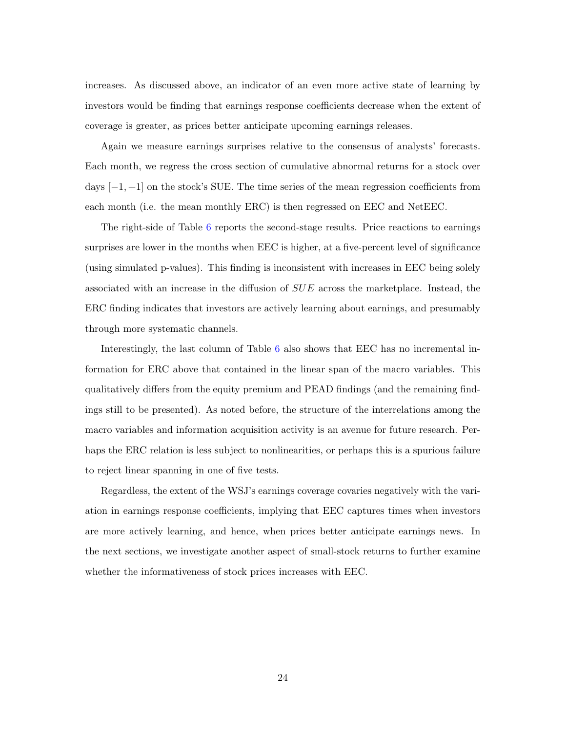increases. As discussed above, an indicator of an even more active state of learning by investors would be finding that earnings response coefficients decrease when the extent of coverage is greater, as prices better anticipate upcoming earnings releases.

Again we measure earnings surprises relative to the consensus of analysts' forecasts. Each month, we regress the cross section of cumulative abnormal returns for a stock over days $[-1, +1]$ on the stock's SUE. The time series of the mean regression coefficients from each month (i.e. the mean monthly ERC) is then regressed on EEC and NetEEC.

The right-side of Table 6 reports the second-stage results. Price reactions to earnings surprises are lower in the months when EEC is higher, at a five-percent level of significance (using simulated p-values). This finding is inconsistent with increases in EEC being solely associated with an increase in the diffusion of $SUE$ across the marketplace. Instead, the ERC finding indicates that investors are actively learning about earnings, and presumably through more systematic channels.

Interestingly, the last column of Table 6 also shows that EEC has no incremental information for ERC above that contained in the linear span of the macro variables. This qualitatively differs from the equity premium and PEAD findings (and the remaining findings still to be presented). As noted before, the structure of the interrelations among the macro variables and information acquisition activity is an avenue for future research. Perhaps the ERC relation is less subject to nonlinearities, or perhaps this is a spurious failure to reject linear spanning in one of five tests.

Regardless, the extent of the WSJ's earnings coverage covaries negatively with the variation in earnings response coefficients, implying that EEC captures times when investors are more actively learning, and hence, when prices better anticipate earnings news. In the next sections, we investigate another aspect of small-stock returns to further examine whether the informativeness of stock prices increases with EEC.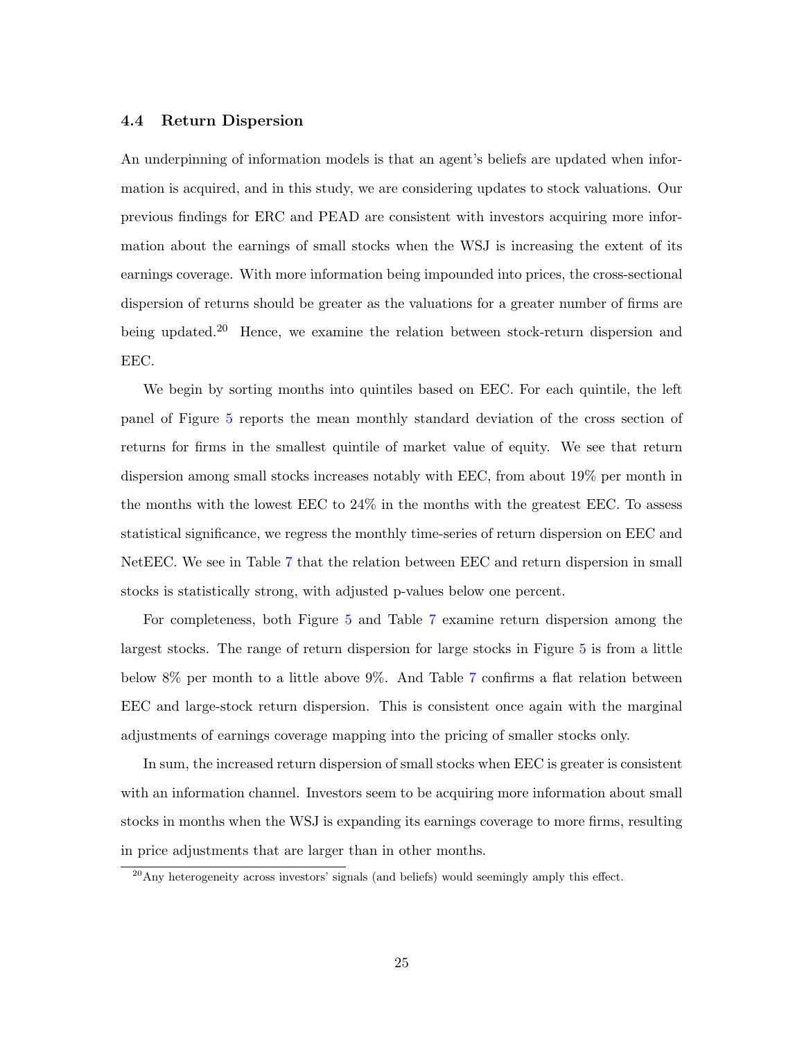### 4.4 Return Dispersion

An underpinning of information models is that an agent's beliefs are updated when information is acquired, and in this study, we are considering updates to stock valuations. Our previous findings for ERC and PEAD are consistent with investors acquiring more information about the earnings of small stocks when the WSJ is increasing the extent of its earnings coverage. With more information being impounded into prices, the cross-sectional dispersion of returns should be greater as the valuations for a greater number of firms are being updated.[20] Hence, we examine the relation between stock-return dispersion and EEC.

We begin by sorting months into quintiles based on EEC. For each quintile, the left panel of Figure 5 reports the mean monthly standard deviation of the cross section of returns for firms in the smallest quintile of market value of equity. We see that return dispersion among small stocks increases notably with EEC, from about 19% per month in the months with the lowest EEC to 24% in the months with the greatest EEC. To assess statistical significance, we regress the monthly time-series of return dispersion on EEC and NetEEC. We see in Table 7 that the relation between EEC and return dispersion in small stocks is statistically strong, with adjusted p-values below one percent.

For completeness, both Figure 5 and Table 7 examine return dispersion among the largest stocks. The range of return dispersion for large stocks in Figure 5 is from a little below 8% per month to a little above 9%. And Table 7 confirms a flat relation between EEC and large-stock return dispersion. This is consistent once again with the marginal adjustments of earnings coverage mapping into the pricing of smaller stocks only.

In sum, the increased return dispersion of small stocks when EEC is greater is consistent with an information channel. Investors seem to be acquiring more information about small stocks in months when the WSJ is expanding its earnings coverage to more firms, resulting in price adjustments that are larger than in other months.

[20] Any heterogeneity across investors' signals (and beliefs) would seemingly amply this effect.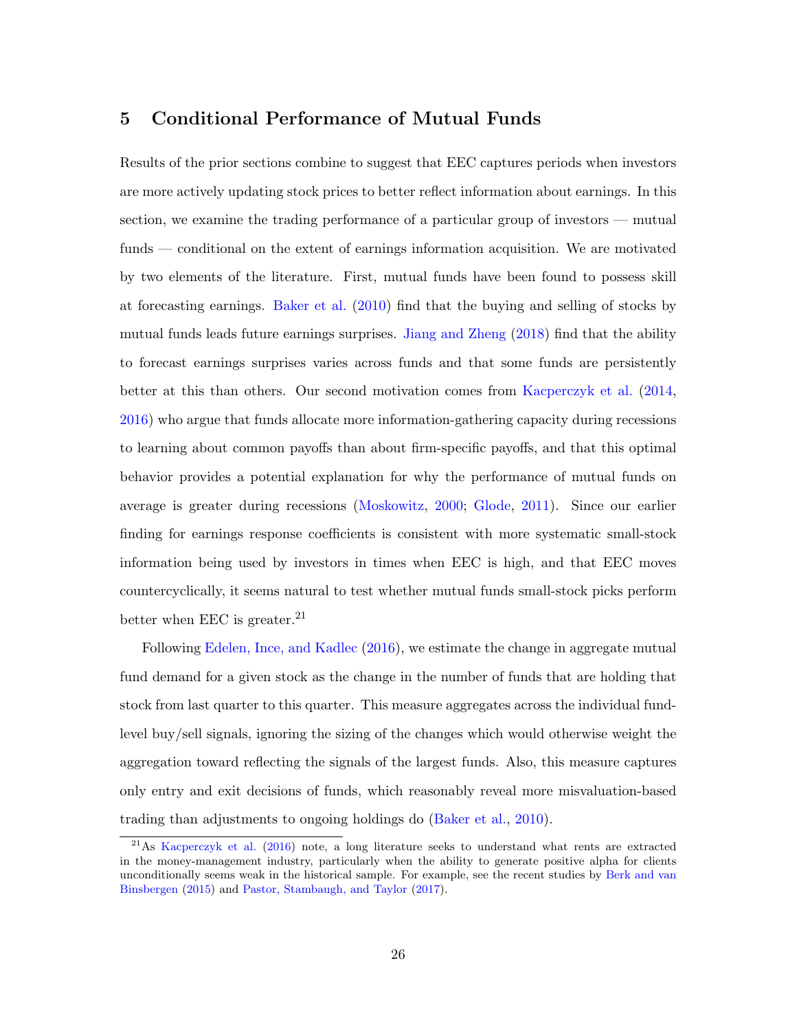## 5 Conditional Performance of Mutual Funds

Results of the prior sections combine to suggest that EEC captures periods when investors are more actively updating stock prices to better reflect information about earnings. In this section, we examine the trading performance of a particular group of investors — mutual funds — conditional on the extent of earnings information acquisition. We are motivated by two elements of the literature. First, mutual funds have been found to possess skill at forecasting earnings. Baker et al. (2010) find that the buying and selling of stocks by mutual funds leads future earnings surprises. Jiang and Zheng (2018) find that the ability to forecast earnings surprises varies across funds and that some funds are persistently better at this than others. Our second motivation comes from Kacperczyk et al. (2014, 2016) who argue that funds allocate more information-gathering capacity during recessions to learning about common payoffs than about firm-specific payoffs, and that this optimal behavior provides a potential explanation for why the performance of mutual funds on average is greater during recessions (Moskowitz, 2000; Glode, 2011). Since our earlier finding for earnings response coefficients is consistent with more systematic small-stock information being used by investors in times when EEC is high, and that EEC moves countercyclically, it seems natural to test whether mutual funds small-stock picks perform better when EEC is greater.[21]

Following Edelen, Ince, and Kadlec (2016), we estimate the change in aggregate mutual fund demand for a given stock as the change in the number of funds that are holding that stock from last quarter to this quarter. This measure aggregates across the individual fund-level buy/sell signals, ignoring the sizing of the changes which would otherwise weight the aggregation toward reflecting the signals of the largest funds. Also, this measure captures only entry and exit decisions of funds, which reasonably reveal more misvaluation-based trading than adjustments to ongoing holdings do (Baker et al., 2010).

[21] As Kacperczyk et al. (2016) note, a long literature seeks to understand what rents are extracted in the money-management industry, particularly when the ability to generate positive alpha for clients unconditionally seems weak in the historical sample. For example, see the recent studies by Berk and van Binsbergen (2015) and Pastor, Stambaugh, and Taylor (2017).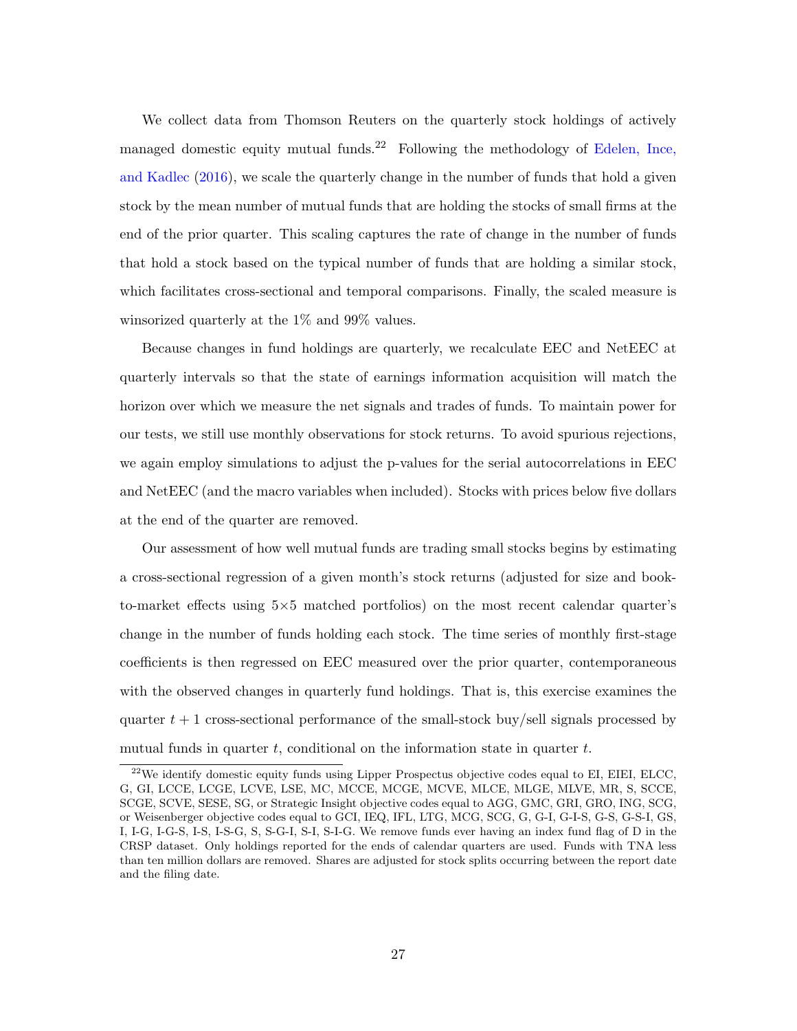We collect data from Thomson Reuters on the quarterly stock holdings of actively managed domestic equity mutual funds.[22] Following the methodology of Edelen, Ince, and Kadlec (2016), we scale the quarterly change in the number of funds that hold a given stock by the mean number of mutual funds that are holding the stocks of small firms at the end of the prior quarter. This scaling captures the rate of change in the number of funds that hold a stock based on the typical number of funds that are holding a similar stock, which facilitates cross-sectional and temporal comparisons. Finally, the scaled measure is winsorized quarterly at the 1% and 99% values.

Because changes in fund holdings are quarterly, we recalculate EEC and NetEEC at quarterly intervals so that the state of earnings information acquisition will match the horizon over which we measure the net signals and trades of funds. To maintain power for our tests, we still use monthly observations for stock returns. To avoid spurious rejections, we again employ simulations to adjust the p-values for the serial autocorrelations in EEC and NetEEC (and the macro variables when included). Stocks with prices below five dollars at the end of the quarter are removed.

Our assessment of how well mutual funds are trading small stocks begins by estimating a cross-sectional regression of a given month's stock returns (adjusted for size and book-to-market effects using 5×5 matched portfolios) on the most recent calendar quarter's change in the number of funds holding each stock. The time series of monthly first-stage coefficients is then regressed on EEC measured over the prior quarter, contemporaneous with the observed changes in quarterly fund holdings. That is, this exercise examines the quarter $t + 1$ cross-sectional performance of the small-stock buy/sell signals processed by mutual funds in quarter $t$, conditional on the information state in quarter $t$.

[22] We identify domestic equity funds using Lipper Prospectus objective codes equal to EI, EIEI, ELCC, G, GI, LCCE, LCGE, LCVE, LSE, MC, MCCE, MCGE, MCVE, MLCE, MLGE, MLVE, MR, S, SCCE, SCGE, SCVE, SESE, SG, or Strategic Insight objective codes equal to AGG, GMC, GRI, GRO, ING, SCG, or Weisenberger objective codes equal to GCI, IEQ, IFL, LTG, MCG, SCG, G, G-I, G-I-S, G-S, G-S-I, GS, I, I-G, I-G-S, I-S, I-S-G, S, S-G-I, S-I, S-I-G. We remove funds ever having an index fund flag of D in the CRSP dataset. Only holdings reported for the ends of calendar quarters are used. Funds with TNA less than ten million dollars are removed. Shares are adjusted for stock splits occurring between the report date and the filing date.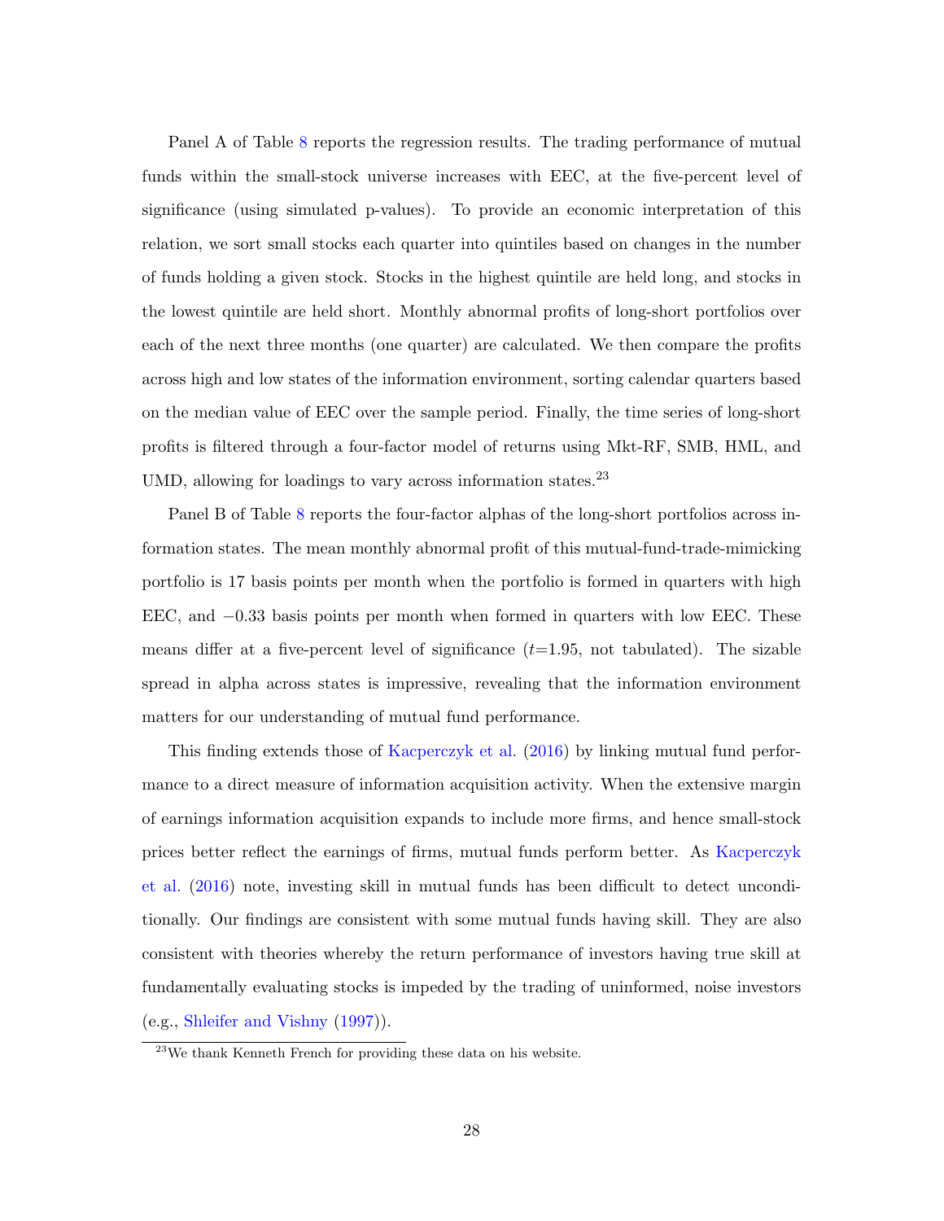Panel A of Table 8 reports the regression results. The trading performance of mutual funds within the small-stock universe increases with EEC, at the five-percent level of significance (using simulated p-values). To provide an economic interpretation of this relation, we sort small stocks each quarter into quintiles based on changes in the number of funds holding a given stock. Stocks in the highest quintile are held long, and stocks in the lowest quintile are held short. Monthly abnormal profits of long-short portfolios over each of the next three months (one quarter) are calculated. We then compare the profits across high and low states of the information environment, sorting calendar quarters based on the median value of EEC over the sample period. Finally, the time series of long-short profits is filtered through a four-factor model of returns using Mkt-RF, SMB, HML, and UMD, allowing for loadings to vary across information states.[23]

Panel B of Table 8 reports the four-factor alphas of the long-short portfolios across information states. The mean monthly abnormal profit of this mutual-fund-trade-mimicking portfolio is 17 basis points per month when the portfolio is formed in quarters with high EEC, and $-0.33$ basis points per month when formed in quarters with low EEC. These means differ at a five-percent level of significance ($t$=1.95, not tabulated). The sizable spread in alpha across states is impressive, revealing that the information environment matters for our understanding of mutual fund performance.

This finding extends those of Kacperczyk et al. (2016) by linking mutual fund performance to a direct measure of information acquisition activity. When the extensive margin of earnings information acquisition expands to include more firms, and hence small-stock prices better reflect the earnings of firms, mutual funds perform better. As Kacperczyk et al. (2016) note, investing skill in mutual funds has been difficult to detect unconditionally. Our findings are consistent with some mutual funds having skill. They are also consistent with theories whereby the return performance of investors having true skill at fundamentally evaluating stocks is impeded by the trading of uninformed, noise investors (e.g., Shleifer and Vishny (1997)).

[23] We thank Kenneth French for providing these data on his website.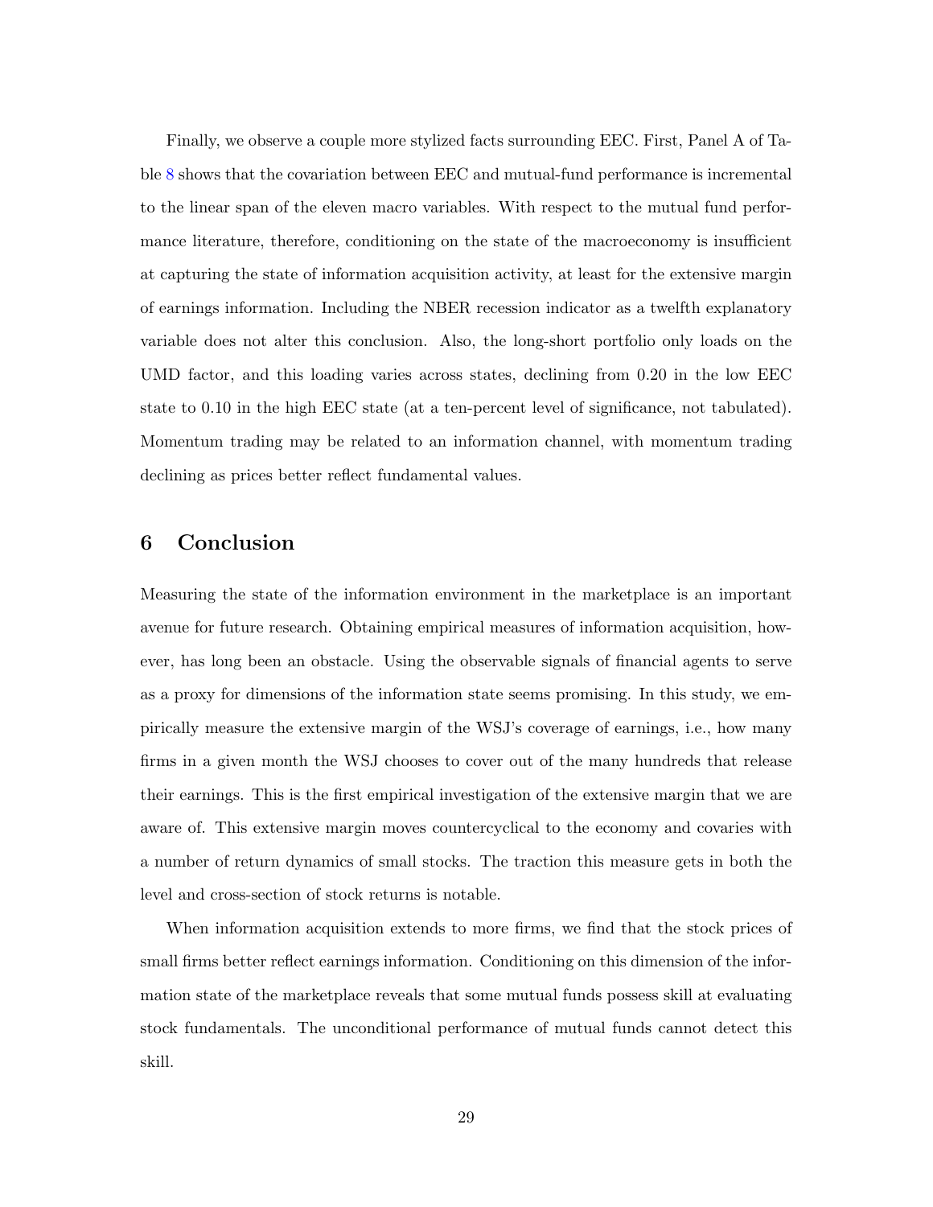Finally, we observe a couple more stylized facts surrounding EEC. First, Panel A of Table 8 shows that the covariation between EEC and mutual-fund performance is incremental to the linear span of the eleven macro variables. With respect to the mutual fund performance literature, therefore, conditioning on the state of the macroeconomy is insufficient at capturing the state of information acquisition activity, at least for the extensive margin of earnings information. Including the NBER recession indicator as a twelfth explanatory variable does not alter this conclusion. Also, the long-short portfolio only loads on the UMD factor, and this loading varies across states, declining from 0.20 in the low EEC state to 0.10 in the high EEC state (at a ten-percent level of significance, not tabulated). Momentum trading may be related to an information channel, with momentum trading declining as prices better reflect fundamental values.

# 6 Conclusion

Measuring the state of the information environment in the marketplace is an important avenue for future research. Obtaining empirical measures of information acquisition, however, has long been an obstacle. Using the observable signals of financial agents to serve as a proxy for dimensions of the information state seems promising. In this study, we empirically measure the extensive margin of the WSJ's coverage of earnings, i.e., how many firms in a given month the WSJ chooses to cover out of the many hundreds that release their earnings. This is the first empirical investigation of the extensive margin that we are aware of. This extensive margin moves countercyclical to the economy and covaries with a number of return dynamics of small stocks. The traction this measure gets in both the level and cross-section of stock returns is notable.

When information acquisition extends to more firms, we find that the stock prices of small firms better reflect earnings information. Conditioning on this dimension of the information state of the marketplace reveals that some mutual funds possess skill at evaluating stock fundamentals. The unconditional performance of mutual funds cannot detect this skill.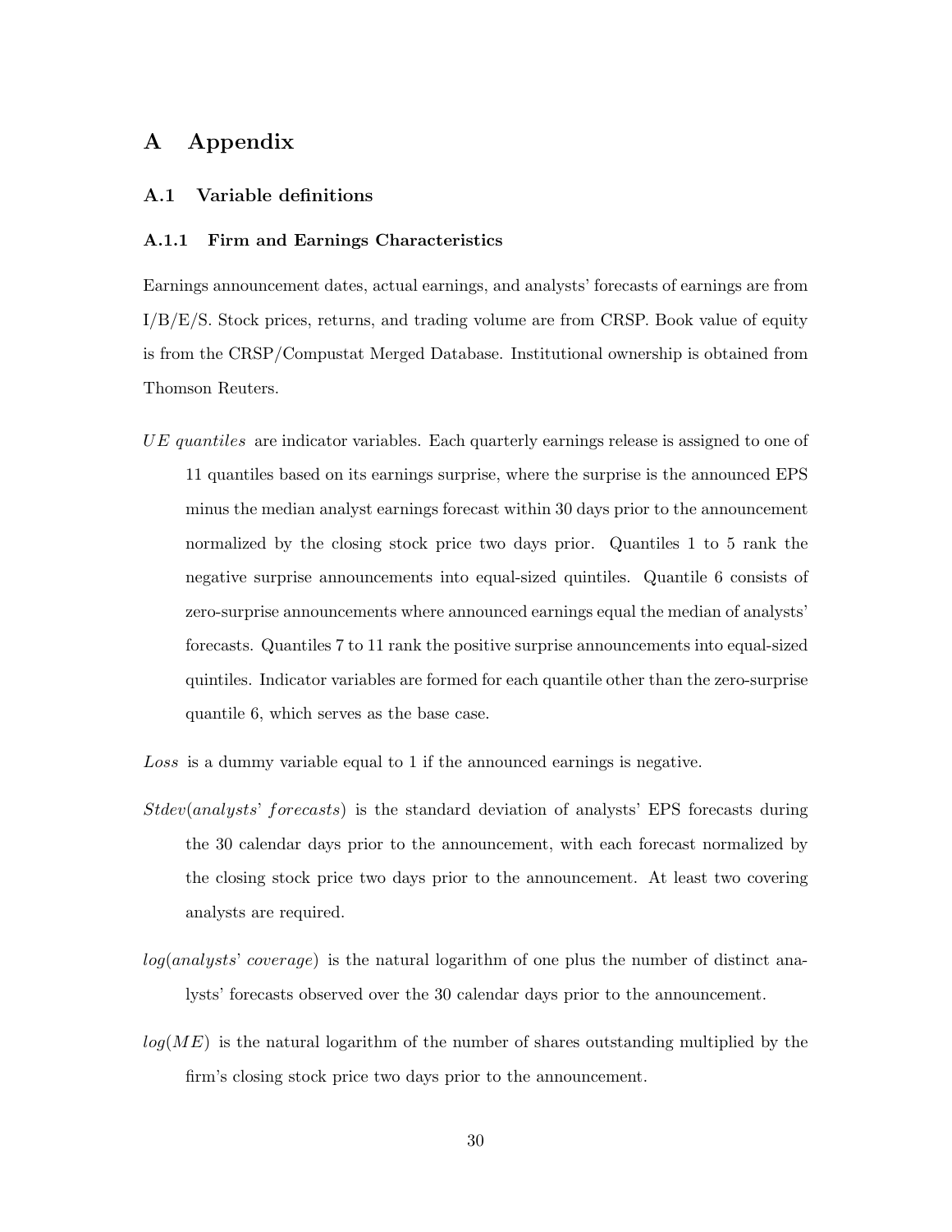# A Appendix

## A.1 Variable definitions

### A.1.1 Firm and Earnings Characteristics

Earnings announcement dates, actual earnings, and analysts' forecasts of earnings are from I/B/E/S. Stock prices, returns, and trading volume are from CRSP. Book value of equity is from the CRSP/Compustat Merged Database. Institutional ownership is obtained from Thomson Reuters.

*UE quantiles* are indicator variables. Each quarterly earnings release is assigned to one of 11 quantiles based on its earnings surprise, where the surprise is the announced EPS minus the median analyst earnings forecast within 30 days prior to the announcement normalized by the closing stock price two days prior. Quantiles 1 to 5 rank the negative surprise announcements into equal-sized quintiles. Quantile 6 consists of zero-surprise announcements where announced earnings equal the median of analysts' forecasts. Quantiles 7 to 11 rank the positive surprise announcements into equal-sized quintiles. Indicator variables are formed for each quantile other than the zero-surprise quantile 6, which serves as the base case.

*Loss* is a dummy variable equal to 1 if the announced earnings is negative.

*Stdev(analysts' forecasts)* is the standard deviation of analysts' EPS forecasts during the 30 calendar days prior to the announcement, with each forecast normalized by the closing stock price two days prior to the announcement. At least two covering analysts are required.

*log(analysts' coverage)* is the natural logarithm of one plus the number of distinct analysts' forecasts observed over the 30 calendar days prior to the announcement.

*log(ME)* is the natural logarithm of the number of shares outstanding multiplied by the firm's closing stock price two days prior to the announcement.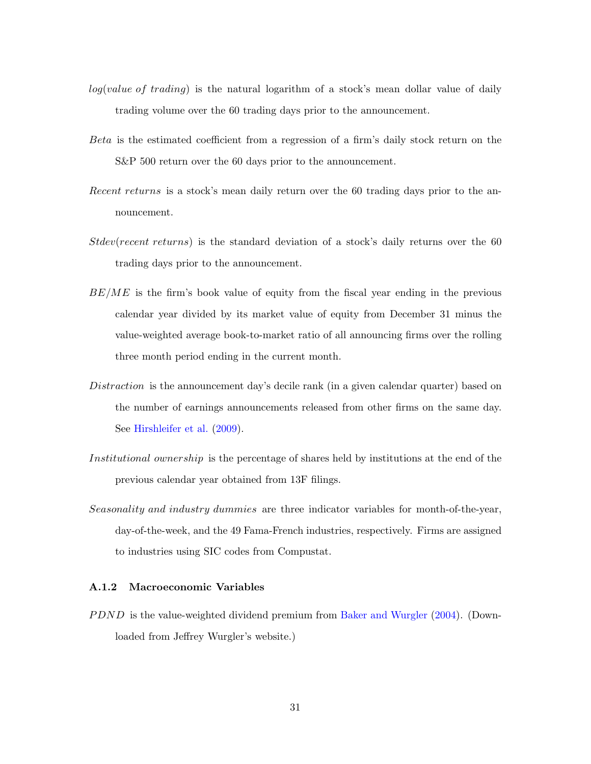$log(value\ of\ trading)$ is the natural logarithm of a stock's mean dollar value of daily trading volume over the 60 trading days prior to the announcement.

*Beta* is the estimated coefficient from a regression of a firm's daily stock return on the S&P 500 return over the 60 days prior to the announcement.

*Recent returns* is a stock's mean daily return over the 60 trading days prior to the announcement.

*Stdev*(*recent returns*) is the standard deviation of a stock's daily returns over the 60 trading days prior to the announcement.

$BE/ME$ is the firm's book value of equity from the fiscal year ending in the previous calendar year divided by its market value of equity from December 31 minus the value-weighted average book-to-market ratio of all announcing firms over the rolling three month period ending in the current month.

*Distraction* is the announcement day's decile rank (in a given calendar quarter) based on the number of earnings announcements released from other firms on the same day. See Hirshleifer et al. (2009).

*Institutional ownership* is the percentage of shares held by institutions at the end of the previous calendar year obtained from 13F filings.

*Seasonality and industry dummies* are three indicator variables for month-of-the-year, day-of-the-week, and the 49 Fama-French industries, respectively. Firms are assigned to industries using SIC codes from Compustat.

### A.1.2 Macroeconomic Variables

*PDND* is the value-weighted dividend premium from Baker and Wurgler (2004). (Downloaded from Jeffrey Wurgler's website.)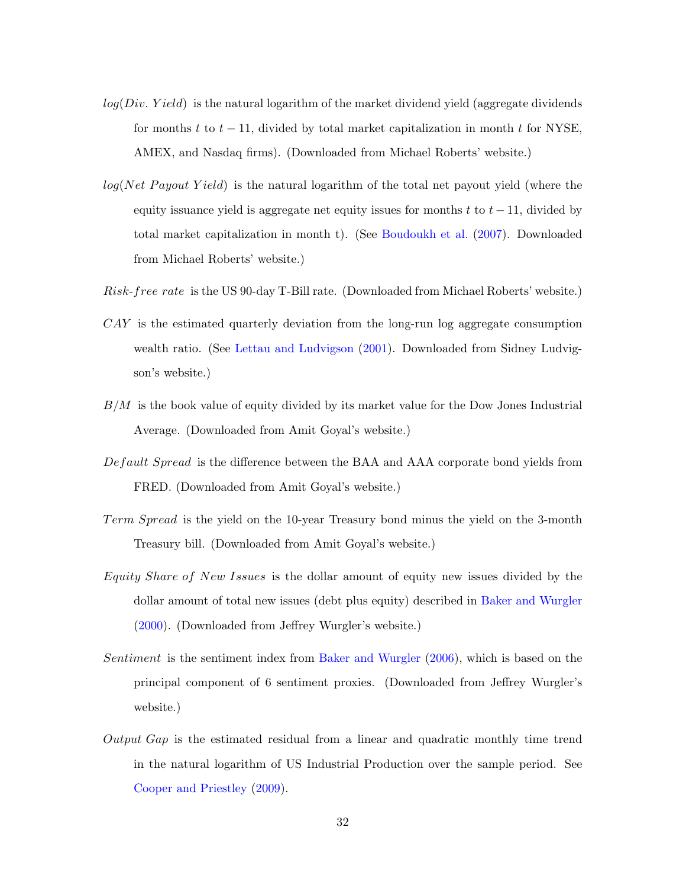$log(Div.\ Yield)$ is the natural logarithm of the market dividend yield (aggregate dividends for months $t$ to $t-11$, divided by total market capitalization in month $t$ for NYSE, AMEX, and Nasdaq firms). (Downloaded from Michael Roberts' website.)

$log(Net\ Payout\ Yield)$ is the natural logarithm of the total net payout yield (where the equity issuance yield is aggregate net equity issues for months $t$ to $t-11$, divided by total market capitalization in month t). (See Boudoukh et al. (2007). Downloaded from Michael Roberts' website.)

$Risk\text{-}free\ rate$ is the US 90-day T-Bill rate. (Downloaded from Michael Roberts' website.)

$CAY$ is the estimated quarterly deviation from the long-run log aggregate consumption wealth ratio. (See Lettau and Ludvigson (2001). Downloaded from Sidney Ludvigson's website.)

$B/M$ is the book value of equity divided by its market value for the Dow Jones Industrial Average. (Downloaded from Amit Goyal's website.)

$Default\ Spread$ is the difference between the BAA and AAA corporate bond yields from FRED. (Downloaded from Amit Goyal's website.)

$Term\ Spread$ is the yield on the 10-year Treasury bond minus the yield on the 3-month Treasury bill. (Downloaded from Amit Goyal's website.)

$Equity\ Share\ of\ New\ Issues$ is the dollar amount of equity new issues divided by the dollar amount of total new issues (debt plus equity) described in Baker and Wurgler (2000). (Downloaded from Jeffrey Wurgler's website.)

$Sentiment$ is the sentiment index from Baker and Wurgler (2006), which is based on the principal component of 6 sentiment proxies. (Downloaded from Jeffrey Wurgler's website.)

$Output\ Gap$ is the estimated residual from a linear and quadratic monthly time trend in the natural logarithm of US Industrial Production over the sample period. See Cooper and Priestley (2009).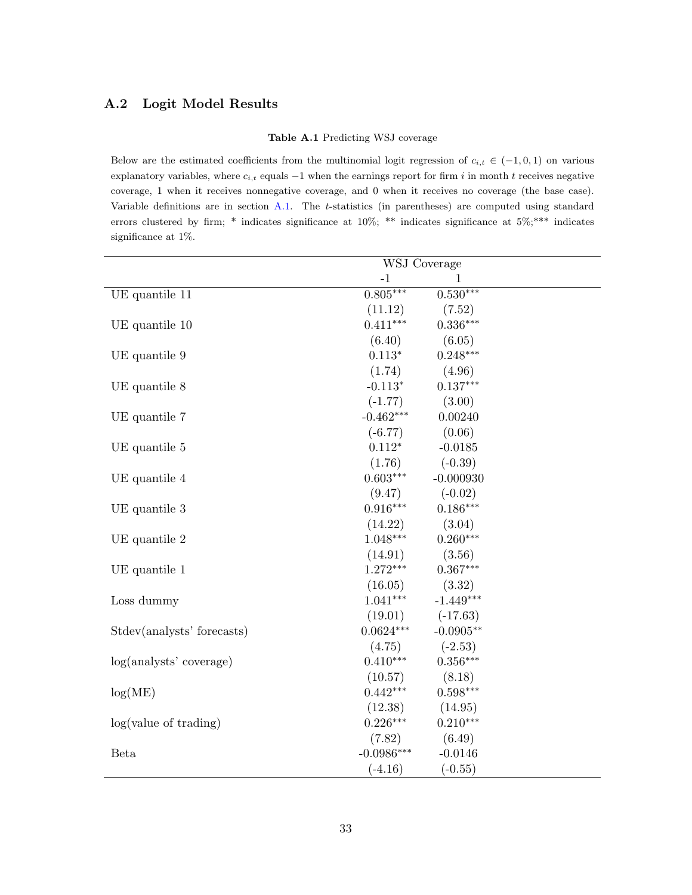## A.2 Logit Model Results

**Table A.1** Predicting WSJ coverage

Below are the estimated coefficients from the multinomial logit regression of $c_{i,t} \in (-1, 0, 1)$ on various explanatory variables, where $c_{i,t}$ equals $-1$ when the earnings report for firm $i$ in month $t$ receives negative coverage, 1 when it receives nonnegative coverage, and 0 when it receives no coverage (the base case). Variable definitions are in section A.1. The $t$-statistics (in parentheses) are computed using standard errors clustered by firm; * indicates significance at 10%; ** indicates significance at 5%;*** indicates significance at 1%.

| | WSJ Coverage | |
|---|---|---|
| | -1 | 1 |
| UE quantile 11 | 0.805*** | 0.530*** |
| | (11.12) | (7.52) |
| UE quantile 10 | 0.411*** | 0.336*** |
| | (6.40) | (6.05) |
| UE quantile 9 | 0.113* | 0.248*** |
| | (1.74) | (4.96) |
| UE quantile 8 | -0.113* | 0.137*** |
| | (-1.77) | (3.00) |
| UE quantile 7 | -0.462*** | 0.00240 |
| | (-6.77) | (0.06) |
| UE quantile 5 | 0.112* | -0.0185 |
| | (1.76) | (-0.39) |
| UE quantile 4 | 0.603*** | -0.000930 |
| | (9.47) | (-0.02) |
| UE quantile 3 | 0.916*** | 0.186*** |
| | (14.22) | (3.04) |
| UE quantile 2 | 1.048*** | 0.260*** |
| | (14.91) | (3.56) |
| UE quantile 1 | 1.272*** | 0.367*** |
| | (16.05) | (3.32) |
| Loss dummy | 1.041*** | -1.449*** |
| | (19.01) | (-17.63) |
| Stdev(analysts' forecasts) | 0.0624*** | -0.0905** |
| | (4.75) | (-2.53) |
| log(analysts' coverage) | 0.410*** | 0.356*** |
| | (10.57) | (8.18) |
| log(ME) | 0.442*** | 0.598*** |
| | (12.38) | (14.95) |
| log(value of trading) | 0.226*** | 0.210*** |
| | (7.82) | (6.49) |
| Beta | -0.0986*** | -0.0146 |
| | (-4.16) | (-0.55) |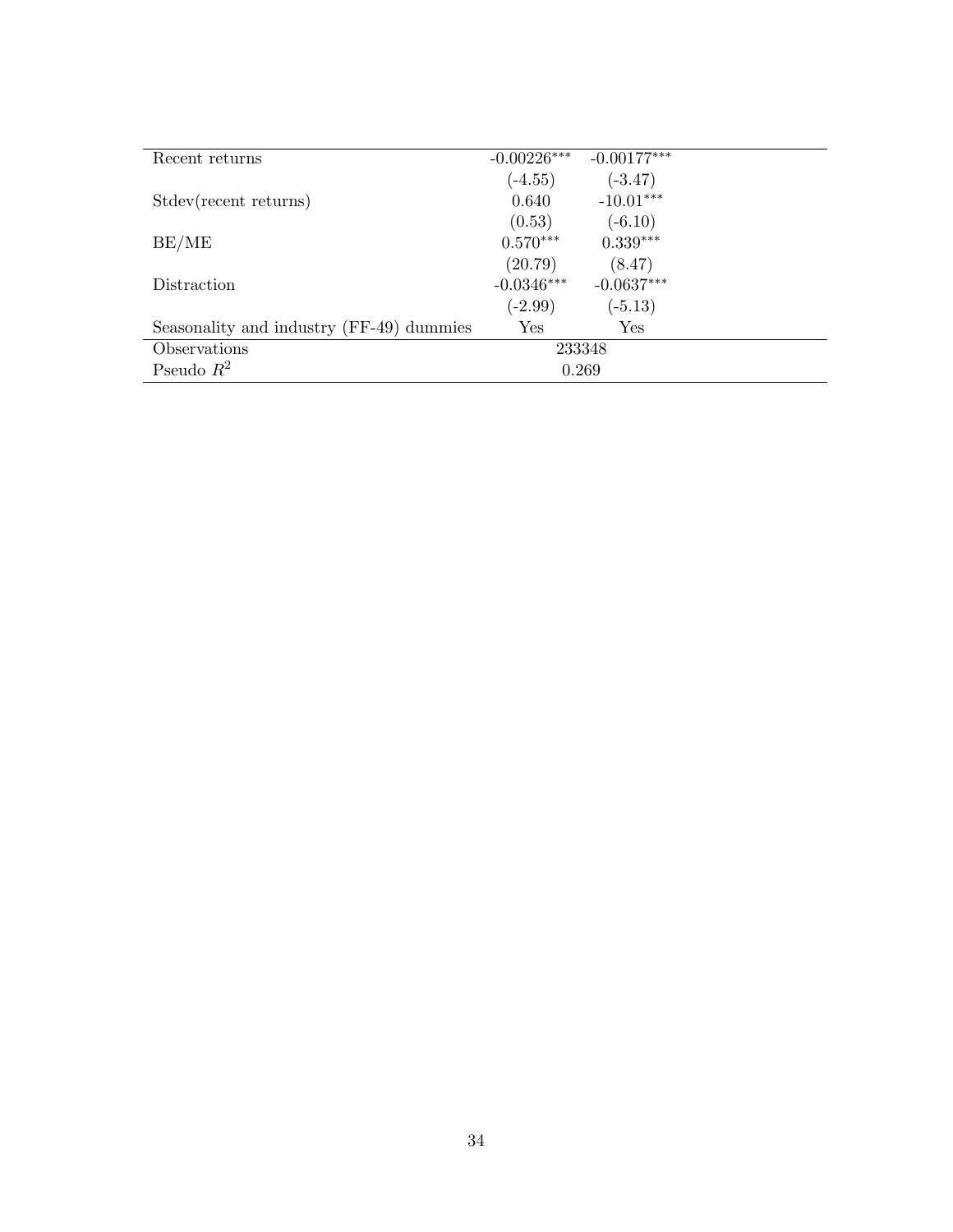| | | |
|---|---|---|
| Recent returns | -0.00226*** | -0.00177*** |
| | (-4.55) | (-3.47) |
| Stdev(recent returns) | 0.640 | -10.01*** |
| | (0.53) | (-6.10) |
| BE/ME | 0.570*** | 0.339*** |
| | (20.79) | (8.47) |
| Distraction | -0.0346*** | -0.0637*** |
| | (-2.99) | (-5.13) |
| Seasonality and industry (FF-49) dummies | Yes | Yes |
| Observations | 233348 | |
| Pseudo $R^2$ | 0.269 | |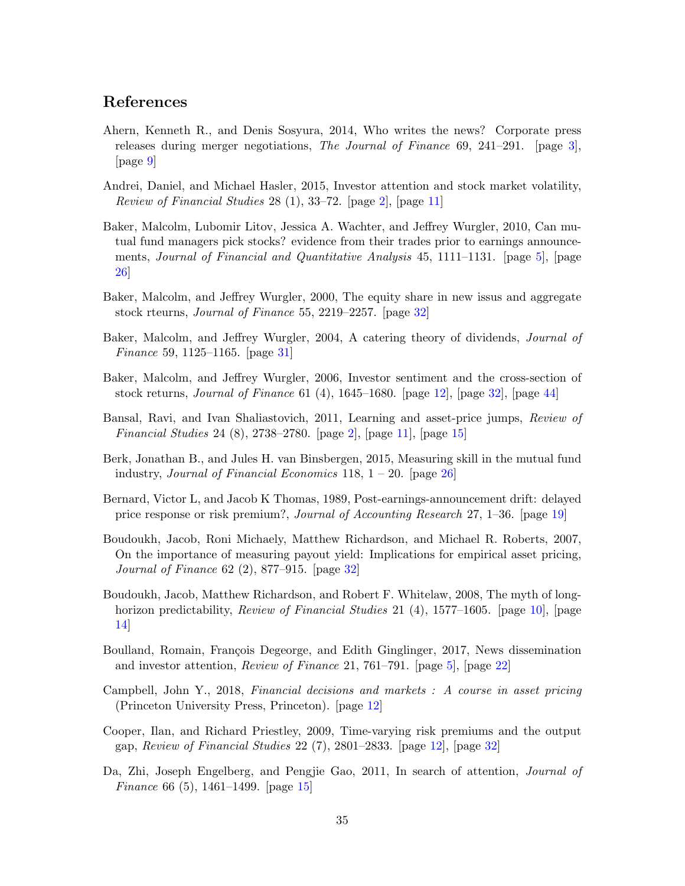## References

Ahern, Kenneth R., and Denis Sosyura, 2014, Who writes the news? Corporate press releases during merger negotiations, *The Journal of Finance* 69, 241–291. [page 3], [page 9]

Andrei, Daniel, and Michael Hasler, 2015, Investor attention and stock market volatility, *Review of Financial Studies* 28 (1), 33–72. [page 2], [page 11]

Baker, Malcolm, Lubomir Litov, Jessica A. Wachter, and Jeffrey Wurgler, 2010, Can mutual fund managers pick stocks? evidence from their trades prior to earnings announcements, *Journal of Financial and Quantitative Analysis* 45, 1111–1131. [page 5], [page 26]

Baker, Malcolm, and Jeffrey Wurgler, 2000, The equity share in new issus and aggregate stock rteurns, *Journal of Finance* 55, 2219–2257. [page 32]

Baker, Malcolm, and Jeffrey Wurgler, 2004, A catering theory of dividends, *Journal of Finance* 59, 1125–1165. [page 31]

Baker, Malcolm, and Jeffrey Wurgler, 2006, Investor sentiment and the cross-section of stock returns, *Journal of Finance* 61 (4), 1645–1680. [page 12], [page 32], [page 44]

Bansal, Ravi, and Ivan Shaliastovich, 2011, Learning and asset-price jumps, *Review of Financial Studies* 24 (8), 2738–2780. [page 2], [page 11], [page 15]

Berk, Jonathan B., and Jules H. van Binsbergen, 2015, Measuring skill in the mutual fund industry, *Journal of Financial Economics* 118, 1 – 20. [page 26]

Bernard, Victor L, and Jacob K Thomas, 1989, Post-earnings-announcement drift: delayed price response or risk premium?, *Journal of Accounting Research* 27, 1–36. [page 19]

Boudoukh, Jacob, Roni Michaely, Matthew Richardson, and Michael R. Roberts, 2007, On the importance of measuring payout yield: Implications for empirical asset pricing, *Journal of Finance* 62 (2), 877–915. [page 32]

Boudoukh, Jacob, Matthew Richardson, and Robert F. Whitelaw, 2008, The myth of long-horizon predictability, *Review of Financial Studies* 21 (4), 1577–1605. [page 10], [page 14]

Boulland, Romain, François Degeorge, and Edith Ginglinger, 2017, News dissemination and investor attention, *Review of Finance* 21, 761–791. [page 5], [page 22]

Campbell, John Y., 2018, *Financial decisions and markets : A course in asset pricing* (Princeton University Press, Princeton). [page 12]

Cooper, Ilan, and Richard Priestley, 2009, Time-varying risk premiums and the output gap, *Review of Financial Studies* 22 (7), 2801–2833. [page 12], [page 32]

Da, Zhi, Joseph Engelberg, and Pengjie Gao, 2011, In search of attention, *Journal of Finance* 66 (5), 1461–1499. [page 15]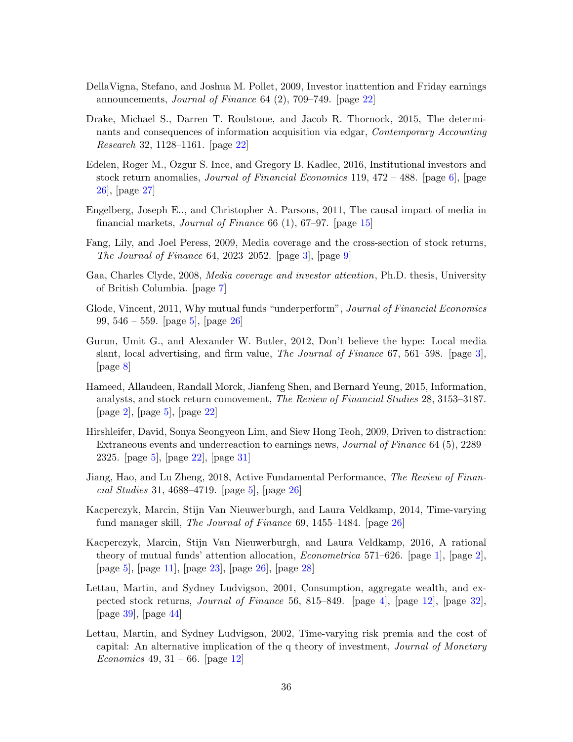DellaVigna, Stefano, and Joshua M. Pollet, 2009, Investor inattention and Friday earnings announcements, *Journal of Finance* 64 (2), 709–749. [page 22]

Drake, Michael S., Darren T. Roulstone, and Jacob R. Thornock, 2015, The determinants and consequences of information acquisition via edgar, *Contemporary Accounting Research* 32, 1128–1161. [page 22]

Edelen, Roger M., Ozgur S. Ince, and Gregory B. Kadlec, 2016, Institutional investors and stock return anomalies, *Journal of Financial Economics* 119, 472 – 488. [page 6], [page 26], [page 27]

Engelberg, Joseph E.., and Christopher A. Parsons, 2011, The causal impact of media in financial markets, *Journal of Finance* 66 (1), 67–97. [page 15]

Fang, Lily, and Joel Peress, 2009, Media coverage and the cross-section of stock returns, *The Journal of Finance* 64, 2023–2052. [page 3], [page 9]

Gaa, Charles Clyde, 2008, *Media coverage and investor attention*, Ph.D. thesis, University of British Columbia. [page 7]

Glode, Vincent, 2011, Why mutual funds "underperform", *Journal of Financial Economics* 99, 546 – 559. [page 5], [page 26]

Gurun, Umit G., and Alexander W. Butler, 2012, Don't believe the hype: Local media slant, local advertising, and firm value, *The Journal of Finance* 67, 561–598. [page 3], [page 8]

Hameed, Allaudeen, Randall Morck, Jianfeng Shen, and Bernard Yeung, 2015, Information, analysts, and stock return comovement, *The Review of Financial Studies* 28, 3153–3187. [page 2], [page 5], [page 22]

Hirshleifer, David, Sonya Seongyeon Lim, and Siew Hong Teoh, 2009, Driven to distraction: Extraneous events and underreaction to earnings news, *Journal of Finance* 64 (5), 2289–2325. [page 5], [page 22], [page 31]

Jiang, Hao, and Lu Zheng, 2018, Active Fundamental Performance, *The Review of Financial Studies* 31, 4688–4719. [page 5], [page 26]

Kacperczyk, Marcin, Stijn Van Nieuwerburgh, and Laura Veldkamp, 2014, Time-varying fund manager skill, *The Journal of Finance* 69, 1455–1484. [page 26]

Kacperczyk, Marcin, Stijn Van Nieuwerburgh, and Laura Veldkamp, 2016, A rational theory of mutual funds' attention allocation, *Econometrica* 571–626. [page 1], [page 2], [page 5], [page 11], [page 23], [page 26], [page 28]

Lettau, Martin, and Sydney Ludvigson, 2001, Consumption, aggregate wealth, and expected stock returns, *Journal of Finance* 56, 815–849. [page 4], [page 12], [page 32], [page 39], [page 44]

Lettau, Martin, and Sydney Ludvigson, 2002, Time-varying risk premia and the cost of capital: An alternative implication of the q theory of investment, *Journal of Monetary Economics* 49, 31 – 66. [page 12]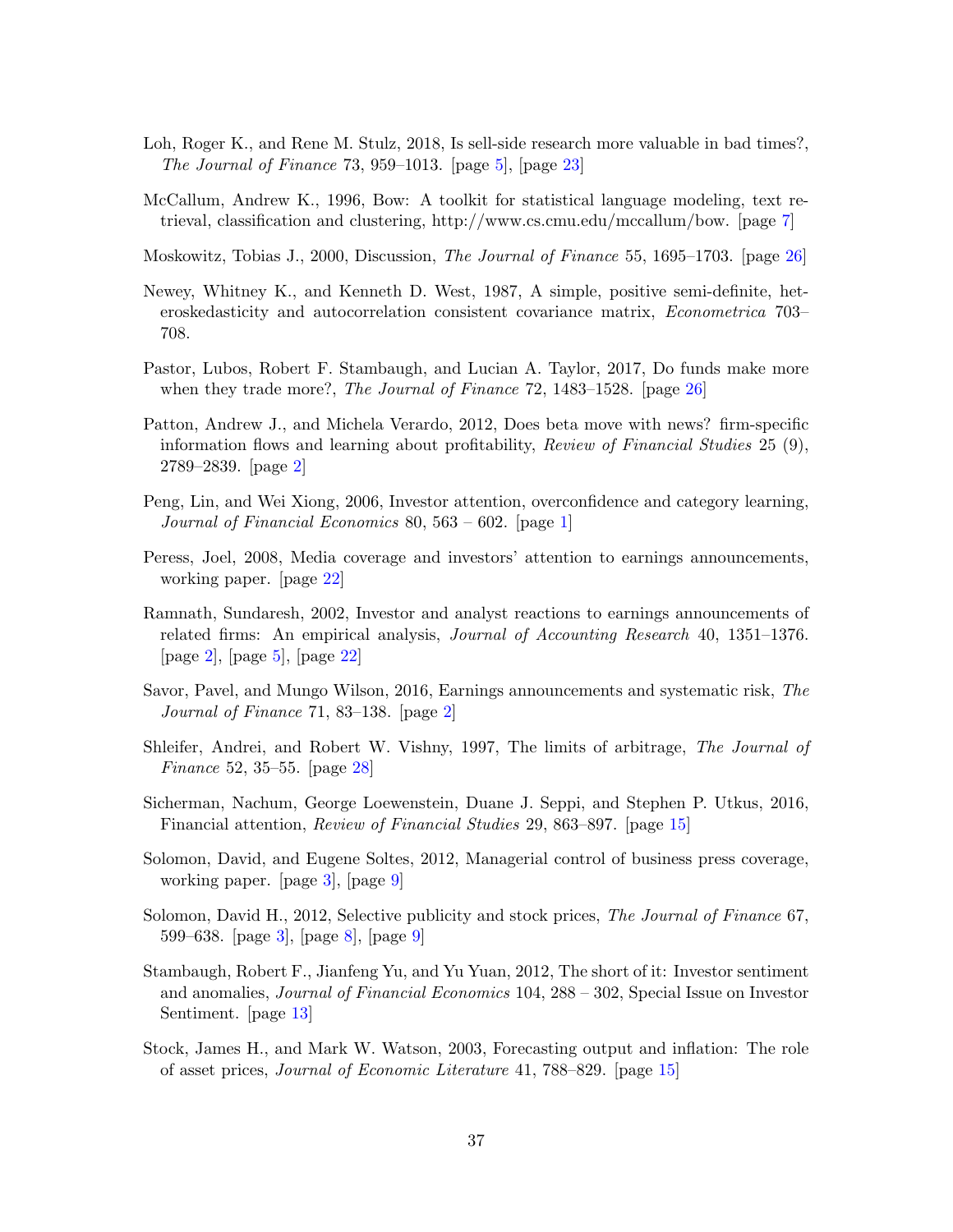Loh, Roger K., and Rene M. Stulz, 2018, Is sell-side research more valuable in bad times?, *The Journal of Finance* 73, 959–1013. [page 5], [page 23]

McCallum, Andrew K., 1996, Bow: A toolkit for statistical language modeling, text retrieval, classification and clustering, http://www.cs.cmu.edu/mccallum/bow. [page 7]

Moskowitz, Tobias J., 2000, Discussion, *The Journal of Finance* 55, 1695–1703. [page 26]

Newey, Whitney K., and Kenneth D. West, 1987, A simple, positive semi-definite, heteroskedasticity and autocorrelation consistent covariance matrix, *Econometrica* 703–708.

Pastor, Lubos, Robert F. Stambaugh, and Lucian A. Taylor, 2017, Do funds make more when they trade more?, *The Journal of Finance* 72, 1483–1528. [page 26]

Patton, Andrew J., and Michela Verardo, 2012, Does beta move with news? firm-specific information flows and learning about profitability, *Review of Financial Studies* 25 (9), 2789–2839. [page 2]

Peng, Lin, and Wei Xiong, 2006, Investor attention, overconfidence and category learning, *Journal of Financial Economics* 80, 563 – 602. [page 1]

Peress, Joel, 2008, Media coverage and investors' attention to earnings announcements, working paper. [page 22]

Ramnath, Sundaresh, 2002, Investor and analyst reactions to earnings announcements of related firms: An empirical analysis, *Journal of Accounting Research* 40, 1351–1376. [page 2], [page 5], [page 22]

Savor, Pavel, and Mungo Wilson, 2016, Earnings announcements and systematic risk, *The Journal of Finance* 71, 83–138. [page 2]

Shleifer, Andrei, and Robert W. Vishny, 1997, The limits of arbitrage, *The Journal of Finance* 52, 35–55. [page 28]

Sicherman, Nachum, George Loewenstein, Duane J. Seppi, and Stephen P. Utkus, 2016, Financial attention, *Review of Financial Studies* 29, 863–897. [page 15]

Solomon, David, and Eugene Soltes, 2012, Managerial control of business press coverage, working paper. [page 3], [page 9]

Solomon, David H., 2012, Selective publicity and stock prices, *The Journal of Finance* 67, 599–638. [page 3], [page 8], [page 9]

Stambaugh, Robert F., Jianfeng Yu, and Yu Yuan, 2012, The short of it: Investor sentiment and anomalies, *Journal of Financial Economics* 104, 288 – 302, Special Issue on Investor Sentiment. [page 13]

Stock, James H., and Mark W. Watson, 2003, Forecasting output and inflation: The role of asset prices, *Journal of Economic Literature* 41, 788–829. [page 15]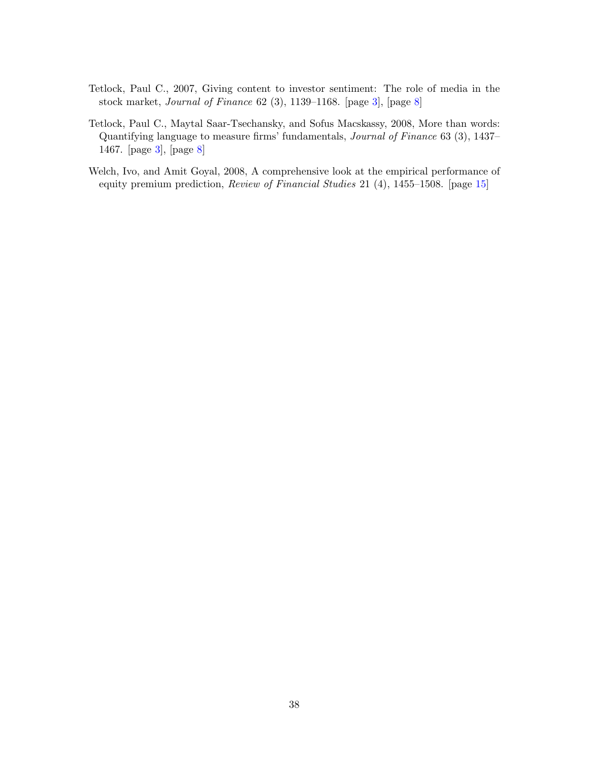Tetlock, Paul C., 2007, Giving content to investor sentiment: The role of media in the stock market, *Journal of Finance* 62 (3), 1139–1168. [page 3], [page 8]

Tetlock, Paul C., Maytal Saar-Tsechansky, and Sofus Macskassy, 2008, More than words: Quantifying language to measure firms' fundamentals, *Journal of Finance* 63 (3), 1437–1467. [page 3], [page 8]

Welch, Ivo, and Amit Goyal, 2008, A comprehensive look at the empirical performance of equity premium prediction, *Review of Financial Studies* 21 (4), 1455–1508. [page 15]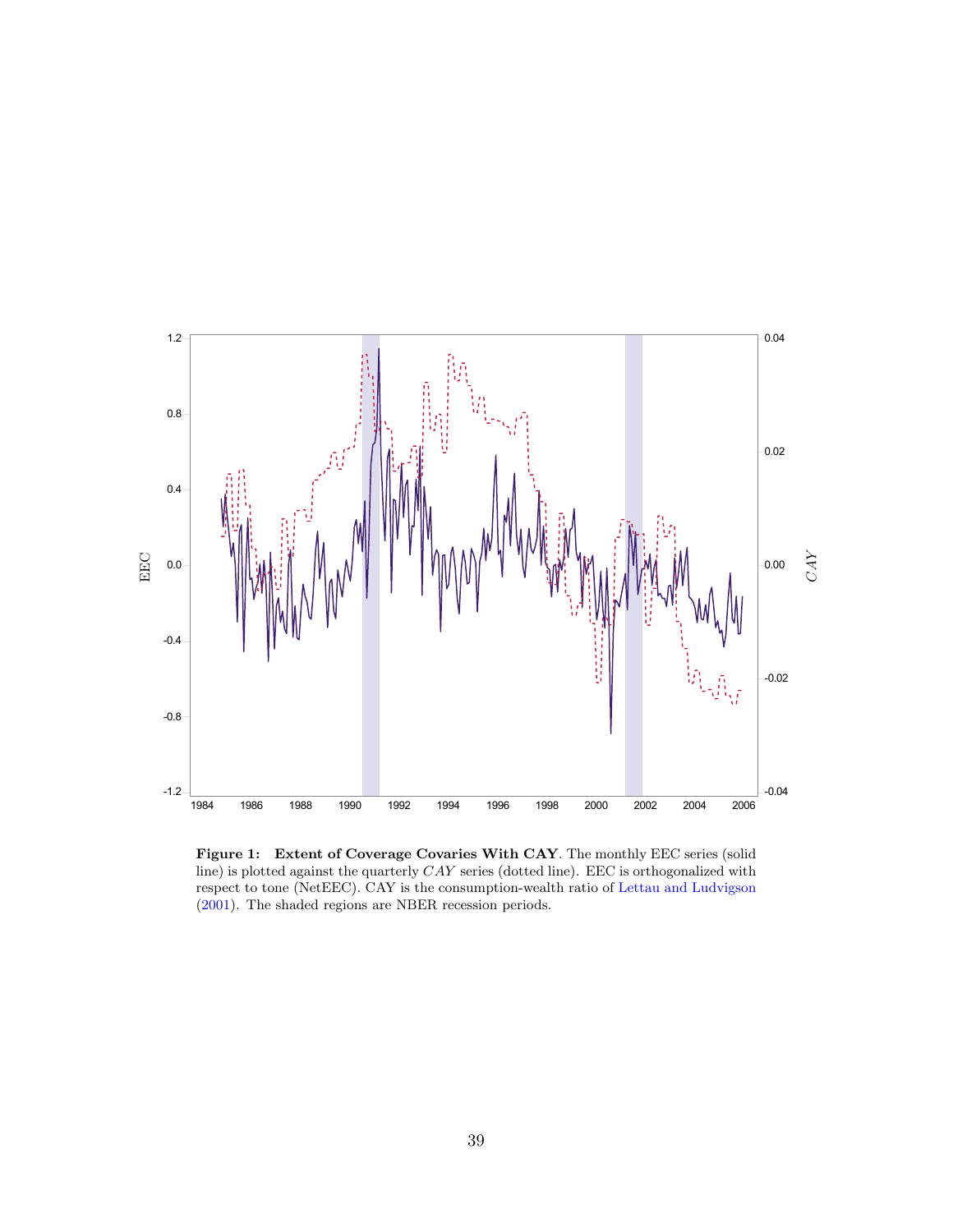**Figure 1: Extent of Coverage Covaries With CAY**. The monthly EEC series (solid line) is plotted against the quarterly $CAY$ series (dotted line). EEC is orthogonalized with respect to tone (NetEEC). CAY is the consumption-wealth ratio of Lettau and Ludvigson (2001). The shaded regions are NBER recession periods.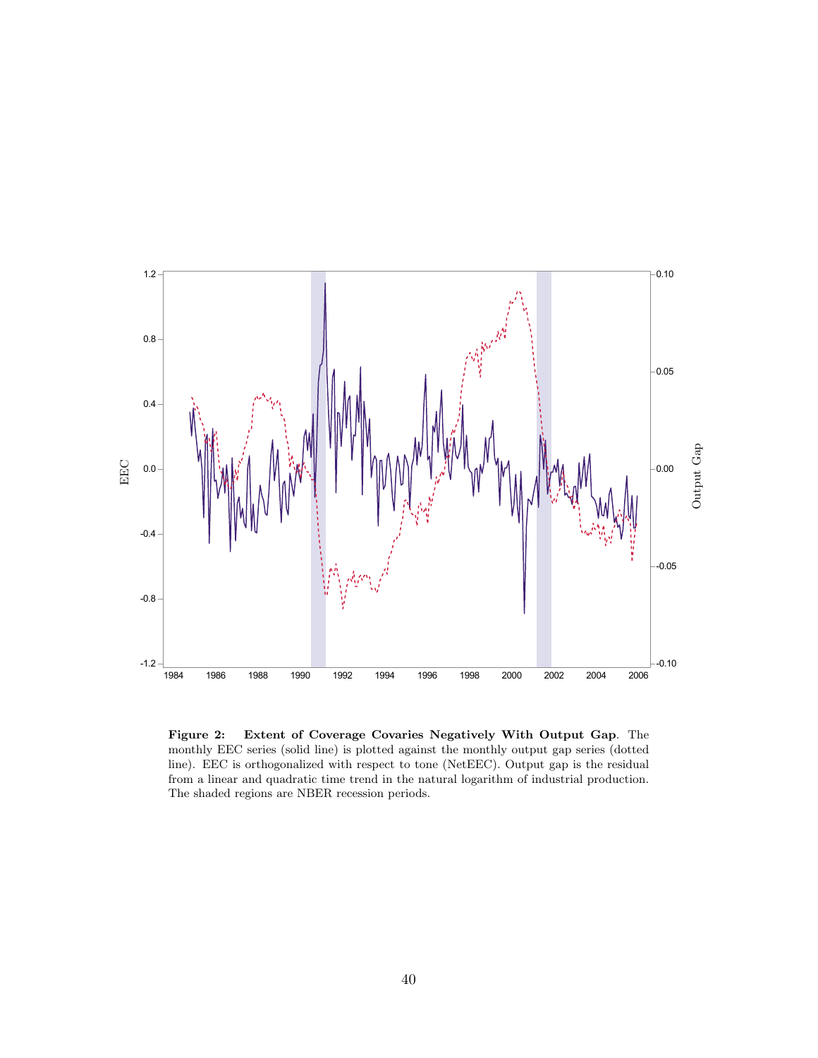**Figure 2: Extent of Coverage Covaries Negatively With Output Gap**. The monthly EEC series (solid line) is plotted against the monthly output gap series (dotted line). EEC is orthogonalized with respect to tone (NetEEC). Output gap is the residual from a linear and quadratic time trend in the natural logarithm of industrial production. The shaded regions are NBER recession periods.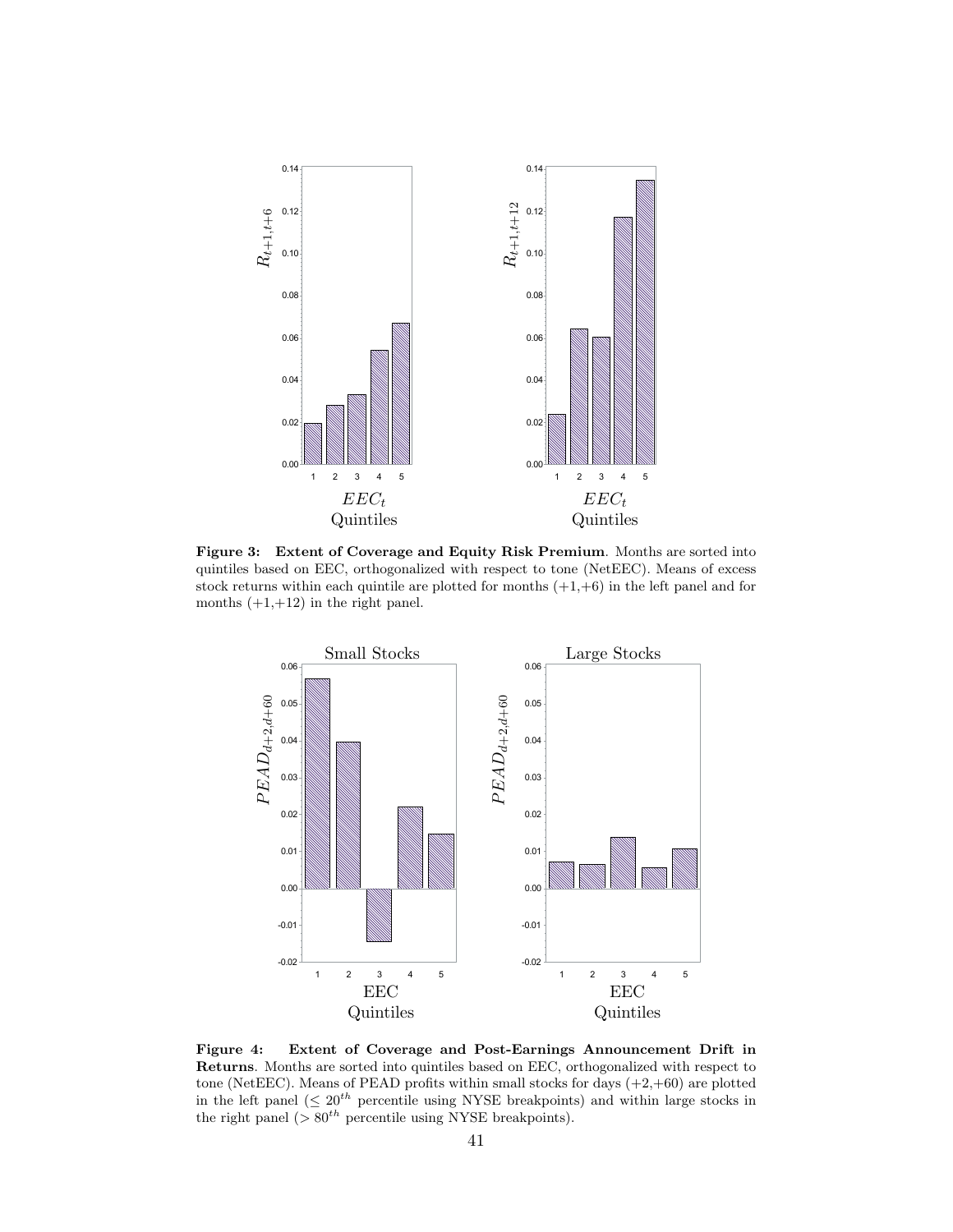**Figure 3: Extent of Coverage and Equity Risk Premium**. Months are sorted into quintiles based on EEC, orthogonalized with respect to tone (NetEEC). Means of excess stock returns within each quintile are plotted for months (+1,+6) in the left panel and for months (+1,+12) in the right panel.

**Figure 4: Extent of Coverage and Post-Earnings Announcement Drift in Returns**. Months are sorted into quintiles based on EEC, orthogonalized with respect to tone (NetEEC). Means of PEAD profits within small stocks for days (+2,+60) are plotted in the left panel ($\leq 20^{th}$ percentile using NYSE breakpoints) and within large stocks in the right panel ($> 80^{th}$ percentile using NYSE breakpoints).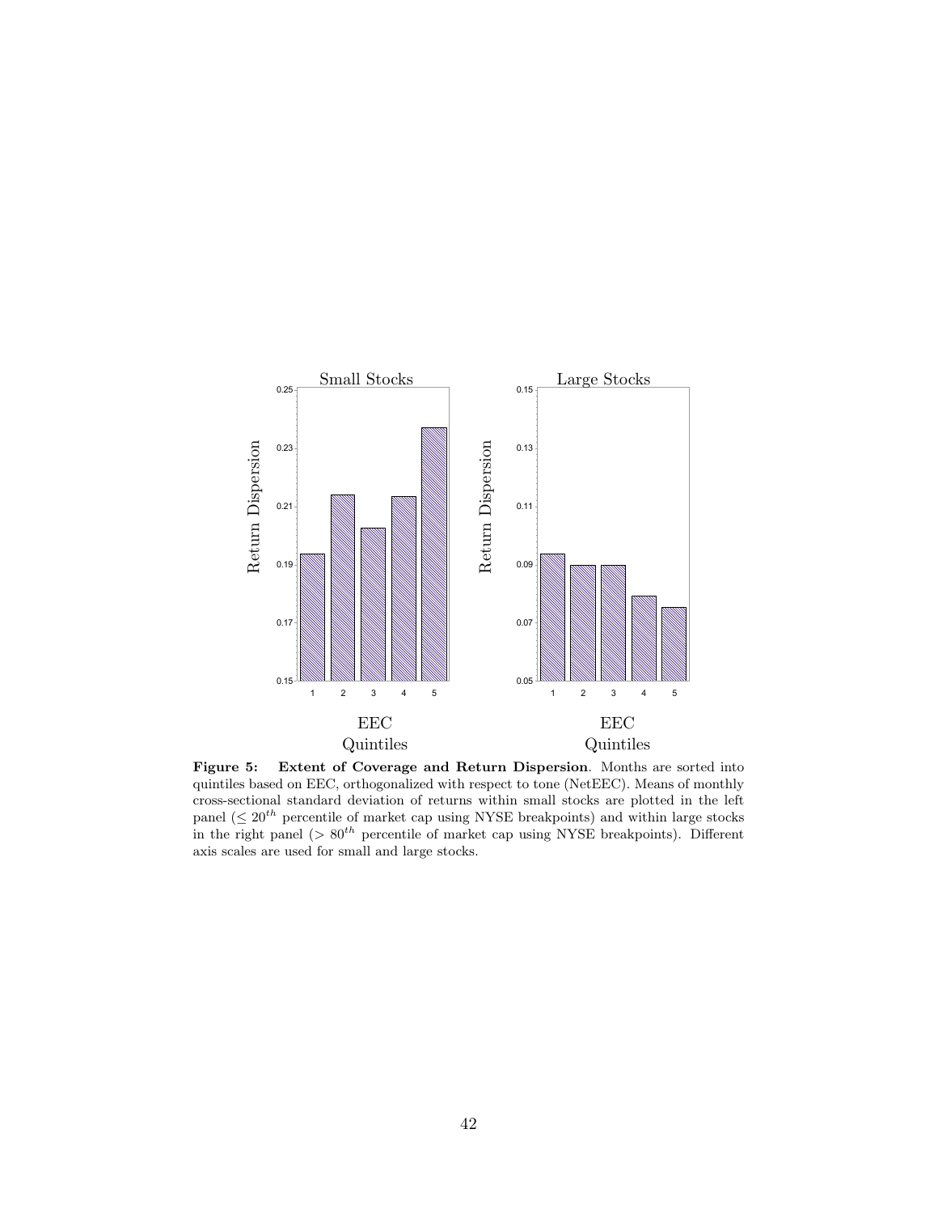**Figure 5: Extent of Coverage and Return Dispersion**. Months are sorted into quintiles based on EEC, orthogonalized with respect to tone (NetEEC). Means of monthly cross-sectional standard deviation of returns within small stocks are plotted in the left panel ($\leq 20^{th}$ percentile of market cap using NYSE breakpoints) and within large stocks in the right panel ($> 80^{th}$ percentile of market cap using NYSE breakpoints). Different axis scales are used for small and large stocks.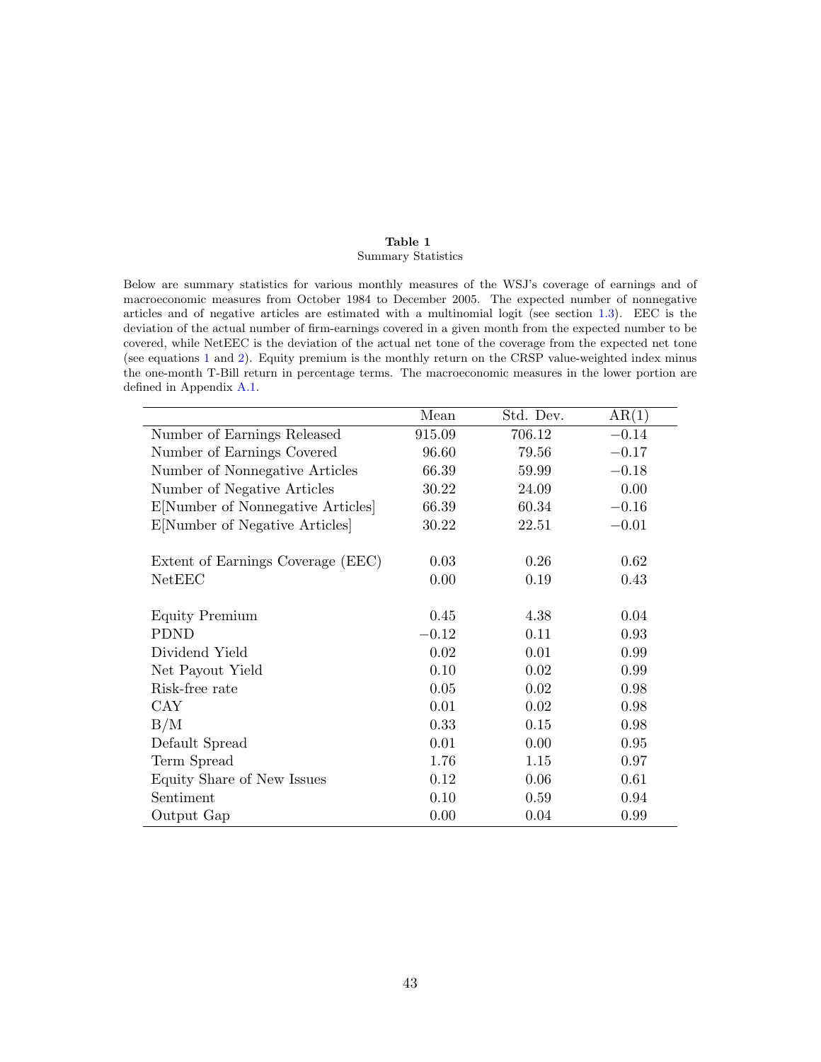**Table 1**

Summary Statistics

Below are summary statistics for various monthly measures of the WSJ's coverage of earnings and of macroeconomic measures from October 1984 to December 2005. The expected number of nonnegative articles and of negative articles are estimated with a multinomial logit (see section 1.3). EEC is the deviation of the actual number of firm-earnings covered in a given month from the expected number to be covered, while NetEEC is the deviation of the actual net tone of the coverage from the expected net tone (see equations 1 and 2). Equity premium is the monthly return on the CRSP value-weighted index minus the one-month T-Bill return in percentage terms. The macroeconomic measures in the lower portion are defined in Appendix A.1.

| | Mean | Std. Dev. | AR(1) |
|---|---|---|---|
| Number of Earnings Released | 915.09 | 706.12 | −0.14 |
| Number of Earnings Covered | 96.60 | 79.56 | −0.17 |
| Number of Nonnegative Articles | 66.39 | 59.99 | −0.18 |
| Number of Negative Articles | 30.22 | 24.09 | 0.00 |
| E[Number of Nonnegative Articles] | 66.39 | 60.34 | −0.16 |
| E[Number of Negative Articles] | 30.22 | 22.51 | −0.01 |
| | | | |
| Extent of Earnings Coverage (EEC) | 0.03 | 0.26 | 0.62 |
| NetEEC | 0.00 | 0.19 | 0.43 |
| | | | |
| Equity Premium | 0.45 | 4.38 | 0.04 |
| PDND | −0.12 | 0.11 | 0.93 |
| Dividend Yield | 0.02 | 0.01 | 0.99 |
| Net Payout Yield | 0.10 | 0.02 | 0.99 |
| Risk-free rate | 0.05 | 0.02 | 0.98 |
| CAY | 0.01 | 0.02 | 0.98 |
| B/M | 0.33 | 0.15 | 0.98 |
| Default Spread | 0.01 | 0.00 | 0.95 |
| Term Spread | 1.76 | 1.15 | 0.97 |
| Equity Share of New Issues | 0.12 | 0.06 | 0.61 |
| Sentiment | 0.10 | 0.59 | 0.94 |
| Output Gap | 0.00 | 0.04 | 0.99 |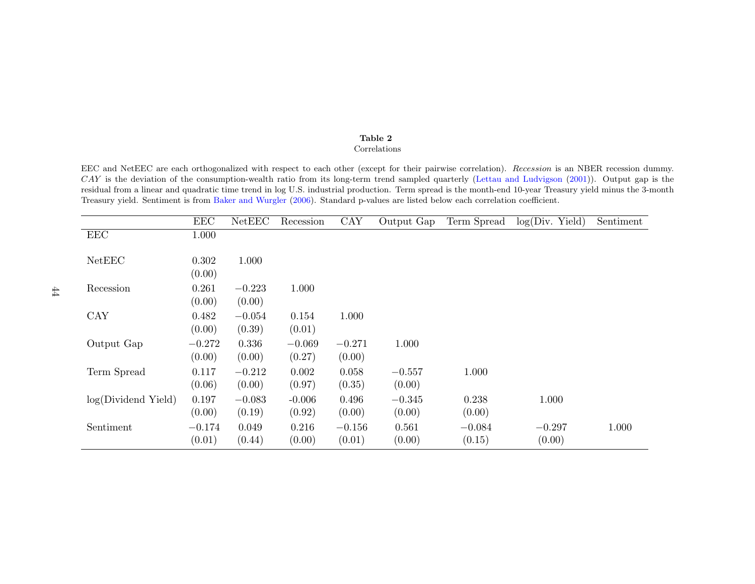**Table 2**

Correlations

EEC and NetEEC are each orthogonalized with respect to each other (except for their pairwise correlation). *Recession* is an NBER recession dummy. *CAY* is the deviation of the consumption-wealth ratio from its long-term trend sampled quarterly (Lettau and Ludvigson (2001)). Output gap is the residual from a linear and quadratic time trend in log U.S. industrial production. Term spread is the month-end 10-year Treasury yield minus the 3-month Treasury yield. Sentiment is from Baker and Wurgler (2006). Standard p-values are listed below each correlation coefficient.

| | EEC | NetEEC | Recession | CAY | Output Gap | Term Spread | log(Div. Yield) | Sentiment |
|---|---|---|---|---|---|---|---|---|
| EEC | 1.000 | | | | | | | |
| NetEEC | 0.302 | 1.000 | | | | | | |
| | (0.00) | | | | | | | |
| Recession | 0.261 | −0.223 | 1.000 | | | | | |
| | (0.00) | (0.00) | | | | | | |
| CAY | 0.482 | −0.054 | 0.154 | 1.000 | | | | |
| | (0.00) | (0.39) | (0.01) | | | | | |
| Output Gap | −0.272 | 0.336 | −0.069 | −0.271 | 1.000 | | | |
| | (0.00) | (0.00) | (0.27) | (0.00) | | | | |
| Term Spread | 0.117 | −0.212 | 0.002 | 0.058 | −0.557 | 1.000 | | |
| | (0.06) | (0.00) | (0.97) | (0.35) | (0.00) | | | |
| log(Dividend Yield) | 0.197 | −0.083 | -0.006 | 0.496 | −0.345 | 0.238 | 1.000 | |
| | (0.00) | (0.19) | (0.92) | (0.00) | (0.00) | (0.00) | | |
| Sentiment | −0.174 | 0.049 | 0.216 | −0.156 | 0.561 | −0.084 | −0.297 | 1.000 |
| | (0.01) | (0.44) | (0.00) | (0.01) | (0.00) | (0.15) | (0.00) | |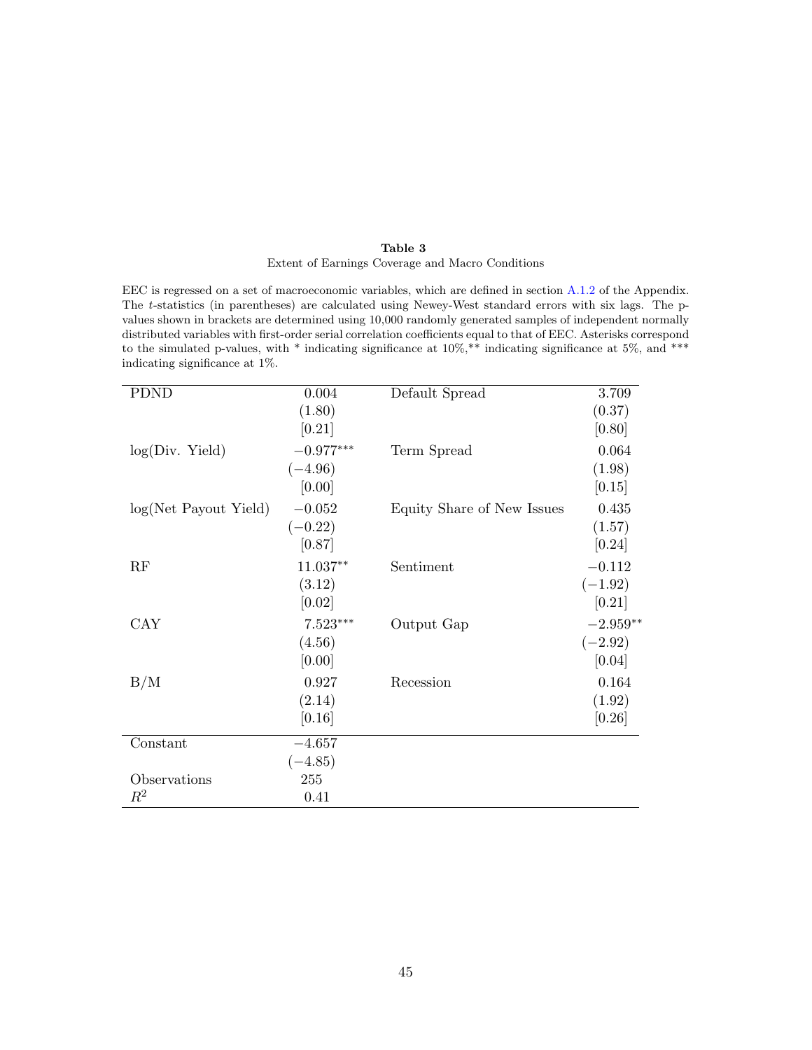**Table 3**

Extent of Earnings Coverage and Macro Conditions

EEC is regressed on a set of macroeconomic variables, which are defined in section A.1.2 of the Appendix. The $t$-statistics (in parentheses) are calculated using Newey-West standard errors with six lags. The p-values shown in brackets are determined using 10,000 randomly generated samples of independent normally distributed variables with first-order serial correlation coefficients equal to that of EEC. Asterisks correspond to the simulated p-values, with * indicating significance at 10%,** indicating significance at 5%, and *** indicating significance at 1%.

| | | | |
|---|---|---|---|
| PDND | 0.004 | Default Spread | 3.709 |
| | (1.80) | | (0.37) |
| | [0.21] | | [0.80] |
| log(Div. Yield) | $-0.977^{***}$ | Term Spread | 0.064 |
| | $(-4.96)$ | | (1.98) |
| | [0.00] | | [0.15] |
| log(Net Payout Yield) | $-0.052$ | Equity Share of New Issues | 0.435 |
| | $(-0.22)$ | | (1.57) |
| | [0.87] | | [0.24] |
| RF | $11.037^{**}$ | Sentiment | $-0.112$ |
| | (3.12) | | $(-1.92)$ |
| | [0.02] | | [0.21] |
| CAY | $7.523^{***}$ | Output Gap | $-2.959^{**}$ |
| | (4.56) | | $(-2.92)$ |
| | [0.00] | | [0.04] |
| B/M | 0.927 | Recession | 0.164 |
| | (2.14) | | (1.92) |
| | [0.16] | | [0.26] |
| Constant | $-4.657$ | | |
| | $(-4.85)$ | | |
| Observations | 255 | | |
| $R^2$ | 0.41 | | |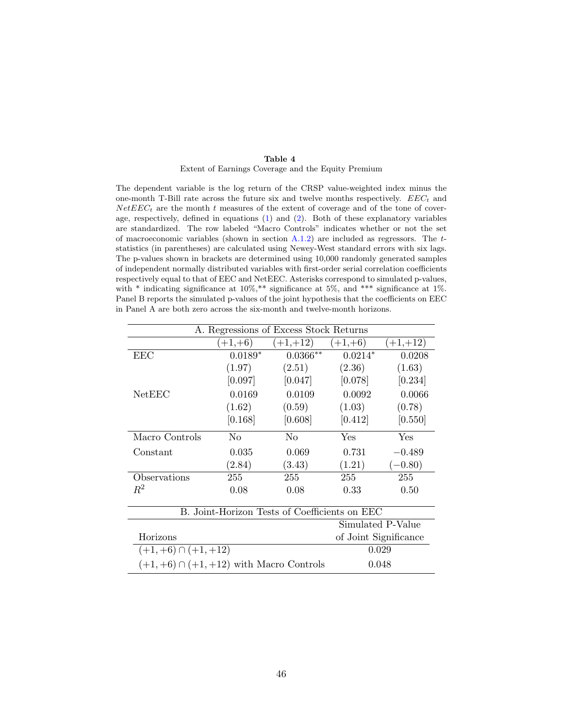**Table 4**

Extent of Earnings Coverage and the Equity Premium

The dependent variable is the log return of the CRSP value-weighted index minus the one-month T-Bill rate across the future six and twelve months respectively. $EEC_t$ and $NetEEC_t$ are the month $t$ measures of the extent of coverage and of the tone of coverage, respectively, defined in equations (1) and (2). Both of these explanatory variables are standardized. The row labeled "Macro Controls" indicates whether or not the set of macroeconomic variables (shown in section A.1.2) are included as regressors. The $t$-statistics (in parentheses) are calculated using Newey-West standard errors with six lags. The p-values shown in brackets are determined using 10,000 randomly generated samples of independent normally distributed variables with first-order serial correlation coefficients respectively equal to that of EEC and NetEEC. Asterisks correspond to simulated p-values, with * indicating significance at 10%,** significance at 5%, and *** significance at 1%. Panel B reports the simulated p-values of the joint hypothesis that the coefficients on EEC in Panel A are both zero across the six-month and twelve-month horizons.

| A. Regressions of Excess Stock Returns | | | | |
|---|---|---|---|---|
| | (+1,+6) | (+1,+12) | (+1,+6) | (+1,+12) |
| EEC | 0.0189* | 0.0366** | 0.0214* | 0.0208 |
| | (1.97) | (2.51) | (2.36) | (1.63) |
| | [0.097] | [0.047] | [0.078] | [0.234] |
| NetEEC | 0.0169 | 0.0109 | 0.0092 | 0.0066 |
| | (1.62) | (0.59) | (1.03) | (0.78) |
| | [0.168] | [0.608] | [0.412] | [0.550] |
| Macro Controls | No | No | Yes | Yes |
| Constant | 0.035 | 0.069 | 0.731 | −0.489 |
| | (2.84) | (3.43) | (1.21) | (−0.80) |
| Observations | 255 | 255 | 255 | 255 |
| $R^2$ | 0.08 | 0.08 | 0.33 | 0.50 |

| B. Joint-Horizon Tests of Coefficients on EEC | |
|---|---|
| Horizons | Simulated P-Value of Joint Significance |
| $(+1,+6) \cap (+1,+12)$ | 0.029 |
| $(+1,+6) \cap (+1,+12)$ with Macro Controls | 0.048 |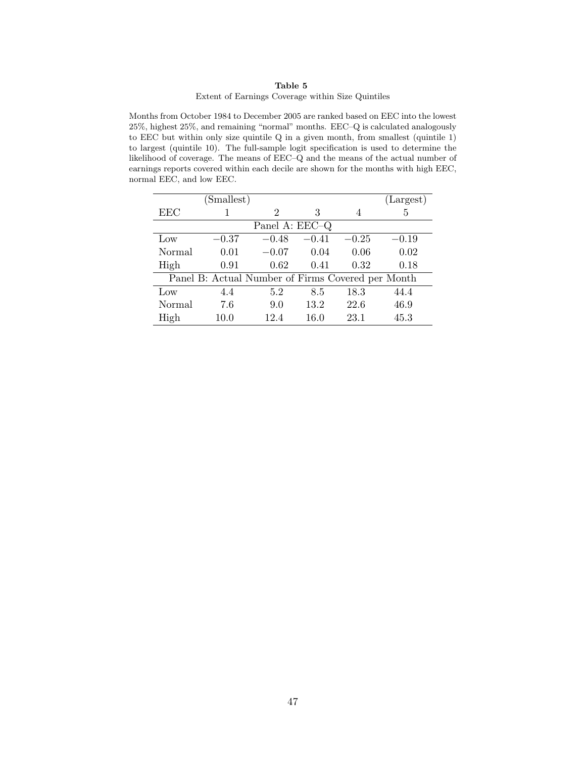**Table 5**

Extent of Earnings Coverage within Size Quintiles

Months from October 1984 to December 2005 are ranked based on EEC into the lowest 25%, highest 25%, and remaining "normal" months. EEC–Q is calculated analogously to EEC but within only size quintile Q in a given month, from smallest (quintile 1) to largest (quintile 10). The full-sample logit specification is used to determine the likelihood of coverage. The means of EEC–Q and the means of the actual number of earnings reports covered within each decile are shown for the months with high EEC, normal EEC, and low EEC.

| EEC | (Smallest) 1 | 2 | 3 | 4 | (Largest) 5 |
|---|---|---|---|---|---|
| **Panel A: EEC–Q** | | | | | |
| Low | −0.37 | −0.48 | −0.41 | −0.25 | −0.19 |
| Normal | 0.01 | −0.07 | 0.04 | 0.06 | 0.02 |
| High | 0.91 | 0.62 | 0.41 | 0.32 | 0.18 |
| **Panel B: Actual Number of Firms Covered per Month** | | | | | |
| Low | 4.4 | 5.2 | 8.5 | 18.3 | 44.4 |
| Normal | 7.6 | 9.0 | 13.2 | 22.6 | 46.9 |
| High | 10.0 | 12.4 | 16.0 | 23.1 | 45.3 |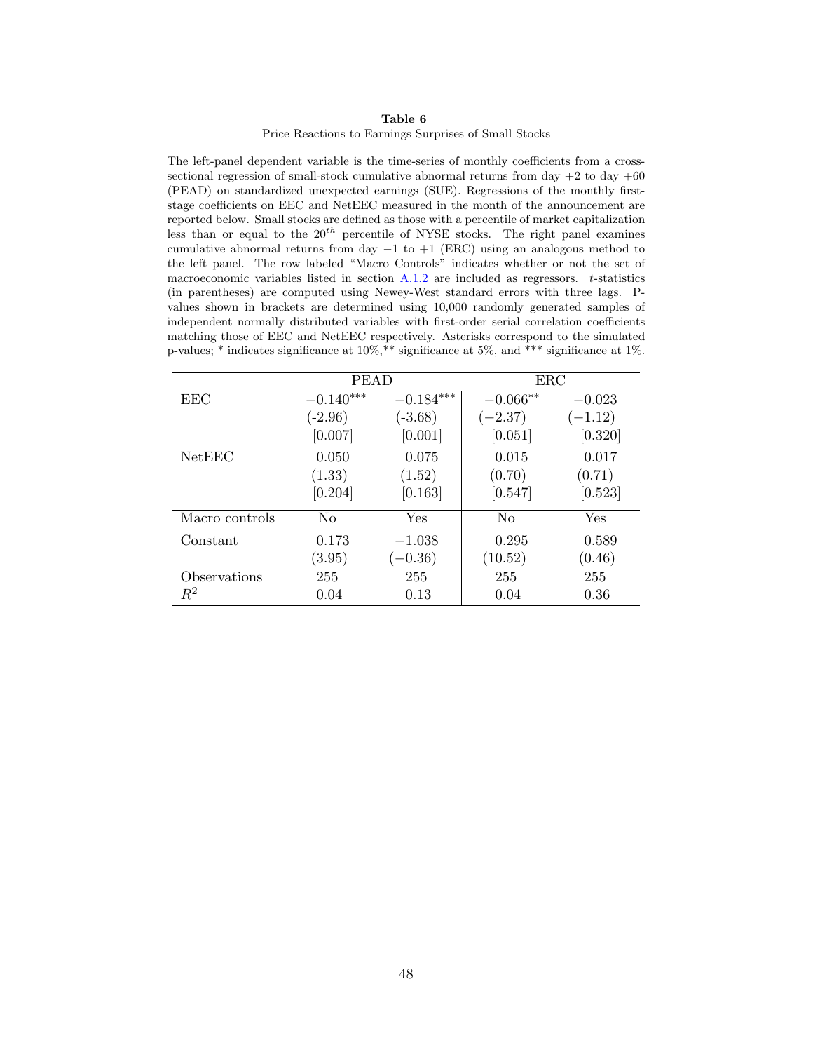**Table 6**

Price Reactions to Earnings Surprises of Small Stocks

The left-panel dependent variable is the time-series of monthly coefficients from a cross-sectional regression of small-stock cumulative abnormal returns from day +2 to day +60 (PEAD) on standardized unexpected earnings (SUE). Regressions of the monthly first-stage coefficients on EEC and NetEEC measured in the month of the announcement are reported below. Small stocks are defined as those with a percentile of market capitalization less than or equal to the $20^{th}$ percentile of NYSE stocks. The right panel examines cumulative abnormal returns from day −1 to +1 (ERC) using an analogous method to the left panel. The row labeled "Macro Controls" indicates whether or not the set of macroeconomic variables listed in section A.1.2 are included as regressors. *t*-statistics (in parentheses) are computed using Newey-West standard errors with three lags. P-values shown in brackets are determined using 10,000 randomly generated samples of independent normally distributed variables with first-order serial correlation coefficients matching those of EEC and NetEEC respectively. Asterisks correspond to the simulated p-values; * indicates significance at 10%,** significance at 5%, and *** significance at 1%.

| | PEAD | | ERC | |
|---|---|---|---|---|
| EEC | $-0.140^{***}$ | $-0.184^{***}$ | $-0.066^{**}$ | $-0.023$ |
| | (-2.96) | (-3.68) | ($-2.37$) | ($-1.12$) |
| | [0.007] | [0.001] | [0.051] | [0.320] |
| NetEEC | 0.050 | 0.075 | 0.015 | 0.017 |
| | (1.33) | (1.52) | (0.70) | (0.71) |
| | [0.204] | [0.163] | [0.547] | [0.523] |
| Macro controls | No | Yes | No | Yes |
| Constant | 0.173 | $-1.038$ | 0.295 | 0.589 |
| | (3.95) | ($-0.36$) | (10.52) | (0.46) |
| Observations | 255 | 255 | 255 | 255 |
| $R^2$ | 0.04 | 0.13 | 0.04 | 0.36 |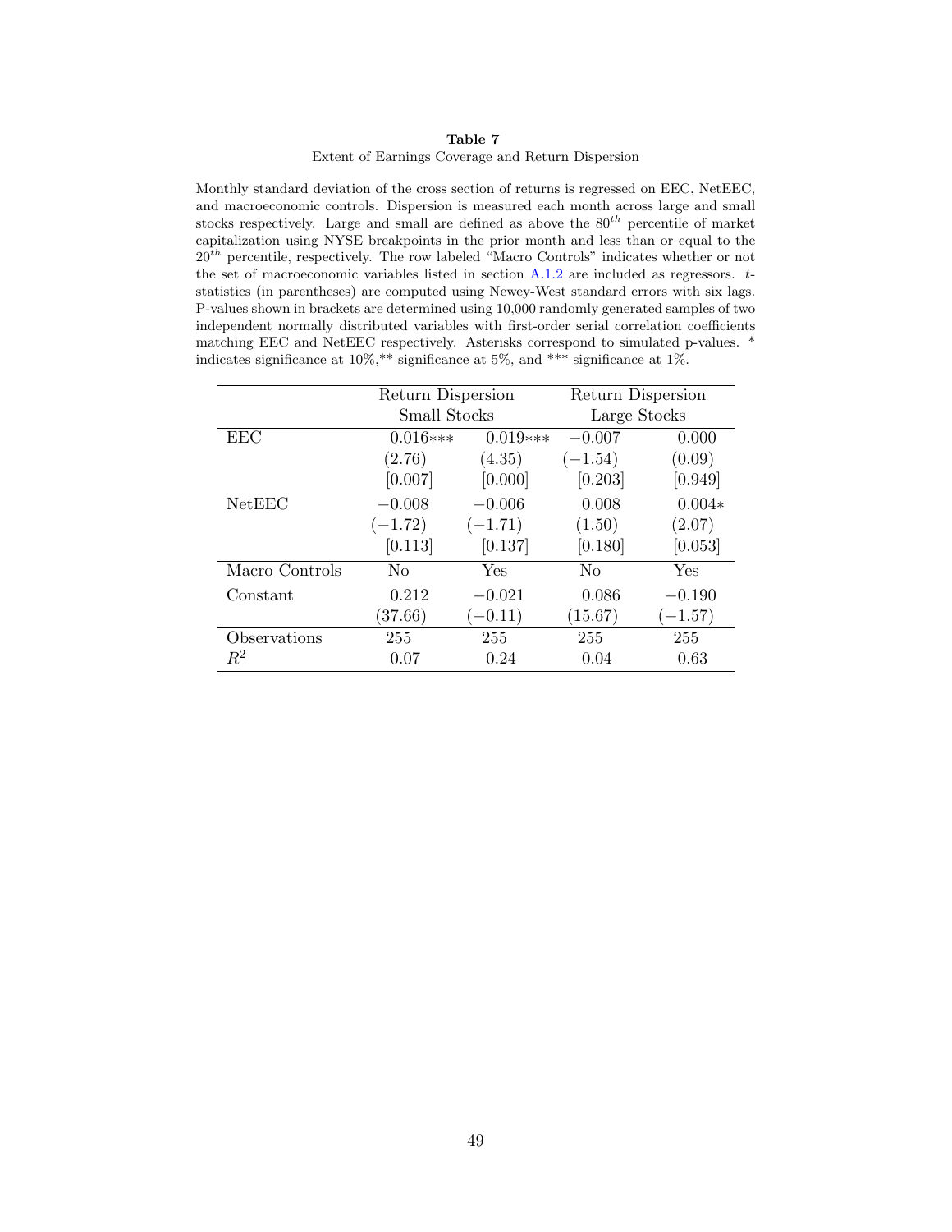**Table 7**

Extent of Earnings Coverage and Return Dispersion

Monthly standard deviation of the cross section of returns is regressed on EEC, NetEEC, and macroeconomic controls. Dispersion is measured each month across large and small stocks respectively. Large and small are defined as above the $80^{th}$ percentile of market capitalization using NYSE breakpoints in the prior month and less than or equal to the $20^{th}$ percentile, respectively. The row labeled "Macro Controls" indicates whether or not the set of macroeconomic variables listed in section A.1.2 are included as regressors. $t$-statistics (in parentheses) are computed using Newey-West standard errors with six lags. P-values shown in brackets are determined using 10,000 randomly generated samples of two independent normally distributed variables with first-order serial correlation coefficients matching EEC and NetEEC respectively. Asterisks correspond to simulated p-values. * indicates significance at 10%,** significance at 5%, and *** significance at 1%.

| | Return Dispersion Small Stocks | | Return Dispersion Large Stocks | |
|---|---|---|---|---|
| EEC | 0.016*** | 0.019*** | −0.007 | 0.000 |
| | (2.76) | (4.35) | (−1.54) | (0.09) |
| | [0.007] | [0.000] | [0.203] | [0.949] |
| NetEEC | −0.008 | −0.006 | 0.008 | 0.004* |
| | (−1.72) | (−1.71) | (1.50) | (2.07) |
| | [0.113] | [0.137] | [0.180] | [0.053] |
| Macro Controls | No | Yes | No | Yes |
| Constant | 0.212 | −0.021 | 0.086 | −0.190 |
| | (37.66) | (−0.11) | (15.67) | (−1.57) |
| Observations | 255 | 255 | 255 | 255 |
| $R^2$ | 0.07 | 0.24 | 0.04 | 0.63 |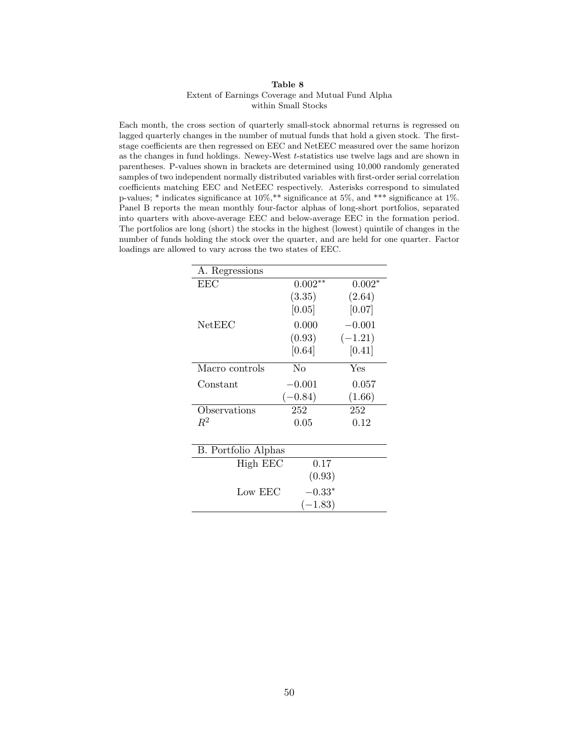**Table 8**

Extent of Earnings Coverage and Mutual Fund Alpha within Small Stocks

Each month, the cross section of quarterly small-stock abnormal returns is regressed on lagged quarterly changes in the number of mutual funds that hold a given stock. The first-stage coefficients are then regressed on EEC and NetEEC measured over the same horizon as the changes in fund holdings. Newey-West $t$-statistics use twelve lags and are shown in parentheses. P-values shown in brackets are determined using 10,000 randomly generated samples of two independent normally distributed variables with first-order serial correlation coefficients matching EEC and NetEEC respectively. Asterisks correspond to simulated p-values; * indicates significance at 10%,** significance at 5%, and *** significance at 1%. Panel B reports the mean monthly four-factor alphas of long-short portfolios, separated into quarters with above-average EEC and below-average EEC in the formation period. The portfolios are long (short) the stocks in the highest (lowest) quintile of changes in the number of funds holding the stock over the quarter, and are held for one quarter. Factor loadings are allowed to vary across the two states of EEC.

| A. Regressions | | |
|---|---|---|
| EEC | $0.002^{**}$ | $0.002^{*}$ |
| | (3.35) | (2.64) |
| | [0.05] | [0.07] |
| NetEEC | 0.000 | $-0.001$ |
| | (0.93) | $(-1.21)$ |
| | [0.64] | [0.41] |
| Macro controls | No | Yes |
| Constant | $-0.001$ | 0.057 |
| | $(-0.84)$ | (1.66) |
| Observations | 252 | 252 |
| $R^2$ | 0.05 | 0.12 |

| B. Portfolio Alphas | |
|---|---|
| High EEC | 0.17 |
| | (0.93) |
| Low EEC | $-0.33^{*}$ |
| | $(-1.83)$ |